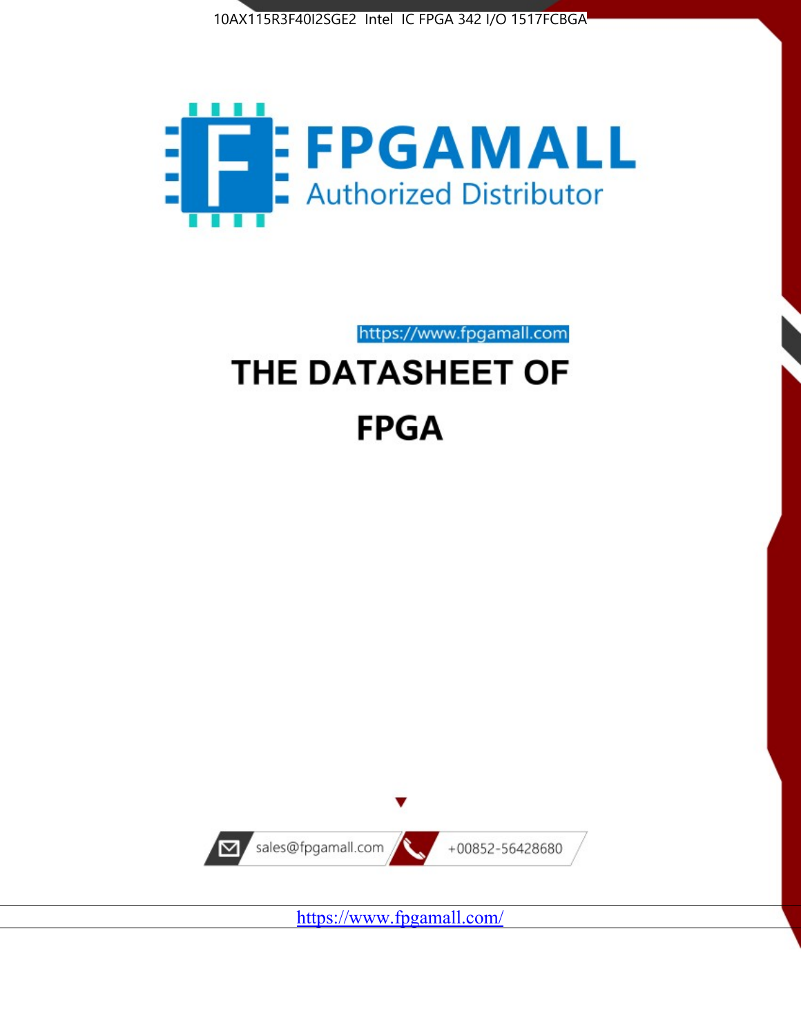10AX115R3F40I2SGE2 Intel IC FPGA 342 I/O 1517FCBGA

FPGAMALL

Authorized Distributor

https://www.fpgamall.com

# THE DATASHEET OF

# FPGA

sales@fpgamall.com

+00852-56428680

https://www.fpgamall.com/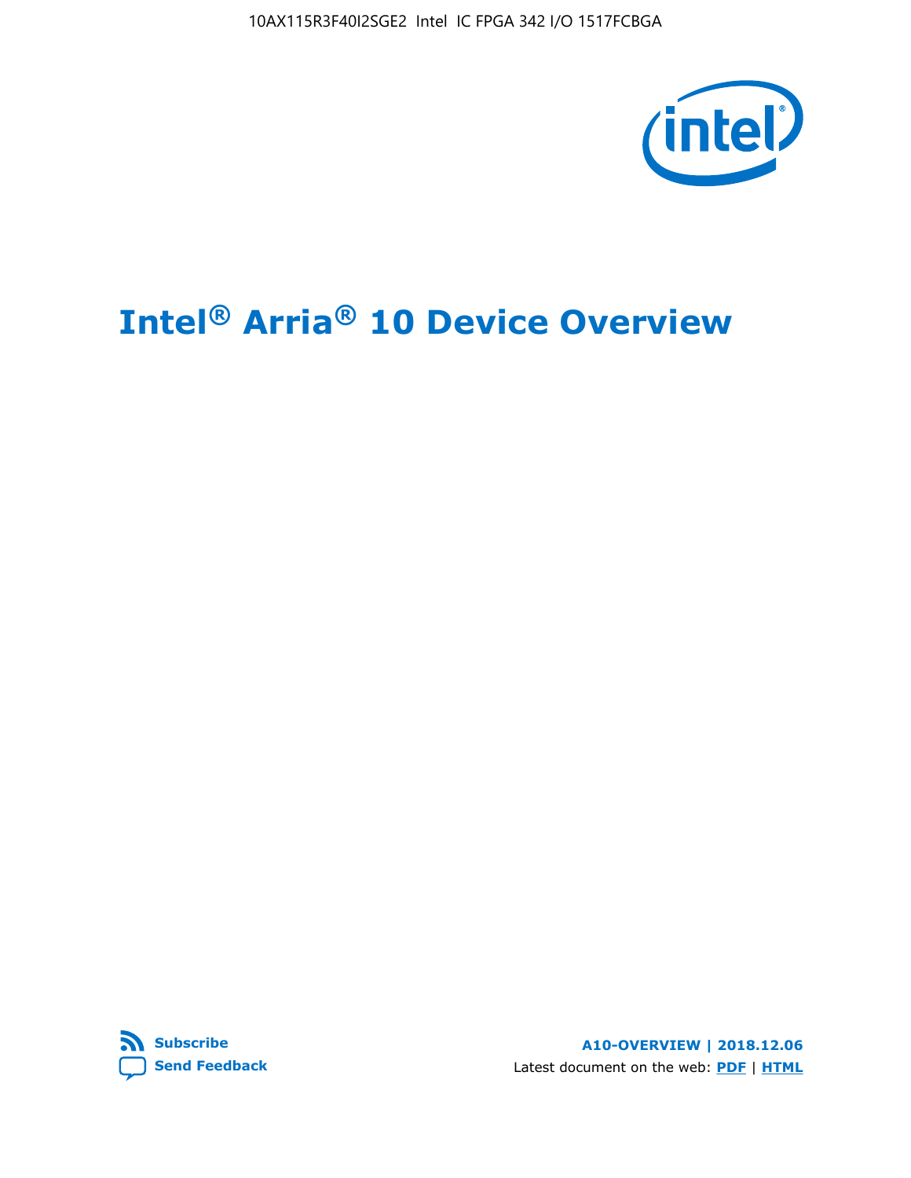# Intel® Arria® 10 Device Overview

**Subscribe**

**Send Feedback**

**A10-OVERVIEW | 2018.12.06**

Latest document on the web: **PDF** | **HTML**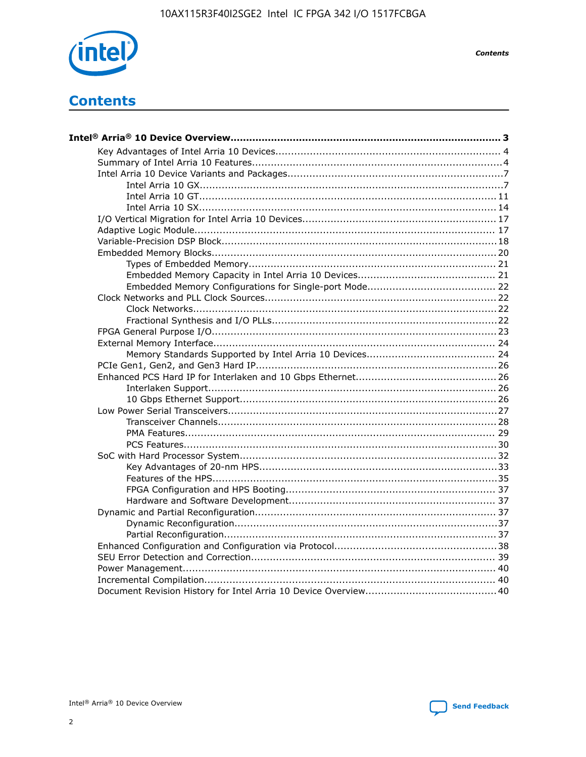# Contents

**Intel® Arria® 10 Device Overview...................................................................................... 3**

- Key Advantages of Intel Arria 10 Devices....................................................................... 4
- Summary of Intel Arria 10 Features................................................................................4
- Intel Arria 10 Device Variants and Packages....................................................................7
  - Intel Arria 10 GX................................................................................................7
  - Intel Arria 10 GT.............................................................................................. 11
  - Intel Arria 10 SX.............................................................................................. 14
- I/O Vertical Migration for Intel Arria 10 Devices............................................................. 17
- Adaptive Logic Module................................................................................................ 17
- Variable-Precision DSP Block.......................................................................................18
- Embedded Memory Blocks..........................................................................................20
  - Types of Embedded Memory.............................................................................. 21
  - Embedded Memory Capacity in Intel Arria 10 Devices........................................... 21
  - Embedded Memory Configurations for Single-port Mode......................................... 22
- Clock Networks and PLL Clock Sources........................................................................22
  - Clock Networks................................................................................................22
  - Fractional Synthesis and I/O PLLs.......................................................................22
- FPGA General Purpose I/O..........................................................................................23
- External Memory Interface......................................................................................... 24
  - Memory Standards Supported by Intel Arria 10 Devices........................................ 24
- PCIe Gen1, Gen2, and Gen3 Hard IP............................................................................26
- Enhanced PCS Hard IP for Interlaken and 10 Gbps Ethernet............................................26
  - Interlaken Support........................................................................................... 26
  - 10 Gbps Ethernet Support................................................................................. 26
- Low Power Serial Transceivers.....................................................................................27
  - Transceiver Channels........................................................................................28
  - PMA Features.................................................................................................. 29
  - PCS Features...................................................................................................30
- SoC with Hard Processor System.................................................................................32
  - Key Advantages of 20-nm HPS...........................................................................33
  - Features of the HPS..........................................................................................35
  - FPGA Configuration and HPS Booting.................................................................. 37
  - Hardware and Software Development................................................................. 37
- Dynamic and Partial Reconfiguration............................................................................37
  - Dynamic Reconfiguration...................................................................................37
  - Partial Reconfiguration......................................................................................37
- Enhanced Configuration and Configuration via Protocol...................................................38
- SEU Error Detection and Correction............................................................................. 39
- Power Management................................................................................................... 40
- Incremental Compilation............................................................................................ 40
- Document Revision History for Intel Arria 10 Device Overview.........................................40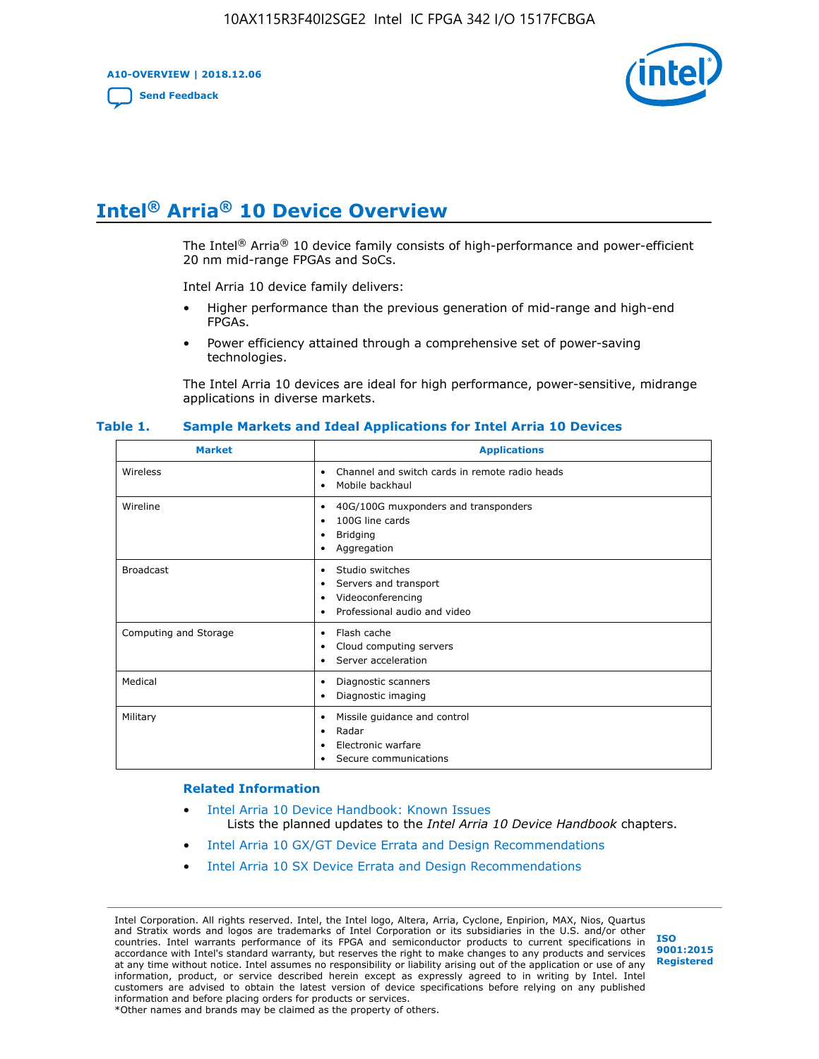# Intel® Arria® 10 Device Overview

The Intel® Arria® 10 device family consists of high-performance and power-efficient 20 nm mid-range FPGAs and SoCs.

Intel Arria 10 device family delivers:

- Higher performance than the previous generation of mid-range and high-end FPGAs.
- Power efficiency attained through a comprehensive set of power-saving technologies.

The Intel Arria 10 devices are ideal for high performance, power-sensitive, midrange applications in diverse markets.

**Table 1. Sample Markets and Ideal Applications for Intel Arria 10 Devices**

| Market | Applications |
|---|---|
| Wireless | • Channel and switch cards in remote radio heads<br>• Mobile backhaul |
| Wireline | • 40G/100G muxponders and transponders<br>• 100G line cards<br>• Bridging<br>• Aggregation |
| Broadcast | • Studio switches<br>• Servers and transport<br>• Videoconferencing<br>• Professional audio and video |
| Computing and Storage | • Flash cache<br>• Cloud computing servers<br>• Server acceleration |
| Medical | • Diagnostic scanners<br>• Diagnostic imaging |
| Military | • Missile guidance and control<br>• Radar<br>• Electronic warfare<br>• Secure communications |

### Related Information

- Intel Arria 10 Device Handbook: Known Issues
  Lists the planned updates to the *Intel Arria 10 Device Handbook* chapters.
- Intel Arria 10 GX/GT Device Errata and Design Recommendations
- Intel Arria 10 SX Device Errata and Design Recommendations

Intel Corporation. All rights reserved. Intel, the Intel logo, Altera, Arria, Cyclone, Enpirion, MAX, Nios, Quartus and Stratix words and logos are trademarks of Intel Corporation or its subsidiaries in the U.S. and/or other countries. Intel warrants performance of its FPGA and semiconductor products to current specifications in accordance with Intel's standard warranty, but reserves the right to make changes to any products and services at any time without notice. Intel assumes no responsibility or liability arising out of the application or use of any information, product, or service described herein except as expressly agreed to in writing by Intel. Intel customers are advised to obtain the latest version of device specifications before relying on any published information and before placing orders for products or services.
*Other names and brands may be claimed as the property of others.

ISO 9001:2015 Registered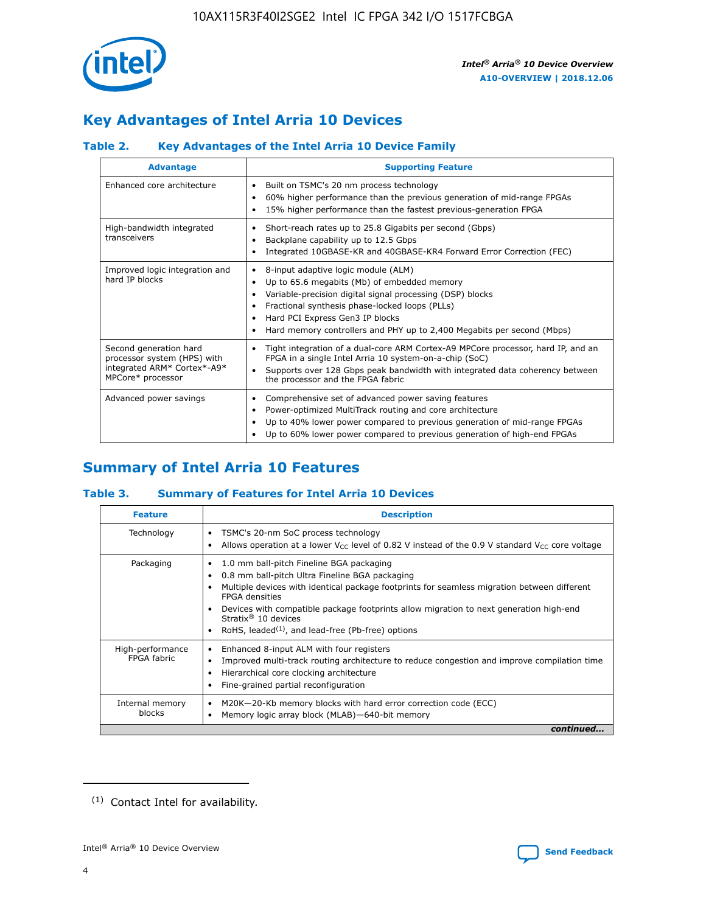## Key Advantages of Intel Arria 10 Devices

### Table 2. Key Advantages of the Intel Arria 10 Device Family

| Advantage | Supporting Feature |
|---|---|
| Enhanced core architecture | • Built on TSMC's 20 nm process technology<br>• 60% higher performance than the previous generation of mid-range FPGAs<br>• 15% higher performance than the fastest previous-generation FPGA |
| High-bandwidth integrated transceivers | • Short-reach rates up to 25.8 Gigabits per second (Gbps)<br>• Backplane capability up to 12.5 Gbps<br>• Integrated 10GBASE-KR and 40GBASE-KR4 Forward Error Correction (FEC) |
| Improved logic integration and hard IP blocks | • 8-input adaptive logic module (ALM)<br>• Up to 65.6 megabits (Mb) of embedded memory<br>• Variable-precision digital signal processing (DSP) blocks<br>• Fractional synthesis phase-locked loops (PLLs)<br>• Hard PCI Express Gen3 IP blocks<br>• Hard memory controllers and PHY up to 2,400 Megabits per second (Mbps) |
| Second generation hard processor system (HPS) with integrated ARM* Cortex*-A9* MPCore* processor | • Tight integration of a dual-core ARM Cortex-A9 MPCore processor, hard IP, and an FPGA in a single Intel Arria 10 system-on-a-chip (SoC)<br>• Supports over 128 Gbps peak bandwidth with integrated data coherency between the processor and the FPGA fabric |
| Advanced power savings | • Comprehensive set of advanced power saving features<br>• Power-optimized MultiTrack routing and core architecture<br>• Up to 40% lower power compared to previous generation of mid-range FPGAs<br>• Up to 60% lower power compared to previous generation of high-end FPGAs |

## Summary of Intel Arria 10 Features

### Table 3. Summary of Features for Intel Arria 10 Devices

| Feature | Description |
|---|---|
| Technology | • TSMC's 20-nm SoC process technology<br>• Allows operation at a lower $V_{CC}$ level of 0.82 V instead of the 0.9 V standard $V_{CC}$ core voltage |
| Packaging | • 1.0 mm ball-pitch Fineline BGA packaging<br>• 0.8 mm ball-pitch Ultra Fineline BGA packaging<br>• Multiple devices with identical package footprints for seamless migration between different FPGA densities<br>• Devices with compatible package footprints allow migration to next generation high-end Stratix® 10 devices<br>• RoHS, leaded[(1)], and lead-free (Pb-free) options |
| High-performance FPGA fabric | • Enhanced 8-input ALM with four registers<br>• Improved multi-track routing architecture to reduce congestion and improve compilation time<br>• Hierarchical core clocking architecture<br>• Fine-grained partial reconfiguration |
| Internal memory blocks | • M20K—20-Kb memory blocks with hard error correction code (ECC)<br>• Memory logic array block (MLAB)—640-bit memory |

*continued...*

(1) Contact Intel for availability.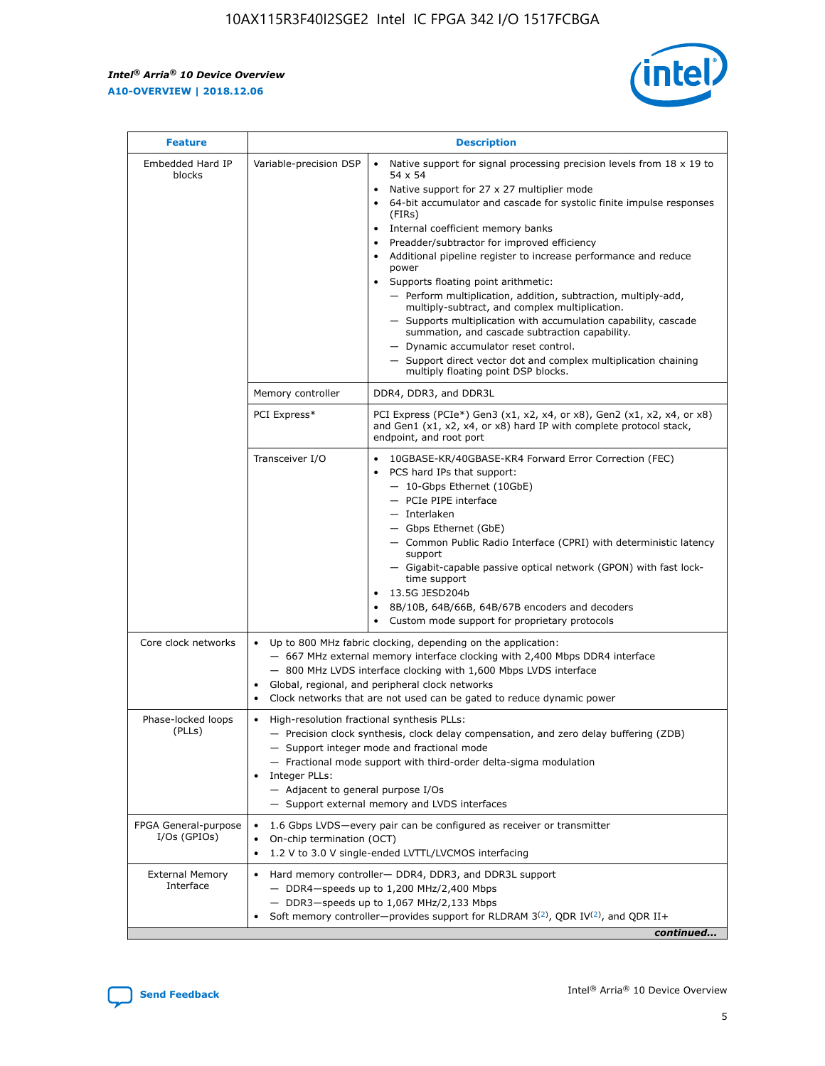| Feature | Description | |
|---|---|---|
| Embedded Hard IP blocks | Variable-precision DSP | • Native support for signal processing precision levels from 18 x 19 to 54 x 54<br>• Native support for 27 x 27 multiplier mode<br>• 64-bit accumulator and cascade for systolic finite impulse responses (FIRs)<br>• Internal coefficient memory banks<br>• Preadder/subtractor for improved efficiency<br>• Additional pipeline register to increase performance and reduce power<br>• Supports floating point arithmetic:<br>— Perform multiplication, addition, subtraction, multiply-add, multiply-subtract, and complex multiplication.<br>— Supports multiplication with accumulation capability, cascade summation, and cascade subtraction capability.<br>— Dynamic accumulator reset control.<br>— Support direct vector dot and complex multiplication chaining multiply floating point DSP blocks. |
| | Memory controller | DDR4, DDR3, and DDR3L |
| | PCI Express* | PCI Express (PCIe*) Gen3 (x1, x2, x4, or x8), Gen2 (x1, x2, x4, or x8) and Gen1 (x1, x2, x4, or x8) hard IP with complete protocol stack, endpoint, and root port |
| | Transceiver I/O | • 10GBASE-KR/40GBASE-KR4 Forward Error Correction (FEC)<br>• PCS hard IPs that support:<br>— 10-Gbps Ethernet (10GbE)<br>— PCIe PIPE interface<br>— Interlaken<br>— Gbps Ethernet (GbE)<br>— Common Public Radio Interface (CPRI) with deterministic latency support<br>— Gigabit-capable passive optical network (GPON) with fast lock-time support<br>• 13.5G JESD204b<br>• 8B/10B, 64B/66B, 64B/67B encoders and decoders<br>• Custom mode support for proprietary protocols |
| Core clock networks | • Up to 800 MHz fabric clocking, depending on the application:<br>— 667 MHz external memory interface clocking with 2,400 Mbps DDR4 interface<br>— 800 MHz LVDS interface clocking with 1,600 Mbps LVDS interface<br>• Global, regional, and peripheral clock networks<br>• Clock networks that are not used can be gated to reduce dynamic power | |
| Phase-locked loops (PLLs) | • High-resolution fractional synthesis PLLs:<br>— Precision clock synthesis, clock delay compensation, and zero delay buffering (ZDB)<br>— Support integer mode and fractional mode<br>— Fractional mode support with third-order delta-sigma modulation<br>• Integer PLLs:<br>— Adjacent to general purpose I/Os<br>— Support external memory and LVDS interfaces | |
| FPGA General-purpose I/Os (GPIOs) | • 1.6 Gbps LVDS—every pair can be configured as receiver or transmitter<br>• On-chip termination (OCT)<br>• 1.2 V to 3.0 V single-ended LVTTL/LVCMOS interfacing | |
| External Memory Interface | • Hard memory controller— DDR4, DDR3, and DDR3L support<br>— DDR4—speeds up to 1,200 MHz/2,400 Mbps<br>— DDR3—speeds up to 1,067 MHz/2,133 Mbps<br>• Soft memory controller—provides support for RLDRAM 3[(2)], QDR IV[(2)], and QDR II+ | |

*continued...*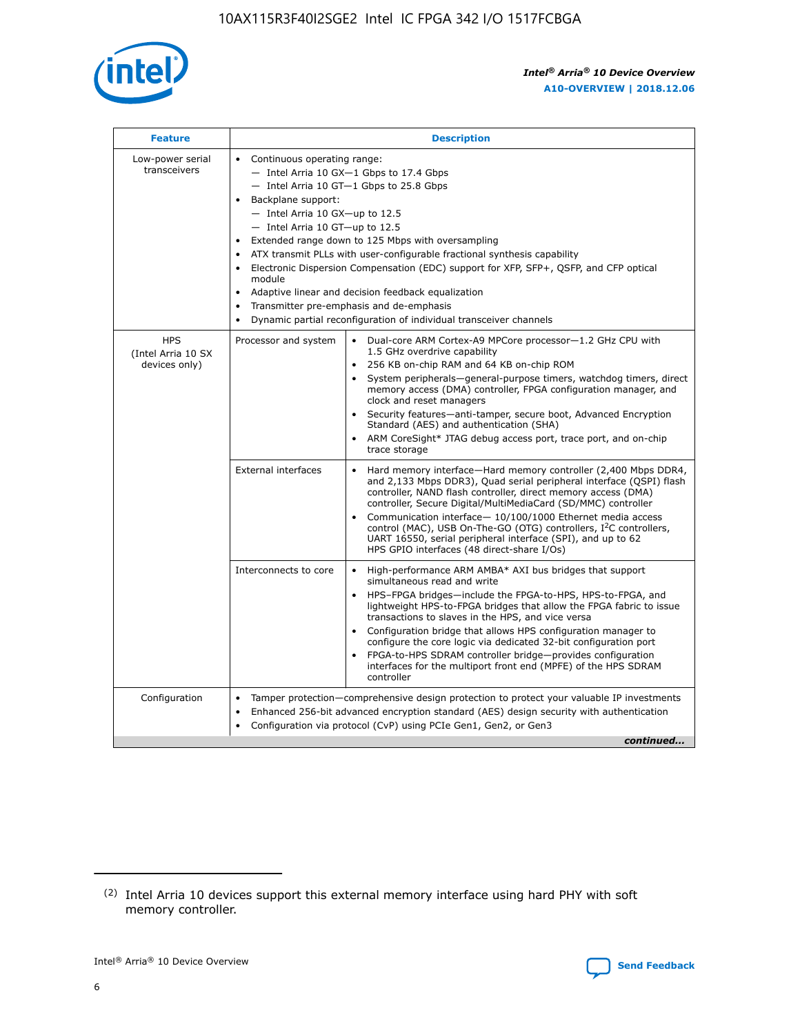| Feature | Description | |
|---|---|---|
| Low-power serial transceivers | • Continuous operating range:<br>— Intel Arria 10 GX—1 Gbps to 17.4 Gbps<br>— Intel Arria 10 GT—1 Gbps to 25.8 Gbps<br>• Backplane support:<br>— Intel Arria 10 GX—up to 12.5<br>— Intel Arria 10 GT—up to 12.5<br>• Extended range down to 125 Mbps with oversampling<br>• ATX transmit PLLs with user-configurable fractional synthesis capability<br>• Electronic Dispersion Compensation (EDC) support for XFP, SFP+, QSFP, and CFP optical module<br>• Adaptive linear and decision feedback equalization<br>• Transmitter pre-emphasis and de-emphasis<br>• Dynamic partial reconfiguration of individual transceiver channels | |
| HPS (Intel Arria 10 SX devices only) | Processor and system | • Dual-core ARM Cortex-A9 MPCore processor—1.2 GHz CPU with 1.5 GHz overdrive capability<br>• 256 KB on-chip RAM and 64 KB on-chip ROM<br>• System peripherals—general-purpose timers, watchdog timers, direct memory access (DMA) controller, FPGA configuration manager, and clock and reset managers<br>• Security features—anti-tamper, secure boot, Advanced Encryption Standard (AES) and authentication (SHA)<br>• ARM CoreSight* JTAG debug access port, trace port, and on-chip trace storage |
| | External interfaces | • Hard memory interface—Hard memory controller (2,400 Mbps DDR4, and 2,133 Mbps DDR3), Quad serial peripheral interface (QSPI) flash controller, NAND flash controller, direct memory access (DMA) controller, Secure Digital/MultiMediaCard (SD/MMC) controller<br>• Communication interface— 10/100/1000 Ethernet media access control (MAC), USB On-The-GO (OTG) controllers, I²C controllers, UART 16550, serial peripheral interface (SPI), and up to 62 HPS GPIO interfaces (48 direct-share I/Os) |
| | Interconnects to core | • High-performance ARM AMBA* AXI bus bridges that support simultaneous read and write<br>• HPS–FPGA bridges—include the FPGA-to-HPS, HPS-to-FPGA, and lightweight HPS-to-FPGA bridges that allow the FPGA fabric to issue transactions to slaves in the HPS, and vice versa<br>• Configuration bridge that allows HPS configuration manager to configure the core logic via dedicated 32-bit configuration port<br>• FPGA-to-HPS SDRAM controller bridge—provides configuration interfaces for the multiport front end (MPFE) of the HPS SDRAM controller |
| Configuration | • Tamper protection—comprehensive design protection to protect your valuable IP investments<br>• Enhanced 256-bit advanced encryption standard (AES) design security with authentication<br>• Configuration via protocol (CvP) using PCIe Gen1, Gen2, or Gen3 | |

*continued...*

(2) Intel Arria 10 devices support this external memory interface using hard PHY with soft memory controller.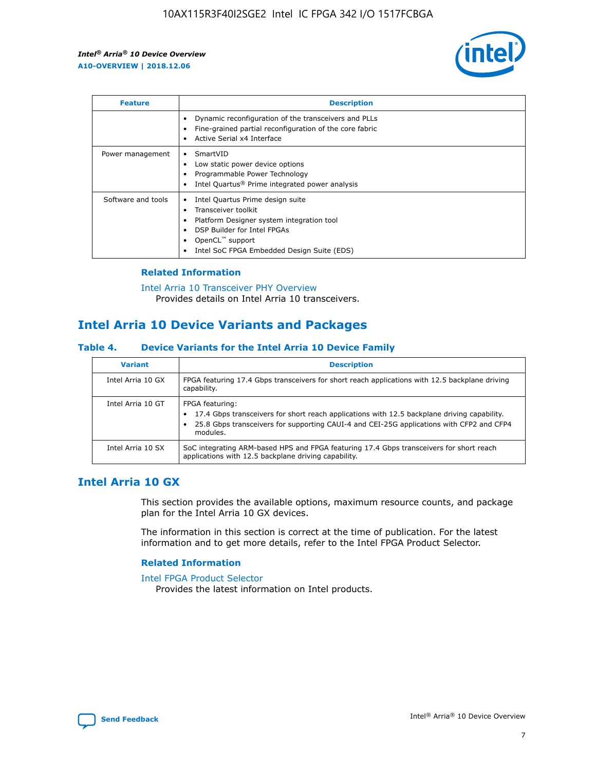| Feature | Description |
| --- | --- |
| | • Dynamic reconfiguration of the transceivers and PLLs<br>• Fine-grained partial reconfiguration of the core fabric<br>• Active Serial x4 Interface |
| Power management | • SmartVID<br>• Low static power device options<br>• Programmable Power Technology<br>• Intel Quartus® Prime integrated power analysis |
| Software and tools | • Intel Quartus Prime design suite<br>• Transceiver toolkit<br>• Platform Designer system integration tool<br>• DSP Builder for Intel FPGAs<br>• OpenCL™ support<br>• Intel SoC FPGA Embedded Design Suite (EDS) |

### Related Information

Intel Arria 10 Transceiver PHY Overview
Provides details on Intel Arria 10 transceivers.

## Intel Arria 10 Device Variants and Packages

### Table 4. Device Variants for the Intel Arria 10 Device Family

| Variant | Description |
| --- | --- |
| Intel Arria 10 GX | FPGA featuring 17.4 Gbps transceivers for short reach applications with 12.5 backplane driving capability. |
| Intel Arria 10 GT | FPGA featuring:<br>• 17.4 Gbps transceivers for short reach applications with 12.5 backplane driving capability.<br>• 25.8 Gbps transceivers for supporting CAUI-4 and CEI-25G applications with CFP2 and CFP4 modules. |
| Intel Arria 10 SX | SoC integrating ARM-based HPS and FPGA featuring 17.4 Gbps transceivers for short reach applications with 12.5 backplane driving capability. |

## Intel Arria 10 GX

This section provides the available options, maximum resource counts, and package plan for the Intel Arria 10 GX devices.

The information in this section is correct at the time of publication. For the latest information and to get more details, refer to the Intel FPGA Product Selector.

### Related Information

Intel FPGA Product Selector
Provides the latest information on Intel products.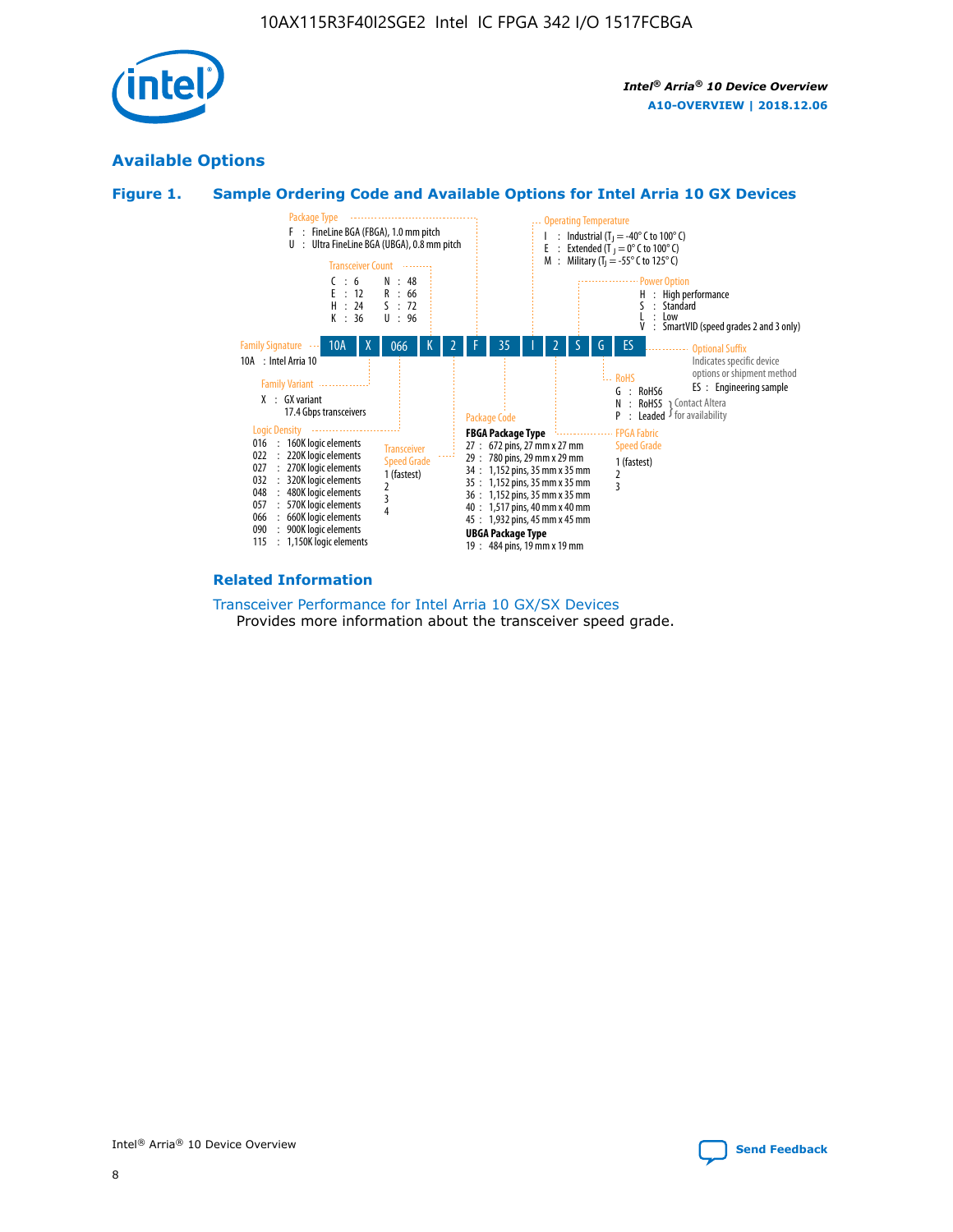## Available Options

### Figure 1. Sample Ordering Code and Available Options for Intel Arria 10 GX Devices

Sample ordering code: 10A X 066 K 2 F 35 I 2 S G ES

**Family Signature**
- 10A : Intel Arria 10

**Family Variant**
- X : GX variant 17.4 Gbps transceivers

**Logic Density**
- 016 : 160K logic elements
- 022 : 220K logic elements
- 027 : 270K logic elements
- 032 : 320K logic elements
- 048 : 480K logic elements
- 057 : 570K logic elements
- 066 : 660K logic elements
- 090 : 900K logic elements
- 115 : 1,150K logic elements

**Transceiver Count**
- C : 6
- E : 12
- H : 24
- K : 36
- N : 48
- R : 66
- S : 72
- U : 96

**Transceiver Speed Grade**
- 1 (fastest)
- 2
- 3
- 4

**Package Type**
- F : FineLine BGA (FBGA), 1.0 mm pitch
- U : Ultra FineLine BGA (UBGA), 0.8 mm pitch

**Package Code**

FBGA Package Type
- 27 : 672 pins, 27 mm x 27 mm
- 29 : 780 pins, 29 mm x 29 mm
- 34 : 1,152 pins, 35 mm x 35 mm
- 35 : 1,152 pins, 35 mm x 35 mm
- 36 : 1,152 pins, 35 mm x 35 mm
- 40 : 1,517 pins, 40 mm x 40 mm
- 45 : 1,932 pins, 45 mm x 45 mm

UBGA Package Type
- 19 : 484 pins, 19 mm x 19 mm

**Operating Temperature**
- I : Industrial ($T_J$ = -40° C to 100° C)
- E : Extended ($T_J$ = 0° C to 100° C)
- M : Military ($T_J$ = -55° C to 125° C)

**FPGA Fabric Speed Grade**
- 1 (fastest)
- 2
- 3

**Power Option**
- H : High performance
- S : Standard
- L : Low
- V : SmartVID (speed grades 2 and 3 only)

**RoHS**
- G : RoHS6
- N : RoHS5 (Contact Altera for availability)
- P : Leaded (Contact Altera for availability)

**Optional Suffix**

Indicates specific device options or shipment method
- ES : Engineering sample

### Related Information

Transceiver Performance for Intel Arria 10 GX/SX Devices

Provides more information about the transceiver speed grade.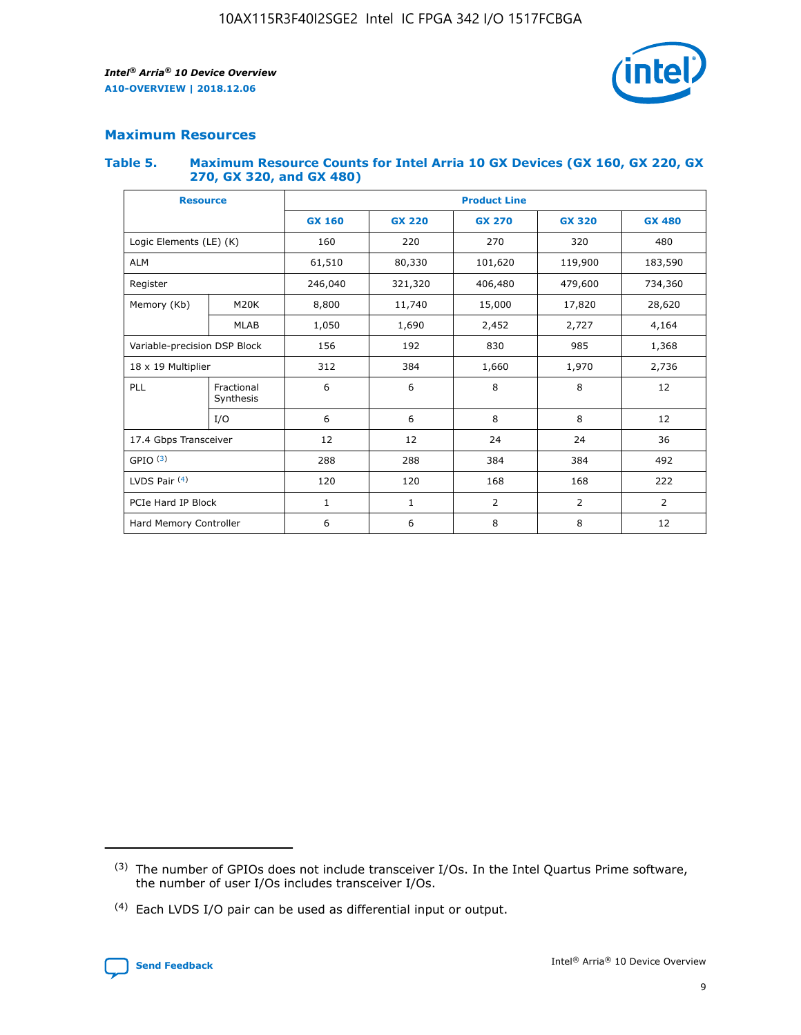## Maximum Resources

### Table 5. Maximum Resource Counts for Intel Arria 10 GX Devices (GX 160, GX 220, GX 270, GX 320, and GX 480)

| Resource | | Product Line | | | | |
|---|---|---|---|---|---|---|
| | | GX 160 | GX 220 | GX 270 | GX 320 | GX 480 |
| Logic Elements (LE) (K) | | 160 | 220 | 270 | 320 | 480 |
| ALM | | 61,510 | 80,330 | 101,620 | 119,900 | 183,590 |
| Register | | 246,040 | 321,320 | 406,480 | 479,600 | 734,360 |
| Memory (Kb) | M20K | 8,800 | 11,740 | 15,000 | 17,820 | 28,620 |
| | MLAB | 1,050 | 1,690 | 2,452 | 2,727 | 4,164 |
| Variable-precision DSP Block | | 156 | 192 | 830 | 985 | 1,368 |
| 18 x 19 Multiplier | | 312 | 384 | 1,660 | 1,970 | 2,736 |
| PLL | Fractional Synthesis | 6 | 6 | 8 | 8 | 12 |
| | I/O | 6 | 6 | 8 | 8 | 12 |
| 17.4 Gbps Transceiver | | 12 | 12 | 24 | 24 | 36 |
| GPIO [3] | | 288 | 288 | 384 | 384 | 492 |
| LVDS Pair [4] | | 120 | 120 | 168 | 168 | 222 |
| PCIe Hard IP Block | | 1 | 1 | 2 | 2 | 2 |
| Hard Memory Controller | | 6 | 6 | 8 | 8 | 12 |

(3) The number of GPIOs does not include transceiver I/Os. In the Intel Quartus Prime software, the number of user I/Os includes transceiver I/Os.

(4) Each LVDS I/O pair can be used as differential input or output.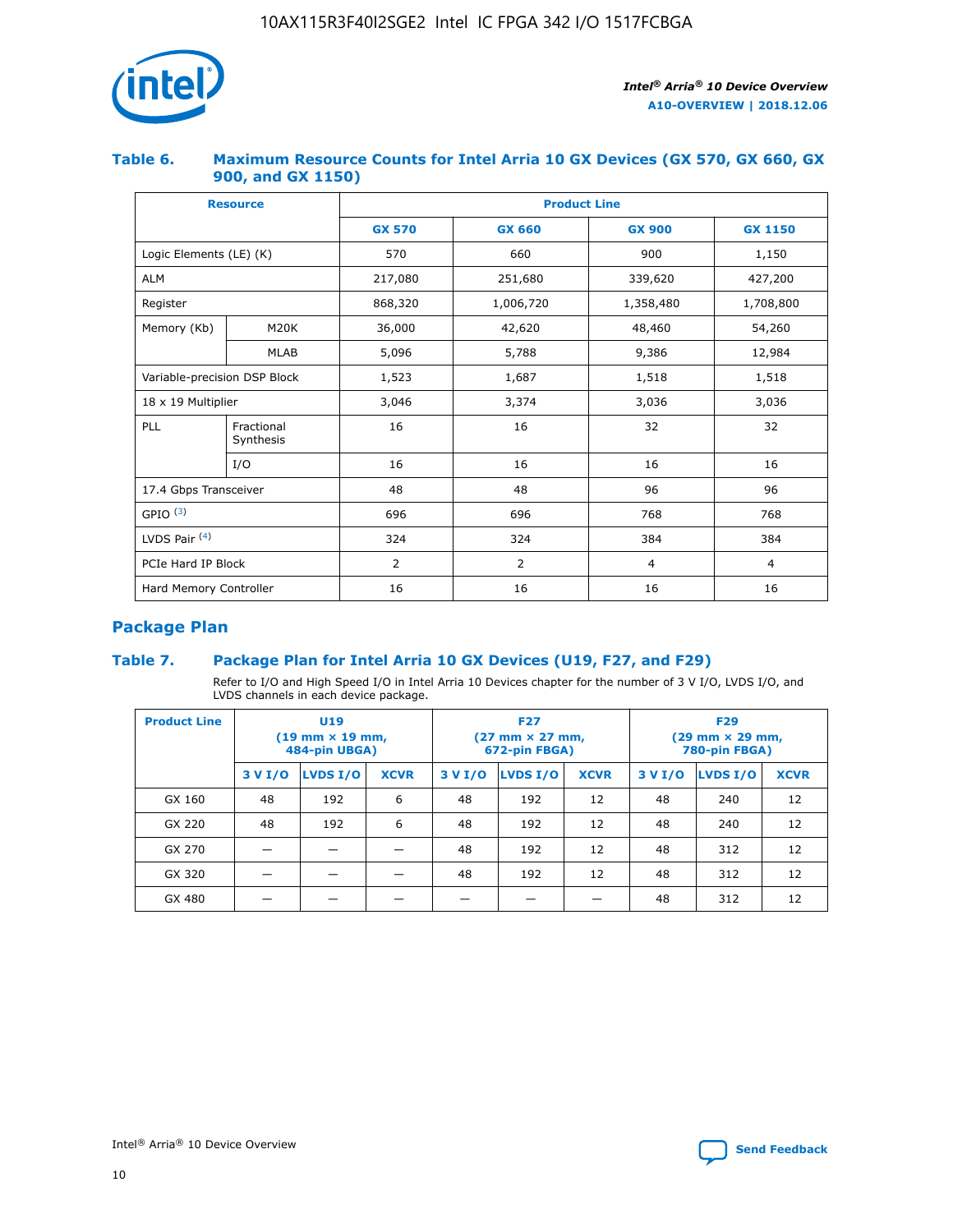## Table 6. Maximum Resource Counts for Intel Arria 10 GX Devices (GX 570, GX 660, GX 900, and GX 1150)

| Resource | | Product Line | | | |
|---|---|---|---|---|---|
| | | GX 570 | GX 660 | GX 900 | GX 1150 |
| Logic Elements (LE) (K) | | 570 | 660 | 900 | 1,150 |
| ALM | | 217,080 | 251,680 | 339,620 | 427,200 |
| Register | | 868,320 | 1,006,720 | 1,358,480 | 1,708,800 |
| Memory (Kb) | M20K | 36,000 | 42,620 | 48,460 | 54,260 |
| | MLAB | 5,096 | 5,788 | 9,386 | 12,984 |
| Variable-precision DSP Block | | 1,523 | 1,687 | 1,518 | 1,518 |
| 18 x 19 Multiplier | | 3,046 | 3,374 | 3,036 | 3,036 |
| PLL | Fractional Synthesis | 16 | 16 | 32 | 32 |
| | I/O | 16 | 16 | 16 | 16 |
| 17.4 Gbps Transceiver | | 48 | 48 | 96 | 96 |
| GPIO [(3)] | | 696 | 696 | 768 | 768 |
| LVDS Pair [(4)] | | 324 | 324 | 384 | 384 |
| PCIe Hard IP Block | | 2 | 2 | 4 | 4 |
| Hard Memory Controller | | 16 | 16 | 16 | 16 |

## Package Plan

## Table 7. Package Plan for Intel Arria 10 GX Devices (U19, F27, and F29)

Refer to I/O and High Speed I/O in Intel Arria 10 Devices chapter for the number of 3 V I/O, LVDS I/O, and LVDS channels in each device package.

| Product Line | U19 (19 mm × 19 mm, 484-pin UBGA) | | | F27 (27 mm × 27 mm, 672-pin FBGA) | | | F29 (29 mm × 29 mm, 780-pin FBGA) | | |
|---|---|---|---|---|---|---|---|---|---|
| | 3 V I/O | LVDS I/O | XCVR | 3 V I/O | LVDS I/O | XCVR | 3 V I/O | LVDS I/O | XCVR |
| GX 160 | 48 | 192 | 6 | 48 | 192 | 12 | 48 | 240 | 12 |
| GX 220 | 48 | 192 | 6 | 48 | 192 | 12 | 48 | 240 | 12 |
| GX 270 | — | — | — | 48 | 192 | 12 | 48 | 312 | 12 |
| GX 320 | — | — | — | 48 | 192 | 12 | 48 | 312 | 12 |
| GX 480 | — | — | — | — | — | — | 48 | 312 | 12 |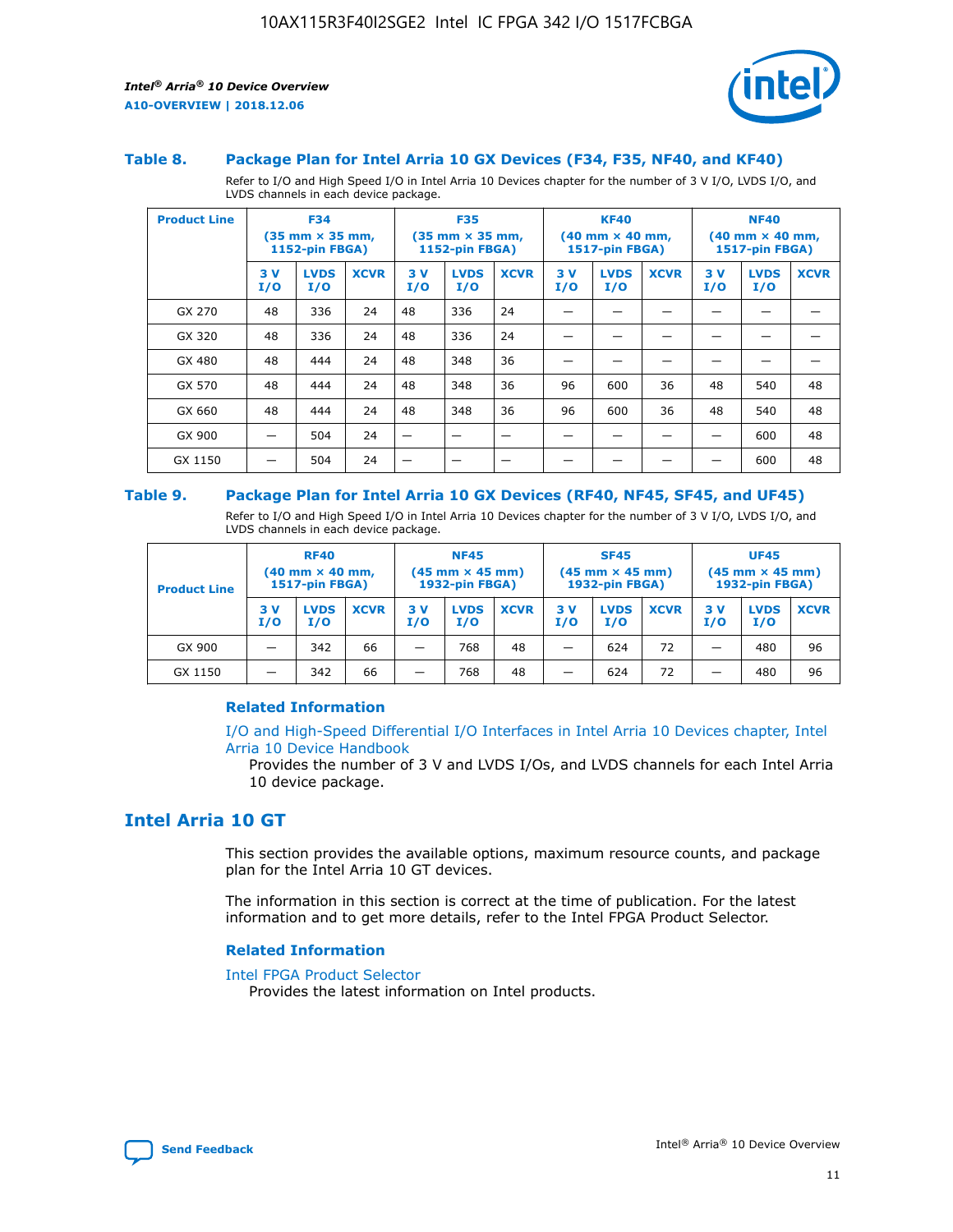### Table 8. Package Plan for Intel Arria 10 GX Devices (F34, F35, NF40, and KF40)

Refer to I/O and High Speed I/O in Intel Arria 10 Devices chapter for the number of 3 V I/O, LVDS I/O, and LVDS channels in each device package.

| Product Line | F34 (35 mm × 35 mm, 1152-pin FBGA) | | | F35 (35 mm × 35 mm, 1152-pin FBGA) | | | KF40 (40 mm × 40 mm, 1517-pin FBGA) | | | NF40 (40 mm × 40 mm, 1517-pin FBGA) | | |
|---|---|---|---|---|---|---|---|---|---|---|---|---|
| | 3 V I/O | LVDS I/O | XCVR | 3 V I/O | LVDS I/O | XCVR | 3 V I/O | LVDS I/O | XCVR | 3 V I/O | LVDS I/O | XCVR |
| GX 270 | 48 | 336 | 24 | 48 | 336 | 24 | — | — | — | — | — | — |
| GX 320 | 48 | 336 | 24 | 48 | 336 | 24 | — | — | — | — | — | — |
| GX 480 | 48 | 444 | 24 | 48 | 348 | 36 | — | — | — | — | — | — |
| GX 570 | 48 | 444 | 24 | 48 | 348 | 36 | 96 | 600 | 36 | 48 | 540 | 48 |
| GX 660 | 48 | 444 | 24 | 48 | 348 | 36 | 96 | 600 | 36 | 48 | 540 | 48 |
| GX 900 | — | 504 | 24 | — | — | — | — | — | — | — | 600 | 48 |
| GX 1150 | — | 504 | 24 | — | — | — | — | — | — | — | 600 | 48 |

### Table 9. Package Plan for Intel Arria 10 GX Devices (RF40, NF45, SF45, and UF45)

Refer to I/O and High Speed I/O in Intel Arria 10 Devices chapter for the number of 3 V I/O, LVDS I/O, and LVDS channels in each device package.

| Product Line | RF40 (40 mm × 40 mm, 1517-pin FBGA) | | | NF45 (45 mm × 45 mm) 1932-pin FBGA) | | | SF45 (45 mm × 45 mm) 1932-pin FBGA) | | | UF45 (45 mm × 45 mm) 1932-pin FBGA) | | |
|---|---|---|---|---|---|---|---|---|---|---|---|---|
| | 3 V I/O | LVDS I/O | XCVR | 3 V I/O | LVDS I/O | XCVR | 3 V I/O | LVDS I/O | XCVR | 3 V I/O | LVDS I/O | XCVR |
| GX 900 | — | 342 | 66 | — | 768 | 48 | — | 624 | 72 | — | 480 | 96 |
| GX 1150 | — | 342 | 66 | — | 768 | 48 | — | 624 | 72 | — | 480 | 96 |

#### Related Information

I/O and High-Speed Differential I/O Interfaces in Intel Arria 10 Devices chapter, Intel Arria 10 Device Handbook

Provides the number of 3 V and LVDS I/Os, and LVDS channels for each Intel Arria 10 device package.

## Intel Arria 10 GT

This section provides the available options, maximum resource counts, and package plan for the Intel Arria 10 GT devices.

The information in this section is correct at the time of publication. For the latest information and to get more details, refer to the Intel FPGA Product Selector.

#### Related Information

Intel FPGA Product Selector

Provides the latest information on Intel products.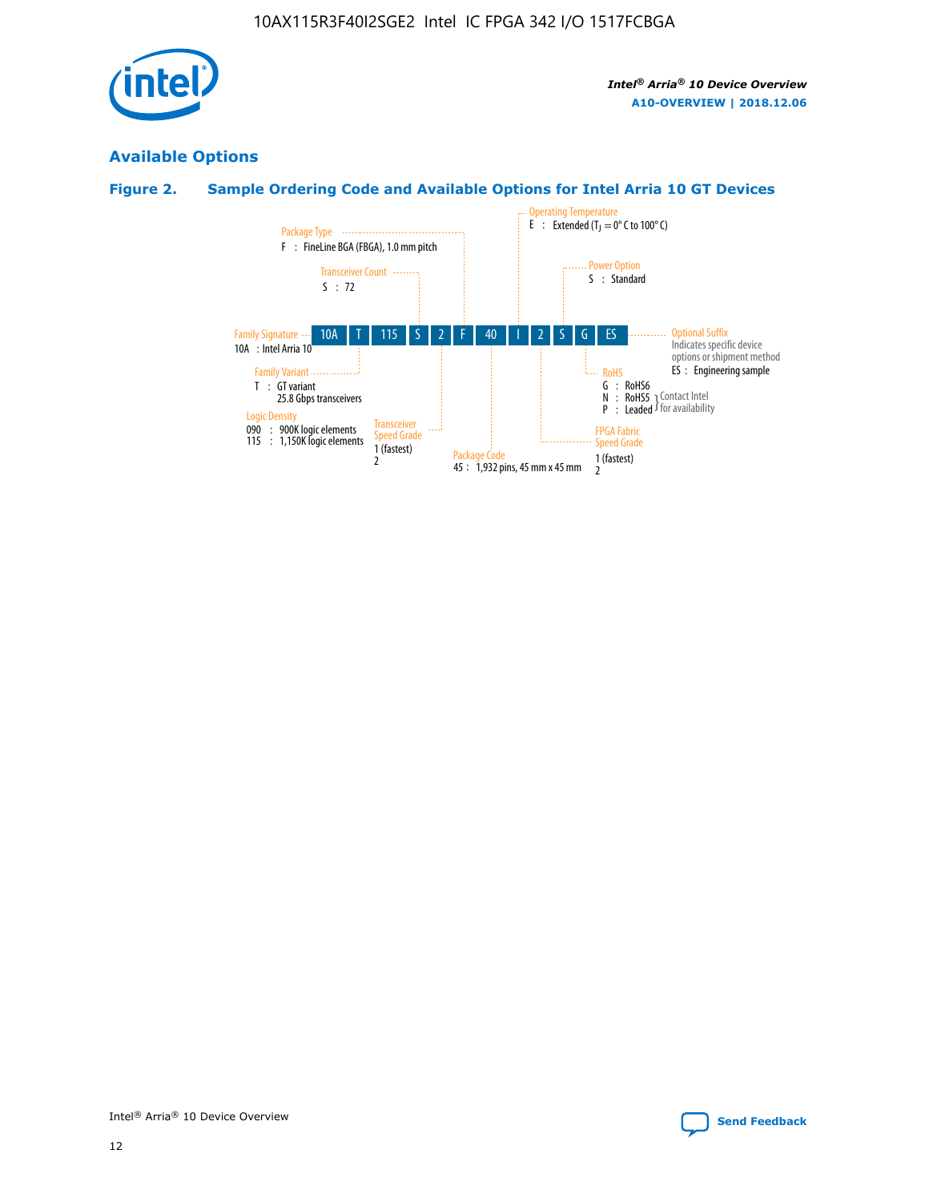## Available Options

### Figure 2. Sample Ordering Code and Available Options for Intel Arria 10 GT Devices

10A T 115 S 2 F 40 I 2 S G ES

- **Family Signature**
  - 10A : Intel Arria 10
- **Family Variant**
  - T : GT variant
    25.8 Gbps transceivers
- **Logic Density**
  - 090 : 900K logic elements
  - 115 : 1,150K logic elements
- **Transceiver Count**
  - S : 72
- **Transceiver Speed Grade**
  - 1 (fastest)
  - 2
- **Package Type**
  - F : FineLine BGA (FBGA), 1.0 mm pitch
- **Package Code**
  - 45 : 1,932 pins, 45 mm x 45 mm
- **Operating Temperature**
  - E : Extended ($T_J$ = 0° C to 100° C)
- **FPGA Fabric Speed Grade**
  - 1 (fastest)
  - 2
- **Power Option**
  - S : Standard
- **RoHS**
  - G : RoHS6
  - N : RoHS5 (Contact Intel for availability)
  - P : Leaded (Contact Intel for availability)
- **Optional Suffix**
  - Indicates specific device options or shipment method
  - ES : Engineering sample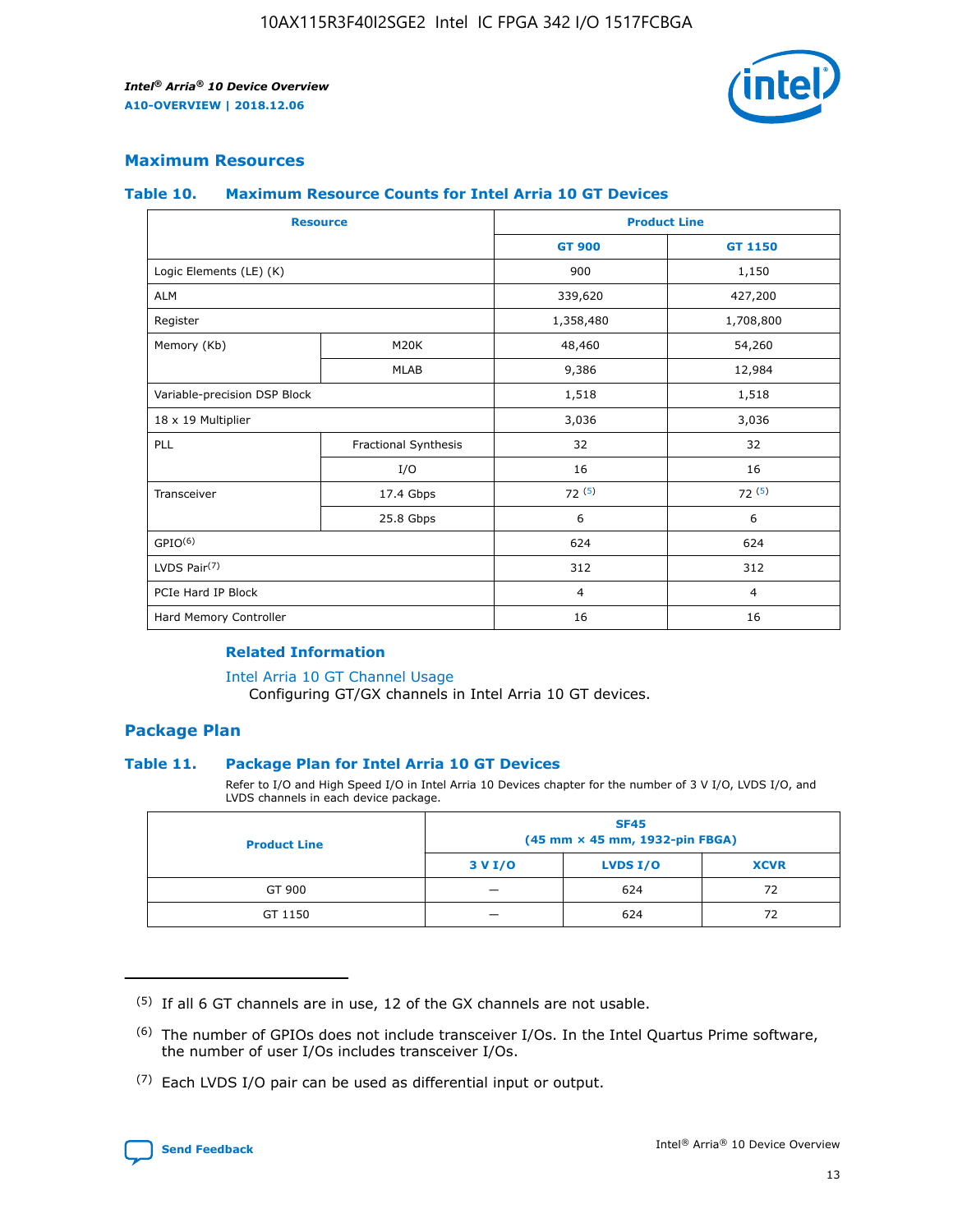## Maximum Resources

### Table 10. Maximum Resource Counts for Intel Arria 10 GT Devices

| Resource | | Product Line | |
|---|---|---|---|
| | | GT 900 | GT 1150 |
| Logic Elements (LE) (K) | | 900 | 1,150 |
| ALM | | 339,620 | 427,200 |
| Register | | 1,358,480 | 1,708,800 |
| Memory (Kb) | M20K | 48,460 | 54,260 |
| | MLAB | 9,386 | 12,984 |
| Variable-precision DSP Block | | 1,518 | 1,518 |
| 18 x 19 Multiplier | | 3,036 | 3,036 |
| PLL | Fractional Synthesis | 32 | 32 |
| | I/O | 16 | 16 |
| Transceiver | 17.4 Gbps | 72 (5) | 72 (5) |
| | 25.8 Gbps | 6 | 6 |
| GPIO(6) | | 624 | 624 |
| LVDS Pair(7) | | 312 | 312 |
| PCIe Hard IP Block | | 4 | 4 |
| Hard Memory Controller | | 16 | 16 |

#### Related Information

Intel Arria 10 GT Channel Usage
Configuring GT/GX channels in Intel Arria 10 GT devices.

## Package Plan

### Table 11. Package Plan for Intel Arria 10 GT Devices

Refer to I/O and High Speed I/O in Intel Arria 10 Devices chapter for the number of 3 V I/O, LVDS I/O, and LVDS channels in each device package.

| Product Line | SF45 (45 mm × 45 mm, 1932-pin FBGA) | | |
|---|---|---|---|
| | 3 V I/O | LVDS I/O | XCVR |
| GT 900 | — | 624 | 72 |
| GT 1150 | — | 624 | 72 |

(5) If all 6 GT channels are in use, 12 of the GX channels are not usable.

(6) The number of GPIOs does not include transceiver I/Os. In the Intel Quartus Prime software, the number of user I/Os includes transceiver I/Os.

(7) Each LVDS I/O pair can be used as differential input or output.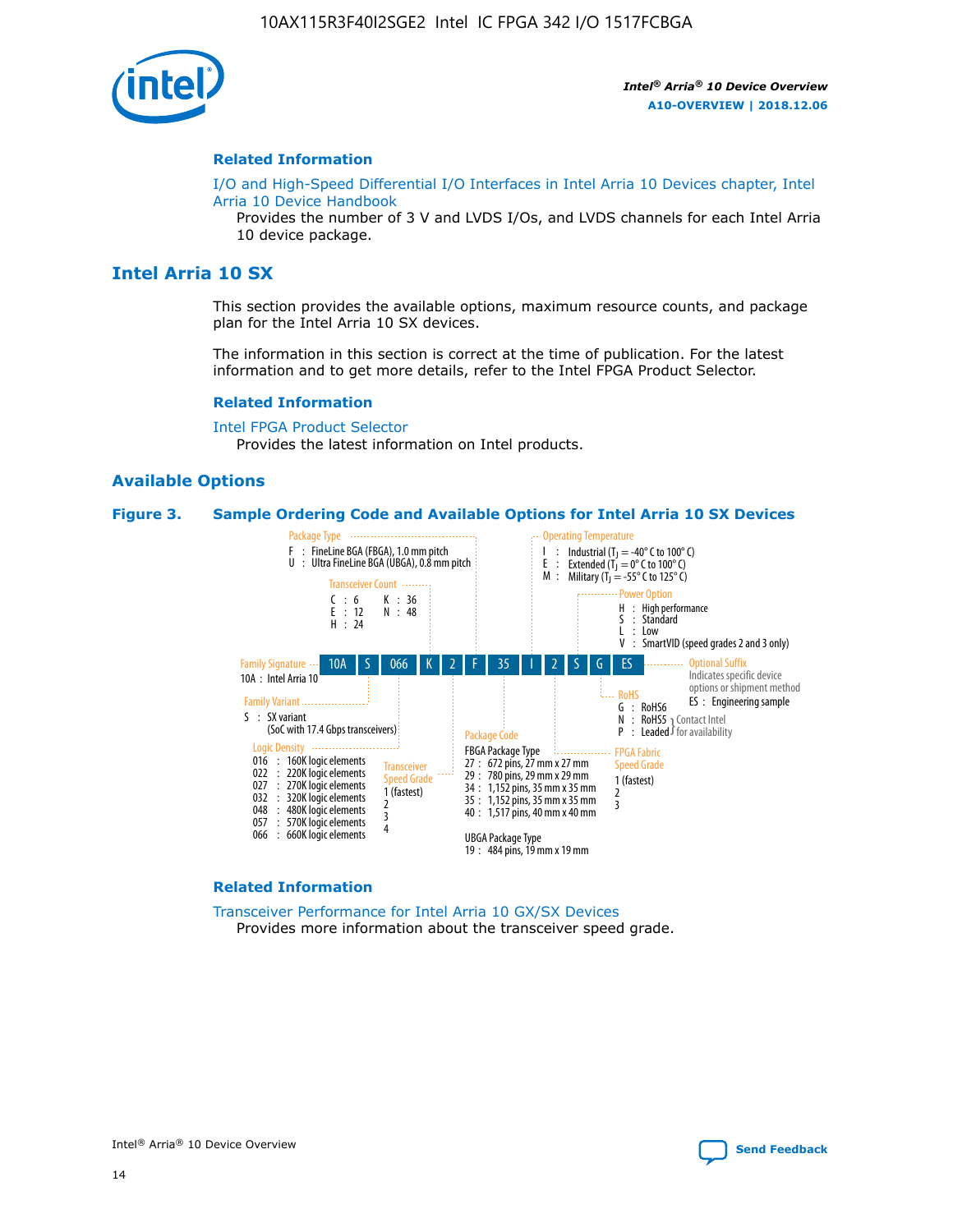### Related Information

I/O and High-Speed Differential I/O Interfaces in Intel Arria 10 Devices chapter, Intel Arria 10 Device Handbook

Provides the number of 3 V and LVDS I/Os, and LVDS channels for each Intel Arria 10 device package.

## Intel Arria 10 SX

This section provides the available options, maximum resource counts, and package plan for the Intel Arria 10 SX devices.

The information in this section is correct at the time of publication. For the latest information and to get more details, refer to the Intel FPGA Product Selector.

### Related Information

Intel FPGA Product Selector

Provides the latest information on Intel products.

### Available Options

**Figure 3. Sample Ordering Code and Available Options for Intel Arria 10 SX Devices**

Sample ordering code: 10A S 066 K 2 F 35 I 2 S G ES

- **Family Signature**
  - 10A : Intel Arria 10
- **Family Variant**
  - S : SX variant (SoC with 17.4 Gbps transceivers)
- **Logic Density**
  - 016 : 160K logic elements
  - 022 : 220K logic elements
  - 027 : 270K logic elements
  - 032 : 320K logic elements
  - 048 : 480K logic elements
  - 057 : 570K logic elements
  - 066 : 660K logic elements
- **Transceiver Count**
  - C : 6
  - E : 12
  - H : 24
  - K : 36
  - N : 48
- **Transceiver Speed Grade**
  - 1 (fastest)
  - 2
  - 3
  - 4
- **Package Type**
  - F : FineLine BGA (FBGA), 1.0 mm pitch
  - U : Ultra FineLine BGA (UBGA), 0.8 mm pitch
- **Package Code**
  - FBGA Package Type
    - 27 : 672 pins, 27 mm x 27 mm
    - 29 : 780 pins, 29 mm x 29 mm
    - 34 : 1,152 pins, 35 mm x 35 mm
    - 35 : 1,152 pins, 35 mm x 35 mm
    - 40 : 1,517 pins, 40 mm x 40 mm
  - UBGA Package Type
    - 19 : 484 pins, 19 mm x 19 mm
- **Operating Temperature**
  - I : Industrial ($T_J$ = -40° C to 100° C)
  - E : Extended ($T_J$ = 0° C to 100° C)
  - M : Military ($T_J$ = -55° C to 125° C)
- **FPGA Fabric Speed Grade**
  - 1 (fastest)
  - 2
  - 3
- **Power Option**
  - H : High performance
  - S : Standard
  - L : Low
  - V : SmartVID (speed grades 2 and 3 only)
- **RoHS**
  - G : RoHS6
  - N : RoHS5 (Contact Intel for availability)
  - P : Leaded (Contact Intel for availability)
- **Optional Suffix**
  - Indicates specific device options or shipment method
  - ES : Engineering sample

### Related Information

Transceiver Performance for Intel Arria 10 GX/SX Devices

Provides more information about the transceiver speed grade.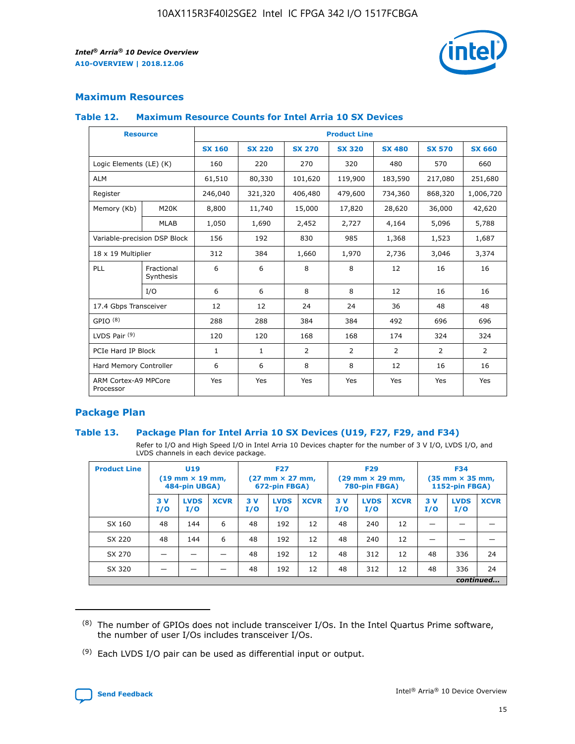## Maximum Resources

### Table 12. Maximum Resource Counts for Intel Arria 10 SX Devices

| Resource | | Product Line | | | | | | |
|---|---|---|---|---|---|---|---|---|
| | | SX 160 | SX 220 | SX 270 | SX 320 | SX 480 | SX 570 | SX 660 |
| Logic Elements (LE) (K) | | 160 | 220 | 270 | 320 | 480 | 570 | 660 |
| ALM | | 61,510 | 80,330 | 101,620 | 119,900 | 183,590 | 217,080 | 251,680 |
| Register | | 246,040 | 321,320 | 406,480 | 479,600 | 734,360 | 868,320 | 1,006,720 |
| Memory (Kb) | M20K | 8,800 | 11,740 | 15,000 | 17,820 | 28,620 | 36,000 | 42,620 |
| | MLAB | 1,050 | 1,690 | 2,452 | 2,727 | 4,164 | 5,096 | 5,788 |
| Variable-precision DSP Block | | 156 | 192 | 830 | 985 | 1,368 | 1,523 | 1,687 |
| 18 x 19 Multiplier | | 312 | 384 | 1,660 | 1,970 | 2,736 | 3,046 | 3,374 |
| PLL | Fractional Synthesis | 6 | 6 | 8 | 8 | 12 | 16 | 16 |
| | I/O | 6 | 6 | 8 | 8 | 12 | 16 | 16 |
| 17.4 Gbps Transceiver | | 12 | 12 | 24 | 24 | 36 | 48 | 48 |
| GPIO [8] | | 288 | 288 | 384 | 384 | 492 | 696 | 696 |
| LVDS Pair [9] | | 120 | 120 | 168 | 168 | 174 | 324 | 324 |
| PCIe Hard IP Block | | 1 | 1 | 2 | 2 | 2 | 2 | 2 |
| Hard Memory Controller | | 6 | 6 | 8 | 8 | 12 | 16 | 16 |
| ARM Cortex-A9 MPCore Processor | | Yes | Yes | Yes | Yes | Yes | Yes | Yes |

## Package Plan

### Table 13. Package Plan for Intel Arria 10 SX Devices (U19, F27, F29, and F34)

Refer to I/O and High Speed I/O in Intel Arria 10 Devices chapter for the number of 3 V I/O, LVDS I/O, and LVDS channels in each device package.

| Product Line | U19 (19 mm × 19 mm, 484-pin UBGA) | | | F27 (27 mm × 27 mm, 672-pin FBGA) | | | F29 (29 mm × 29 mm, 780-pin FBGA) | | | F34 (35 mm × 35 mm, 1152-pin FBGA) | | |
|---|---|---|---|---|---|---|---|---|---|---|---|---|
| | 3 V I/O | LVDS I/O | XCVR | 3 V I/O | LVDS I/O | XCVR | 3 V I/O | LVDS I/O | XCVR | 3 V I/O | LVDS I/O | XCVR |
| SX 160 | 48 | 144 | 6 | 48 | 192 | 12 | 48 | 240 | 12 | — | — | — |
| SX 220 | 48 | 144 | 6 | 48 | 192 | 12 | 48 | 240 | 12 | — | — | — |
| SX 270 | — | — | — | 48 | 192 | 12 | 48 | 312 | 12 | 48 | 336 | 24 |
| SX 320 | — | — | — | 48 | 192 | 12 | 48 | 312 | 12 | 48 | 336 | 24 |

*continued...*

(8) The number of GPIOs does not include transceiver I/Os. In the Intel Quartus Prime software, the number of user I/Os includes transceiver I/Os.

(9) Each LVDS I/O pair can be used as differential input or output.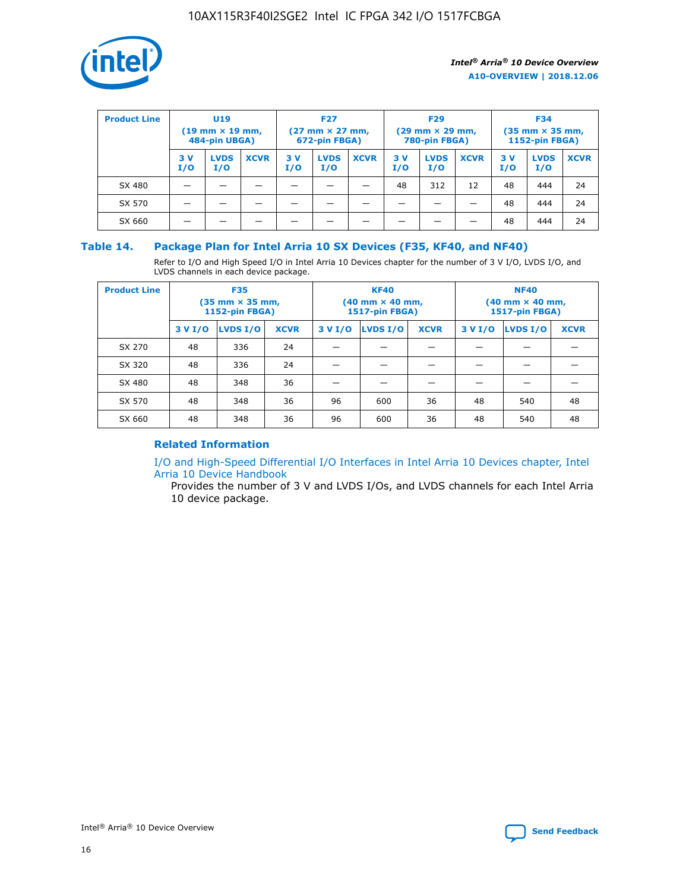| Product Line | U19 (19 mm × 19 mm, 484-pin UBGA) | | | F27 (27 mm × 27 mm, 672-pin FBGA) | | | F29 (29 mm × 29 mm, 780-pin FBGA) | | | F34 (35 mm × 35 mm, 1152-pin FBGA) | | |
|---|---|---|---|---|---|---|---|---|---|---|---|---|
| | 3 V I/O | LVDS I/O | XCVR | 3 V I/O | LVDS I/O | XCVR | 3 V I/O | LVDS I/O | XCVR | 3 V I/O | LVDS I/O | XCVR |
| SX 480 | — | — | — | — | — | — | 48 | 312 | 12 | 48 | 444 | 24 |
| SX 570 | — | — | — | — | — | — | — | — | — | 48 | 444 | 24 |
| SX 660 | — | — | — | — | — | — | — | — | — | 48 | 444 | 24 |

### Table 14. Package Plan for Intel Arria 10 SX Devices (F35, KF40, and NF40)

Refer to I/O and High Speed I/O in Intel Arria 10 Devices chapter for the number of 3 V I/O, LVDS I/O, and LVDS channels in each device package.

| Product Line | F35 (35 mm × 35 mm, 1152-pin FBGA) | | | KF40 (40 mm × 40 mm, 1517-pin FBGA) | | | NF40 (40 mm × 40 mm, 1517-pin FBGA) | | |
|---|---|---|---|---|---|---|---|---|---|
| | 3 V I/O | LVDS I/O | XCVR | 3 V I/O | LVDS I/O | XCVR | 3 V I/O | LVDS I/O | XCVR |
| SX 270 | 48 | 336 | 24 | — | — | — | — | — | — |
| SX 320 | 48 | 336 | 24 | — | — | — | — | — | — |
| SX 480 | 48 | 348 | 36 | — | — | — | — | — | — |
| SX 570 | 48 | 348 | 36 | 96 | 600 | 36 | 48 | 540 | 48 |
| SX 660 | 48 | 348 | 36 | 96 | 600 | 36 | 48 | 540 | 48 |

#### Related Information

I/O and High-Speed Differential I/O Interfaces in Intel Arria 10 Devices chapter, Intel Arria 10 Device Handbook

Provides the number of 3 V and LVDS I/Os, and LVDS channels for each Intel Arria 10 device package.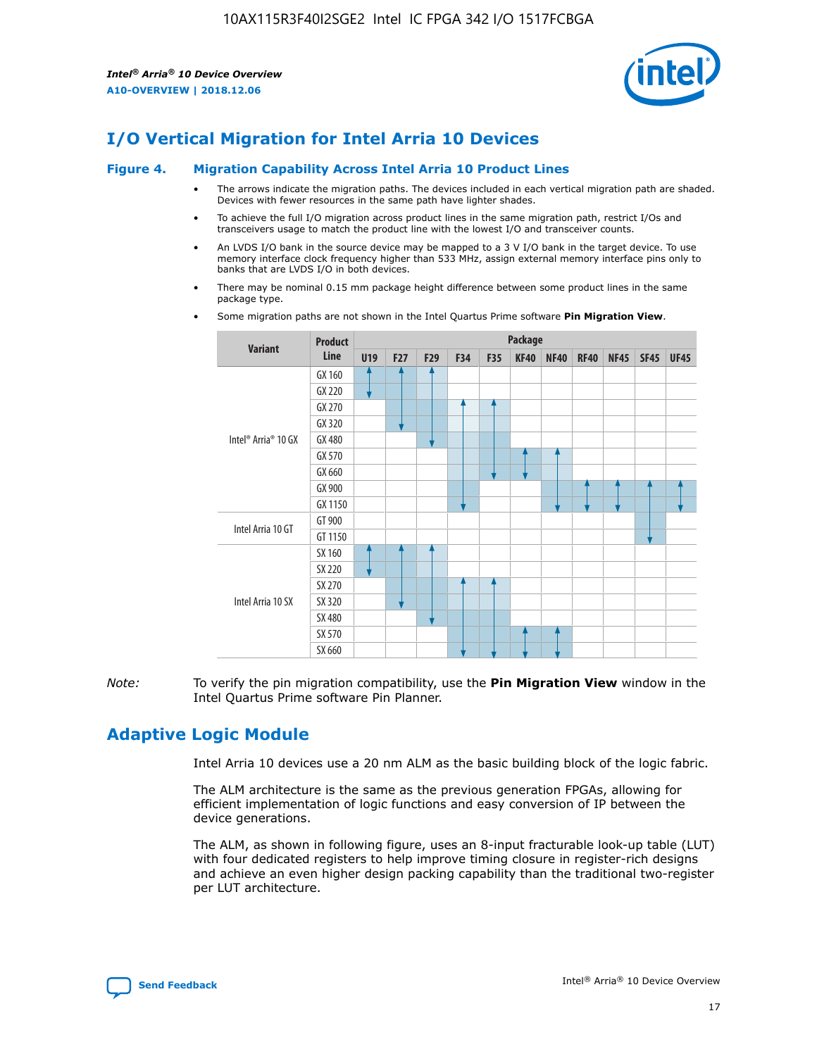## I/O Vertical Migration for Intel Arria 10 Devices

**Figure 4. Migration Capability Across Intel Arria 10 Product Lines**

- The arrows indicate the migration paths. The devices included in each vertical migration path are shaded. Devices with fewer resources in the same path have lighter shades.
- To achieve the full I/O migration across product lines in the same migration path, restrict I/Os and transceivers usage to match the product line with the lowest I/O and transceiver counts.
- An LVDS I/O bank in the source device may be mapped to a 3 V I/O bank in the target device. To use memory interface clock frequency higher than 533 MHz, assign external memory interface pins only to banks that are LVDS I/O in both devices.
- There may be nominal 0.15 mm package height difference between some product lines in the same package type.
- Some migration paths are not shown in the Intel Quartus Prime software **Pin Migration View**.

| Variant | Product Line | U19 | F27 | F29 | F34 | F35 | KF40 | NF40 | RF40 | NF45 | SF45 | UF45 |
|---|---|---|---|---|---|---|---|---|---|---|---|---|
| Intel® Arria® 10 GX | GX 160 | | | | | | | | | | | |
| | GX 220 | | | | | | | | | | | |
| | GX 270 | | | | | | | | | | | |
| | GX 320 | | | | | | | | | | | |
| | GX 480 | | | | | | | | | | | |
| | GX 570 | | | | | | | | | | | |
| | GX 660 | | | | | | | | | | | |
| | GX 900 | | | | | | | | | | | |
| | GX 1150 | | | | | | | | | | | |
| Intel Arria 10 GT | GT 900 | | | | | | | | | | | |
| | GT 1150 | | | | | | | | | | | |
| Intel Arria 10 SX | SX 160 | | | | | | | | | | | |
| | SX 220 | | | | | | | | | | | |
| | SX 270 | | | | | | | | | | | |
| | SX 320 | | | | | | | | | | | |
| | SX 480 | | | | | | | | | | | |
| | SX 570 | | | | | | | | | | | |
| | SX 660 | | | | | | | | | | | |

*Note:* To verify the pin migration compatibility, use the **Pin Migration View** window in the Intel Quartus Prime software Pin Planner.

## Adaptive Logic Module

Intel Arria 10 devices use a 20 nm ALM as the basic building block of the logic fabric.

The ALM architecture is the same as the previous generation FPGAs, allowing for efficient implementation of logic functions and easy conversion of IP between the device generations.

The ALM, as shown in following figure, uses an 8-input fracturable look-up table (LUT) with four dedicated registers to help improve timing closure in register-rich designs and achieve an even higher design packing capability than the traditional two-register per LUT architecture.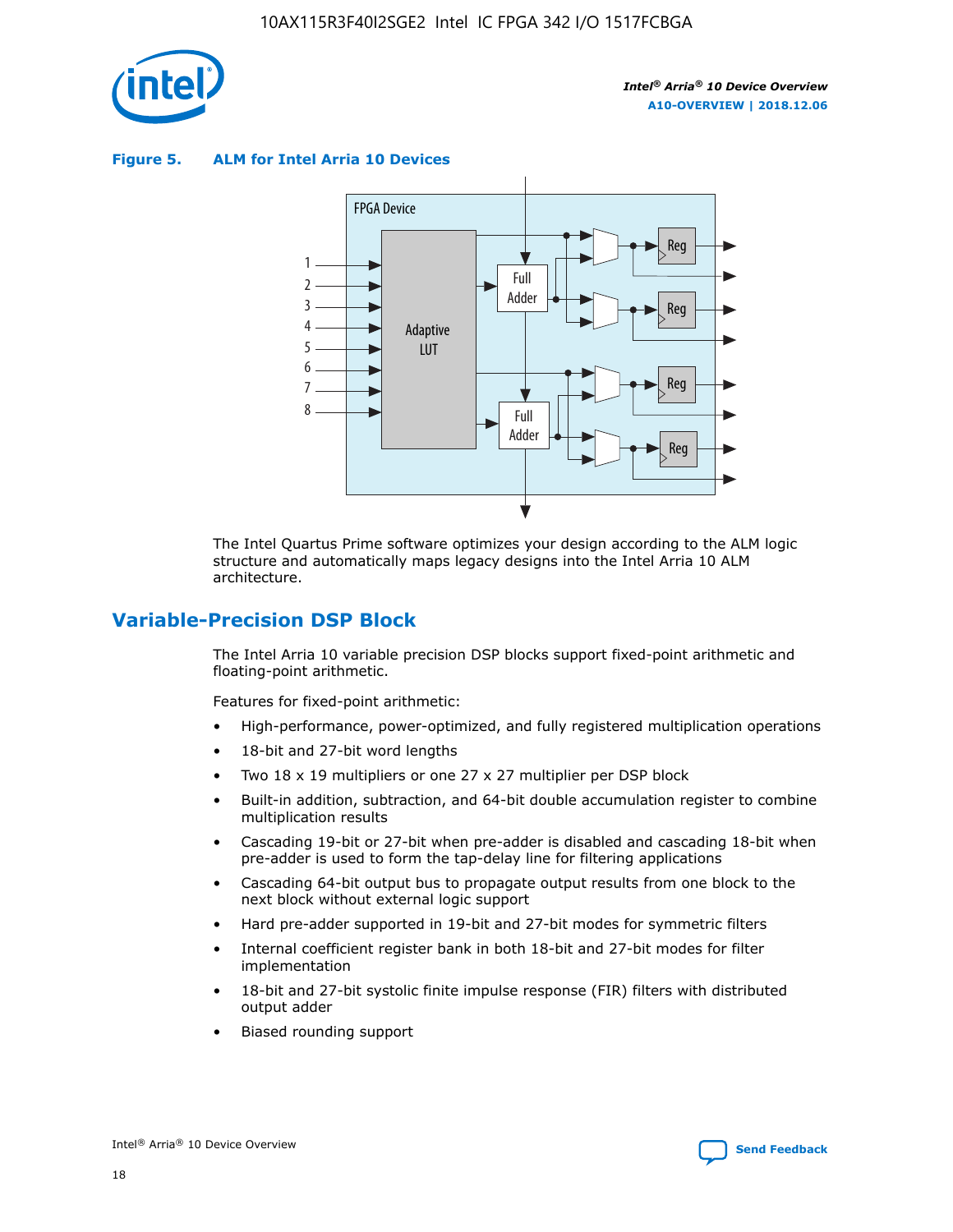**Figure 5. ALM for Intel Arria 10 Devices**

The Intel Quartus Prime software optimizes your design according to the ALM logic structure and automatically maps legacy designs into the Intel Arria 10 ALM architecture.

## Variable-Precision DSP Block

The Intel Arria 10 variable precision DSP blocks support fixed-point arithmetic and floating-point arithmetic.

Features for fixed-point arithmetic:

- High-performance, power-optimized, and fully registered multiplication operations
- 18-bit and 27-bit word lengths
- Two 18 x 19 multipliers or one 27 x 27 multiplier per DSP block
- Built-in addition, subtraction, and 64-bit double accumulation register to combine multiplication results
- Cascading 19-bit or 27-bit when pre-adder is disabled and cascading 18-bit when pre-adder is used to form the tap-delay line for filtering applications
- Cascading 64-bit output bus to propagate output results from one block to the next block without external logic support
- Hard pre-adder supported in 19-bit and 27-bit modes for symmetric filters
- Internal coefficient register bank in both 18-bit and 27-bit modes for filter implementation
- 18-bit and 27-bit systolic finite impulse response (FIR) filters with distributed output adder
- Biased rounding support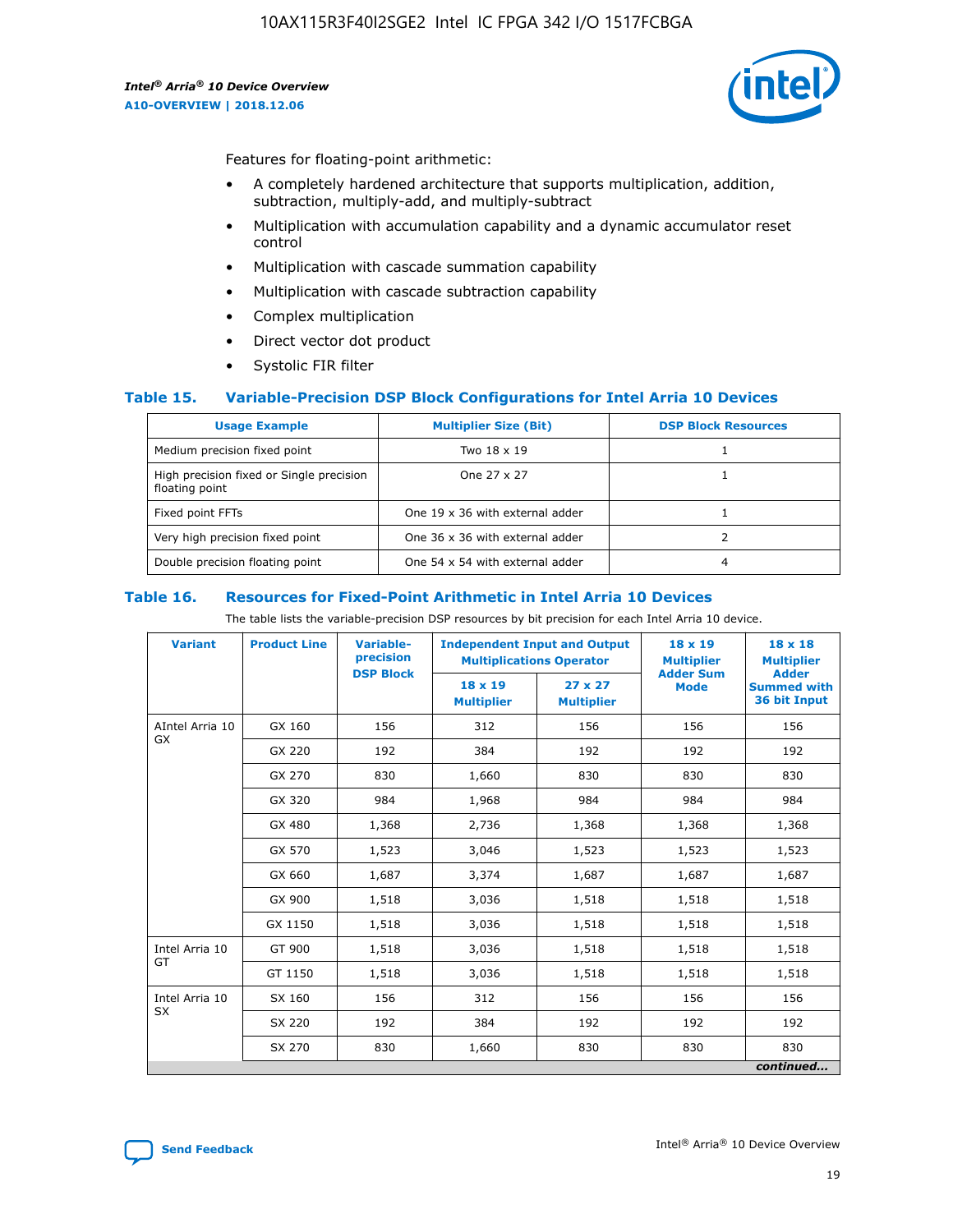Features for floating-point arithmetic:

- A completely hardened architecture that supports multiplication, addition, subtraction, multiply-add, and multiply-subtract
- Multiplication with accumulation capability and a dynamic accumulator reset control
- Multiplication with cascade summation capability
- Multiplication with cascade subtraction capability
- Complex multiplication
- Direct vector dot product
- Systolic FIR filter

### Table 15. Variable-Precision DSP Block Configurations for Intel Arria 10 Devices

| Usage Example | Multiplier Size (Bit) | DSP Block Resources |
| --- | --- | --- |
| Medium precision fixed point | Two 18 x 19 | 1 |
| High precision fixed or Single precision floating point | One 27 x 27 | 1 |
| Fixed point FFTs | One 19 x 36 with external adder | 1 |
| Very high precision fixed point | One 36 x 36 with external adder | 2 |
| Double precision floating point | One 54 x 54 with external adder | 4 |

### Table 16. Resources for Fixed-Point Arithmetic in Intel Arria 10 Devices

The table lists the variable-precision DSP resources by bit precision for each Intel Arria 10 device.

| Variant | Product Line | Variable-precision DSP Block | Independent Input and Output Multiplications Operator | | 18 x 19 Multiplier Adder Sum Mode | 18 x 18 Multiplier Adder Summed with 36 bit Input |
| --- | --- | --- | --- | --- | --- | --- |
| | | | 18 x 19 Multiplier | 27 x 27 Multiplier | | |
| AIntel Arria 10 GX | GX 160 | 156 | 312 | 156 | 156 | 156 |
| | GX 220 | 192 | 384 | 192 | 192 | 192 |
| | GX 270 | 830 | 1,660 | 830 | 830 | 830 |
| | GX 320 | 984 | 1,968 | 984 | 984 | 984 |
| | GX 480 | 1,368 | 2,736 | 1,368 | 1,368 | 1,368 |
| | GX 570 | 1,523 | 3,046 | 1,523 | 1,523 | 1,523 |
| | GX 660 | 1,687 | 3,374 | 1,687 | 1,687 | 1,687 |
| | GX 900 | 1,518 | 3,036 | 1,518 | 1,518 | 1,518 |
| | GX 1150 | 1,518 | 3,036 | 1,518 | 1,518 | 1,518 |
| Intel Arria 10 GT | GT 900 | 1,518 | 3,036 | 1,518 | 1,518 | 1,518 |
| | GT 1150 | 1,518 | 3,036 | 1,518 | 1,518 | 1,518 |
| Intel Arria 10 SX | SX 160 | 156 | 312 | 156 | 156 | 156 |
| | SX 220 | 192 | 384 | 192 | 192 | 192 |
| | SX 270 | 830 | 1,660 | 830 | 830 | 830 |

*continued...*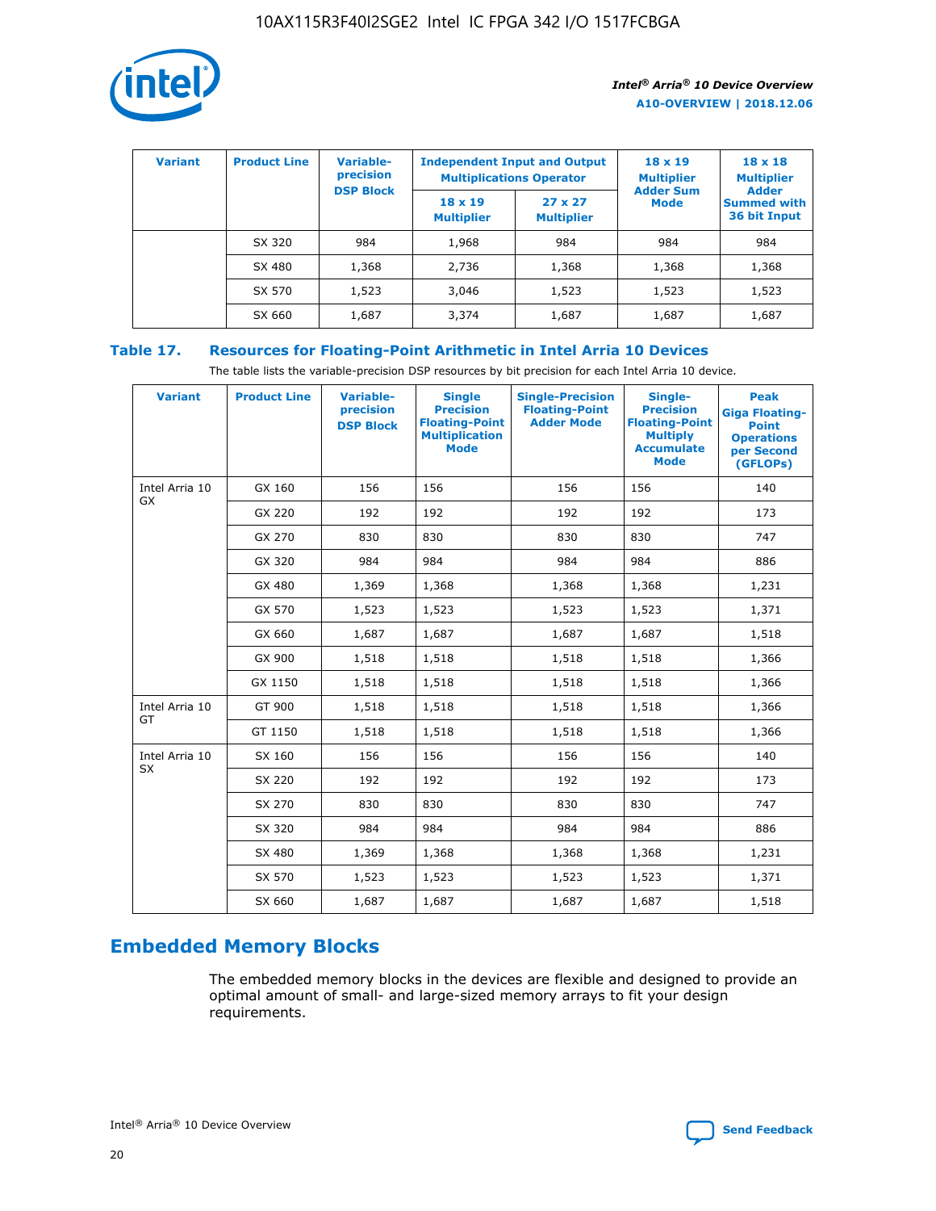| Variant | Product Line | Variable-precision DSP Block | Independent Input and Output Multiplications Operator | | 18 x 19 Multiplier Adder Sum Mode | 18 x 18 Multiplier Adder Summed with 36 bit Input |
|---|---|---|---|---|---|---|
| | | | 18 x 19 Multiplier | 27 x 27 Multiplier | | |
| | SX 320 | 984 | 1,968 | 984 | 984 | 984 |
| | SX 480 | 1,368 | 2,736 | 1,368 | 1,368 | 1,368 |
| | SX 570 | 1,523 | 3,046 | 1,523 | 1,523 | 1,523 |
| | SX 660 | 1,687 | 3,374 | 1,687 | 1,687 | 1,687 |

**Table 17. Resources for Floating-Point Arithmetic in Intel Arria 10 Devices**

The table lists the variable-precision DSP resources by bit precision for each Intel Arria 10 device.

| Variant | Product Line | Variable-precision DSP Block | Single Precision Floating-Point Multiplication Mode | Single-Precision Floating-Point Adder Mode | Single-Precision Floating-Point Multiply Accumulate Mode | Peak Giga Floating-Point Operations per Second (GFLOPs) |
|---|---|---|---|---|---|---|
| Intel Arria 10 GX | GX 160 | 156 | 156 | 156 | 156 | 140 |
| | GX 220 | 192 | 192 | 192 | 192 | 173 |
| | GX 270 | 830 | 830 | 830 | 830 | 747 |
| | GX 320 | 984 | 984 | 984 | 984 | 886 |
| | GX 480 | 1,369 | 1,368 | 1,368 | 1,368 | 1,231 |
| | GX 570 | 1,523 | 1,523 | 1,523 | 1,523 | 1,371 |
| | GX 660 | 1,687 | 1,687 | 1,687 | 1,687 | 1,518 |
| | GX 900 | 1,518 | 1,518 | 1,518 | 1,518 | 1,366 |
| | GX 1150 | 1,518 | 1,518 | 1,518 | 1,518 | 1,366 |
| Intel Arria 10 GT | GT 900 | 1,518 | 1,518 | 1,518 | 1,518 | 1,366 |
| | GT 1150 | 1,518 | 1,518 | 1,518 | 1,518 | 1,366 |
| Intel Arria 10 SX | SX 160 | 156 | 156 | 156 | 156 | 140 |
| | SX 220 | 192 | 192 | 192 | 192 | 173 |
| | SX 270 | 830 | 830 | 830 | 830 | 747 |
| | SX 320 | 984 | 984 | 984 | 984 | 886 |
| | SX 480 | 1,369 | 1,368 | 1,368 | 1,368 | 1,231 |
| | SX 570 | 1,523 | 1,523 | 1,523 | 1,523 | 1,371 |
| | SX 660 | 1,687 | 1,687 | 1,687 | 1,687 | 1,518 |

## Embedded Memory Blocks

The embedded memory blocks in the devices are flexible and designed to provide an optimal amount of small- and large-sized memory arrays to fit your design requirements.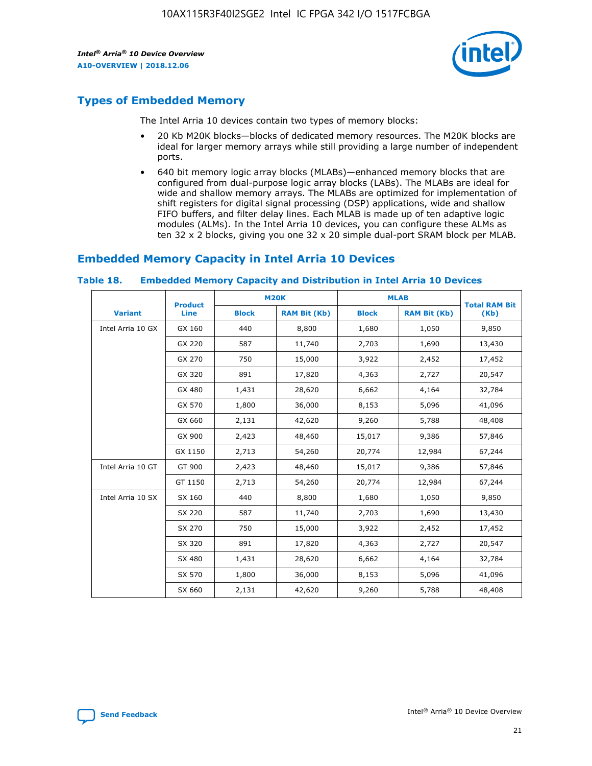## Types of Embedded Memory

The Intel Arria 10 devices contain two types of memory blocks:

- 20 Kb M20K blocks—blocks of dedicated memory resources. The M20K blocks are ideal for larger memory arrays while still providing a large number of independent ports.
- 640 bit memory logic array blocks (MLABs)—enhanced memory blocks that are configured from dual-purpose logic array blocks (LABs). The MLABs are ideal for wide and shallow memory arrays. The MLABs are optimized for implementation of shift registers for digital signal processing (DSP) applications, wide and shallow FIFO buffers, and filter delay lines. Each MLAB is made up of ten adaptive logic modules (ALMs). In the Intel Arria 10 devices, you can configure these ALMs as ten 32 x 2 blocks, giving you one 32 x 20 simple dual-port SRAM block per MLAB.

## Embedded Memory Capacity in Intel Arria 10 Devices

**Table 18. Embedded Memory Capacity and Distribution in Intel Arria 10 Devices**

| Variant | Product Line | M20K | | MLAB | | Total RAM Bit (Kb) |
|---|---|---|---|---|---|---|
| | | Block | RAM Bit (Kb) | Block | RAM Bit (Kb) | |
| Intel Arria 10 GX | GX 160 | 440 | 8,800 | 1,680 | 1,050 | 9,850 |
| | GX 220 | 587 | 11,740 | 2,703 | 1,690 | 13,430 |
| | GX 270 | 750 | 15,000 | 3,922 | 2,452 | 17,452 |
| | GX 320 | 891 | 17,820 | 4,363 | 2,727 | 20,547 |
| | GX 480 | 1,431 | 28,620 | 6,662 | 4,164 | 32,784 |
| | GX 570 | 1,800 | 36,000 | 8,153 | 5,096 | 41,096 |
| | GX 660 | 2,131 | 42,620 | 9,260 | 5,788 | 48,408 |
| | GX 900 | 2,423 | 48,460 | 15,017 | 9,386 | 57,846 |
| | GX 1150 | 2,713 | 54,260 | 20,774 | 12,984 | 67,244 |
| Intel Arria 10 GT | GT 900 | 2,423 | 48,460 | 15,017 | 9,386 | 57,846 |
| | GT 1150 | 2,713 | 54,260 | 20,774 | 12,984 | 67,244 |
| Intel Arria 10 SX | SX 160 | 440 | 8,800 | 1,680 | 1,050 | 9,850 |
| | SX 220 | 587 | 11,740 | 2,703 | 1,690 | 13,430 |
| | SX 270 | 750 | 15,000 | 3,922 | 2,452 | 17,452 |
| | SX 320 | 891 | 17,820 | 4,363 | 2,727 | 20,547 |
| | SX 480 | 1,431 | 28,620 | 6,662 | 4,164 | 32,784 |
| | SX 570 | 1,800 | 36,000 | 8,153 | 5,096 | 41,096 |
| | SX 660 | 2,131 | 42,620 | 9,260 | 5,788 | 48,408 |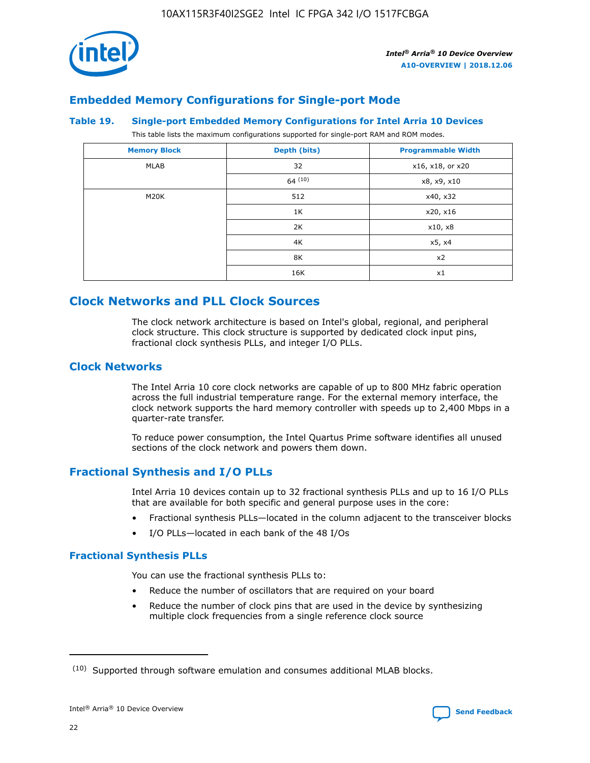## Embedded Memory Configurations for Single-port Mode

### Table 19. Single-port Embedded Memory Configurations for Intel Arria 10 Devices

This table lists the maximum configurations supported for single-port RAM and ROM modes.

| Memory Block | Depth (bits) | Programmable Width |
|---|---|---|
| MLAB | 32 | x16, x18, or x20 |
| | 64 [10] | x8, x9, x10 |
| M20K | 512 | x40, x32 |
| | 1K | x20, x16 |
| | 2K | x10, x8 |
| | 4K | x5, x4 |
| | 8K | x2 |
| | 16K | x1 |

# Clock Networks and PLL Clock Sources

The clock network architecture is based on Intel's global, regional, and peripheral clock structure. This clock structure is supported by dedicated clock input pins, fractional clock synthesis PLLs, and integer I/O PLLs.

## Clock Networks

The Intel Arria 10 core clock networks are capable of up to 800 MHz fabric operation across the full industrial temperature range. For the external memory interface, the clock network supports the hard memory controller with speeds up to 2,400 Mbps in a quarter-rate transfer.

To reduce power consumption, the Intel Quartus Prime software identifies all unused sections of the clock network and powers them down.

## Fractional Synthesis and I/O PLLs

Intel Arria 10 devices contain up to 32 fractional synthesis PLLs and up to 16 I/O PLLs that are available for both specific and general purpose uses in the core:

- Fractional synthesis PLLs—located in the column adjacent to the transceiver blocks
- I/O PLLs—located in each bank of the 48 I/Os

### Fractional Synthesis PLLs

You can use the fractional synthesis PLLs to:

- Reduce the number of oscillators that are required on your board
- Reduce the number of clock pins that are used in the device by synthesizing multiple clock frequencies from a single reference clock source

[10] Supported through software emulation and consumes additional MLAB blocks.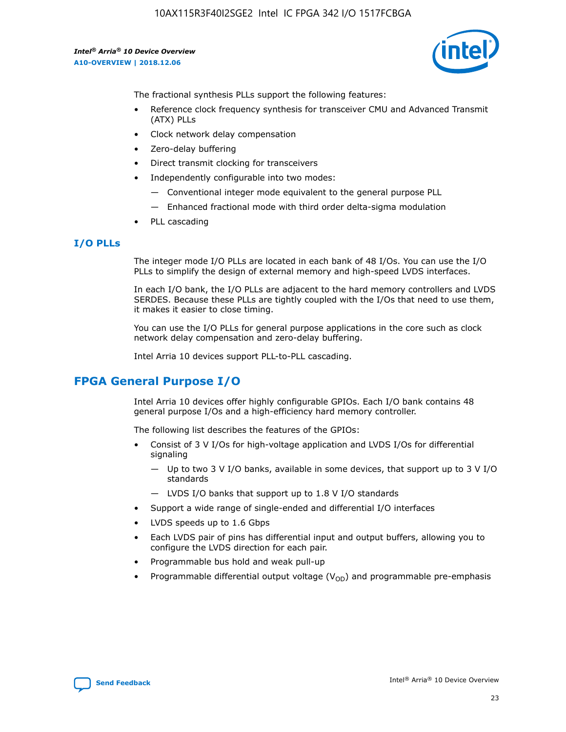The fractional synthesis PLLs support the following features:

- Reference clock frequency synthesis for transceiver CMU and Advanced Transmit (ATX) PLLs
- Clock network delay compensation
- Zero-delay buffering
- Direct transmit clocking for transceivers
- Independently configurable into two modes:
  - Conventional integer mode equivalent to the general purpose PLL
  - Enhanced fractional mode with third order delta-sigma modulation
- PLL cascading

### I/O PLLs

The integer mode I/O PLLs are located in each bank of 48 I/Os. You can use the I/O PLLs to simplify the design of external memory and high-speed LVDS interfaces.

In each I/O bank, the I/O PLLs are adjacent to the hard memory controllers and LVDS SERDES. Because these PLLs are tightly coupled with the I/Os that need to use them, it makes it easier to close timing.

You can use the I/O PLLs for general purpose applications in the core such as clock network delay compensation and zero-delay buffering.

Intel Arria 10 devices support PLL-to-PLL cascading.

## FPGA General Purpose I/O

Intel Arria 10 devices offer highly configurable GPIOs. Each I/O bank contains 48 general purpose I/Os and a high-efficiency hard memory controller.

The following list describes the features of the GPIOs:

- Consist of 3 V I/Os for high-voltage application and LVDS I/Os for differential signaling
  - Up to two 3 V I/O banks, available in some devices, that support up to 3 V I/O standards
  - LVDS I/O banks that support up to 1.8 V I/O standards
- Support a wide range of single-ended and differential I/O interfaces
- LVDS speeds up to 1.6 Gbps
- Each LVDS pair of pins has differential input and output buffers, allowing you to configure the LVDS direction for each pair.
- Programmable bus hold and weak pull-up
- Programmable differential output voltage ($V_{OD}$) and programmable pre-emphasis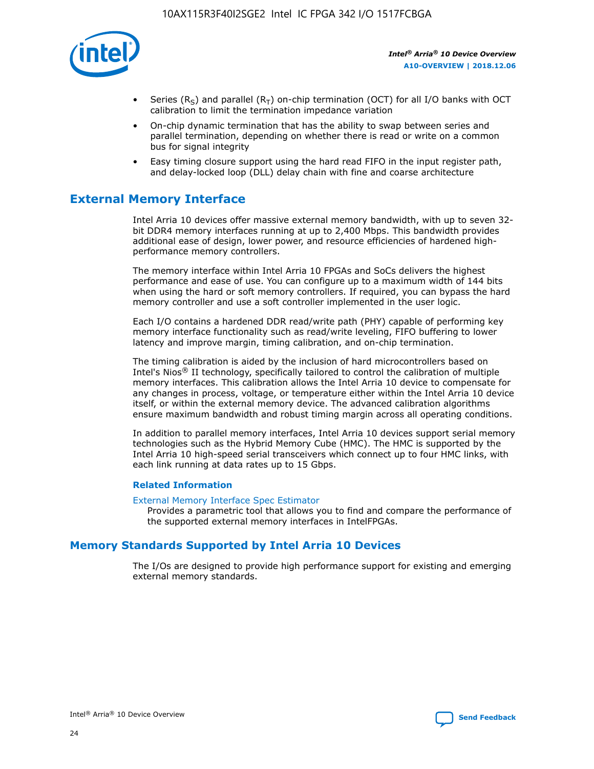- Series ($R_S$) and parallel ($R_T$) on-chip termination (OCT) for all I/O banks with OCT calibration to limit the termination impedance variation
- On-chip dynamic termination that has the ability to swap between series and parallel termination, depending on whether there is read or write on a common bus for signal integrity
- Easy timing closure support using the hard read FIFO in the input register path, and delay-locked loop (DLL) delay chain with fine and coarse architecture

## External Memory Interface

Intel Arria 10 devices offer massive external memory bandwidth, with up to seven 32-bit DDR4 memory interfaces running at up to 2,400 Mbps. This bandwidth provides additional ease of design, lower power, and resource efficiencies of hardened high-performance memory controllers.

The memory interface within Intel Arria 10 FPGAs and SoCs delivers the highest performance and ease of use. You can configure up to a maximum width of 144 bits when using the hard or soft memory controllers. If required, you can bypass the hard memory controller and use a soft controller implemented in the user logic.

Each I/O contains a hardened DDR read/write path (PHY) capable of performing key memory interface functionality such as read/write leveling, FIFO buffering to lower latency and improve margin, timing calibration, and on-chip termination.

The timing calibration is aided by the inclusion of hard microcontrollers based on Intel's Nios® II technology, specifically tailored to control the calibration of multiple memory interfaces. This calibration allows the Intel Arria 10 device to compensate for any changes in process, voltage, or temperature either within the Intel Arria 10 device itself, or within the external memory device. The advanced calibration algorithms ensure maximum bandwidth and robust timing margin across all operating conditions.

In addition to parallel memory interfaces, Intel Arria 10 devices support serial memory technologies such as the Hybrid Memory Cube (HMC). The HMC is supported by the Intel Arria 10 high-speed serial transceivers which connect up to four HMC links, with each link running at data rates up to 15 Gbps.

### Related Information

External Memory Interface Spec Estimator
Provides a parametric tool that allows you to find and compare the performance of the supported external memory interfaces in IntelFPGAs.

## Memory Standards Supported by Intel Arria 10 Devices

The I/Os are designed to provide high performance support for existing and emerging external memory standards.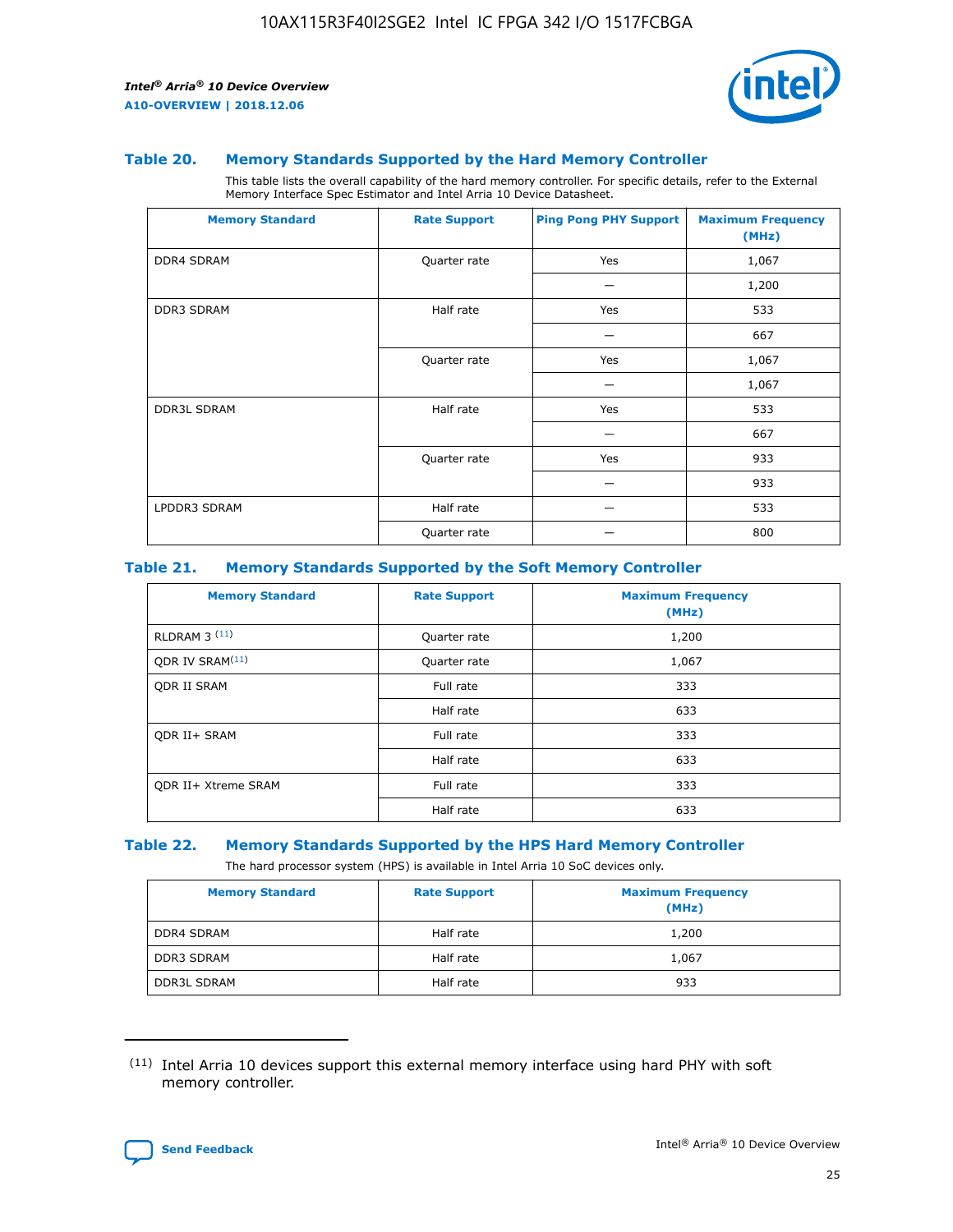### Table 20. Memory Standards Supported by the Hard Memory Controller

This table lists the overall capability of the hard memory controller. For specific details, refer to the External Memory Interface Spec Estimator and Intel Arria 10 Device Datasheet.

| Memory Standard | Rate Support | Ping Pong PHY Support | Maximum Frequency (MHz) |
|---|---|---|---|
| DDR4 SDRAM | Quarter rate | Yes | 1,067 |
| | | — | 1,200 |
| DDR3 SDRAM | Half rate | Yes | 533 |
| | | — | 667 |
| | Quarter rate | Yes | 1,067 |
| | | — | 1,067 |
| DDR3L SDRAM | Half rate | Yes | 533 |
| | | — | 667 |
| | Quarter rate | Yes | 933 |
| | | — | 933 |
| LPDDR3 SDRAM | Half rate | — | 533 |
| | Quarter rate | — | 800 |

### Table 21. Memory Standards Supported by the Soft Memory Controller

| Memory Standard | Rate Support | Maximum Frequency (MHz) |
|---|---|---|
| RLDRAM 3 [(11)] | Quarter rate | 1,200 |
| QDR IV SRAM[(11)] | Quarter rate | 1,067 |
| QDR II SRAM | Full rate | 333 |
| | Half rate | 633 |
| QDR II+ SRAM | Full rate | 333 |
| | Half rate | 633 |
| QDR II+ Xtreme SRAM | Full rate | 333 |
| | Half rate | 633 |

### Table 22. Memory Standards Supported by the HPS Hard Memory Controller

The hard processor system (HPS) is available in Intel Arria 10 SoC devices only.

| Memory Standard | Rate Support | Maximum Frequency (MHz) |
|---|---|---|
| DDR4 SDRAM | Half rate | 1,200 |
| DDR3 SDRAM | Half rate | 1,067 |
| DDR3L SDRAM | Half rate | 933 |

(11) Intel Arria 10 devices support this external memory interface using hard PHY with soft memory controller.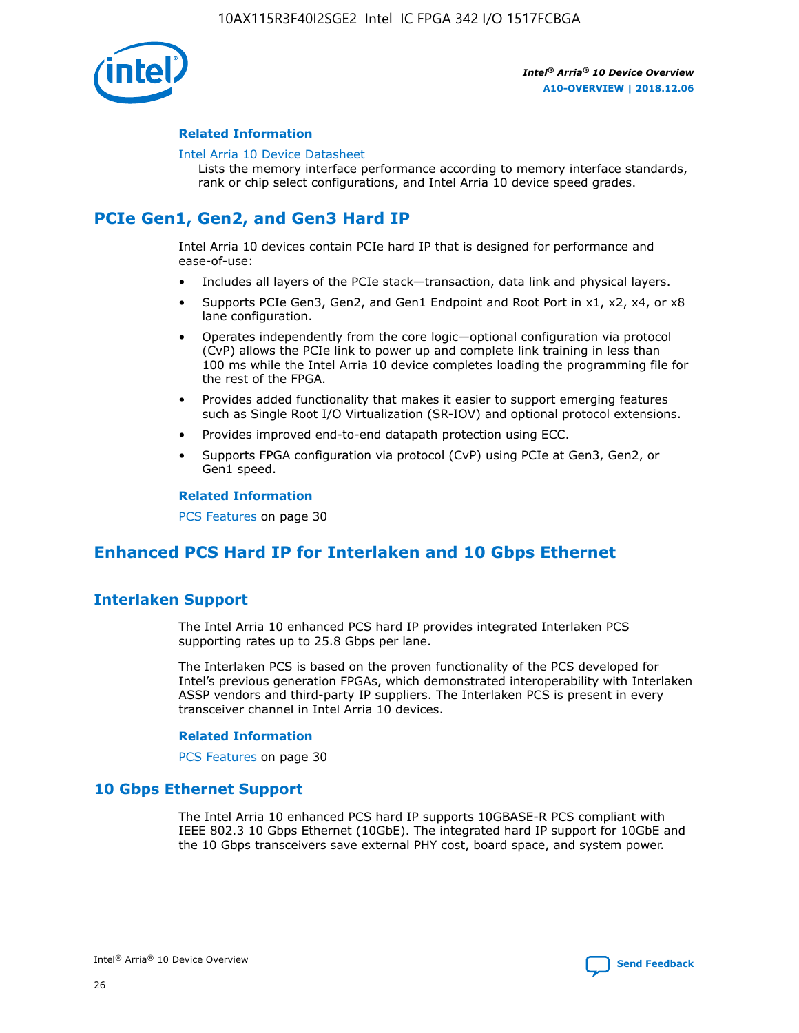#### Related Information

Intel Arria 10 Device Datasheet
Lists the memory interface performance according to memory interface standards, rank or chip select configurations, and Intel Arria 10 device speed grades.

## PCIe Gen1, Gen2, and Gen3 Hard IP

Intel Arria 10 devices contain PCIe hard IP that is designed for performance and ease-of-use:

- Includes all layers of the PCIe stack—transaction, data link and physical layers.
- Supports PCIe Gen3, Gen2, and Gen1 Endpoint and Root Port in x1, x2, x4, or x8 lane configuration.
- Operates independently from the core logic—optional configuration via protocol (CvP) allows the PCIe link to power up and complete link training in less than 100 ms while the Intel Arria 10 device completes loading the programming file for the rest of the FPGA.
- Provides added functionality that makes it easier to support emerging features such as Single Root I/O Virtualization (SR-IOV) and optional protocol extensions.
- Provides improved end-to-end datapath protection using ECC.
- Supports FPGA configuration via protocol (CvP) using PCIe at Gen3, Gen2, or Gen1 speed.

#### Related Information

PCS Features on page 30

## Enhanced PCS Hard IP for Interlaken and 10 Gbps Ethernet

### Interlaken Support

The Intel Arria 10 enhanced PCS hard IP provides integrated Interlaken PCS supporting rates up to 25.8 Gbps per lane.

The Interlaken PCS is based on the proven functionality of the PCS developed for Intel's previous generation FPGAs, which demonstrated interoperability with Interlaken ASSP vendors and third-party IP suppliers. The Interlaken PCS is present in every transceiver channel in Intel Arria 10 devices.

#### Related Information

PCS Features on page 30

### 10 Gbps Ethernet Support

The Intel Arria 10 enhanced PCS hard IP supports 10GBASE-R PCS compliant with IEEE 802.3 10 Gbps Ethernet (10GbE). The integrated hard IP support for 10GbE and the 10 Gbps transceivers save external PHY cost, board space, and system power.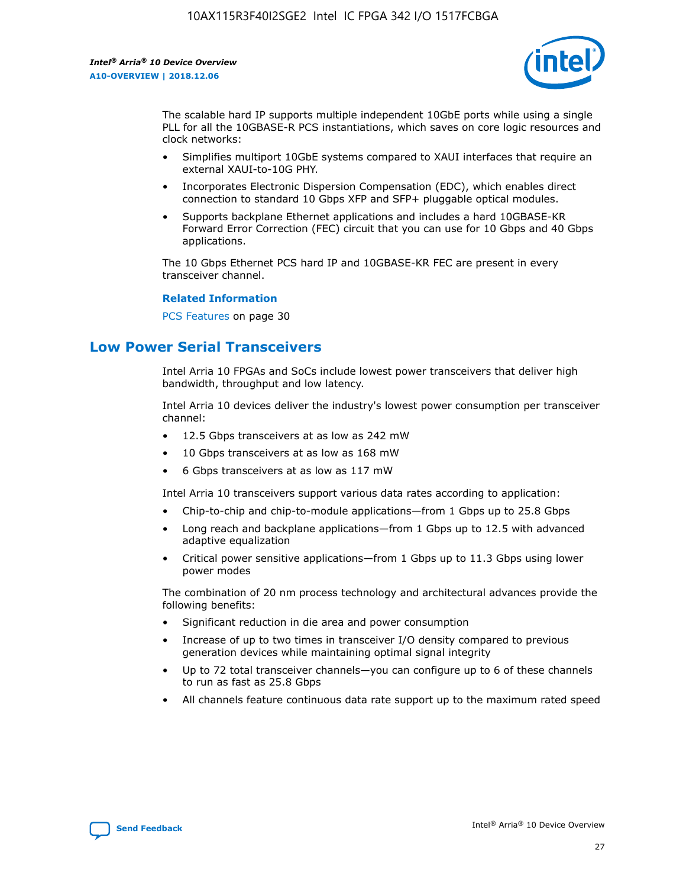The scalable hard IP supports multiple independent 10GbE ports while using a single PLL for all the 10GBASE-R PCS instantiations, which saves on core logic resources and clock networks:

- Simplifies multiport 10GbE systems compared to XAUI interfaces that require an external XAUI-to-10G PHY.
- Incorporates Electronic Dispersion Compensation (EDC), which enables direct connection to standard 10 Gbps XFP and SFP+ pluggable optical modules.
- Supports backplane Ethernet applications and includes a hard 10GBASE-KR Forward Error Correction (FEC) circuit that you can use for 10 Gbps and 40 Gbps applications.

The 10 Gbps Ethernet PCS hard IP and 10GBASE-KR FEC are present in every transceiver channel.

**Related Information**

PCS Features on page 30

## Low Power Serial Transceivers

Intel Arria 10 FPGAs and SoCs include lowest power transceivers that deliver high bandwidth, throughput and low latency.

Intel Arria 10 devices deliver the industry's lowest power consumption per transceiver channel:

- 12.5 Gbps transceivers at as low as 242 mW
- 10 Gbps transceivers at as low as 168 mW
- 6 Gbps transceivers at as low as 117 mW

Intel Arria 10 transceivers support various data rates according to application:

- Chip-to-chip and chip-to-module applications—from 1 Gbps up to 25.8 Gbps
- Long reach and backplane applications—from 1 Gbps up to 12.5 with advanced adaptive equalization
- Critical power sensitive applications—from 1 Gbps up to 11.3 Gbps using lower power modes

The combination of 20 nm process technology and architectural advances provide the following benefits:

- Significant reduction in die area and power consumption
- Increase of up to two times in transceiver I/O density compared to previous generation devices while maintaining optimal signal integrity
- Up to 72 total transceiver channels—you can configure up to 6 of these channels to run as fast as 25.8 Gbps
- All channels feature continuous data rate support up to the maximum rated speed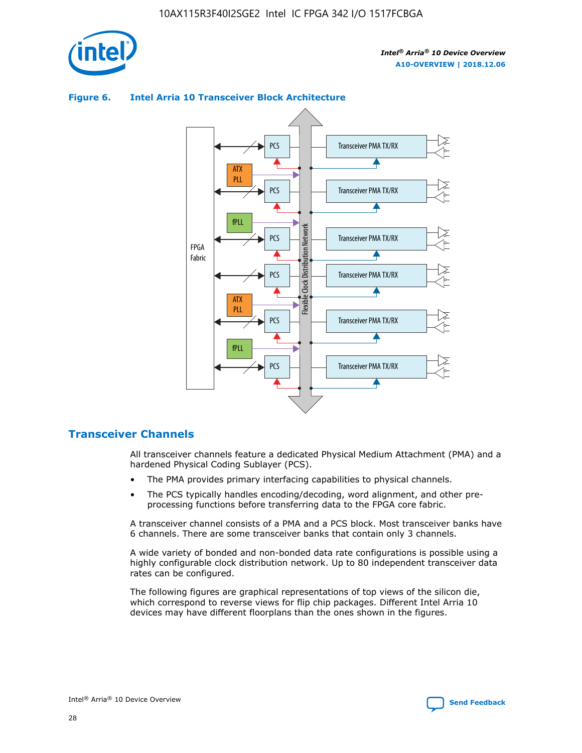**Figure 6. Intel Arria 10 Transceiver Block Architecture**

## Transceiver Channels

All transceiver channels feature a dedicated Physical Medium Attachment (PMA) and a hardened Physical Coding Sublayer (PCS).

- The PMA provides primary interfacing capabilities to physical channels.
- The PCS typically handles encoding/decoding, word alignment, and other pre-processing functions before transferring data to the FPGA core fabric.

A transceiver channel consists of a PMA and a PCS block. Most transceiver banks have 6 channels. There are some transceiver banks that contain only 3 channels.

A wide variety of bonded and non-bonded data rate configurations is possible using a highly configurable clock distribution network. Up to 80 independent transceiver data rates can be configured.

The following figures are graphical representations of top views of the silicon die, which correspond to reverse views for flip chip packages. Different Intel Arria 10 devices may have different floorplans than the ones shown in the figures.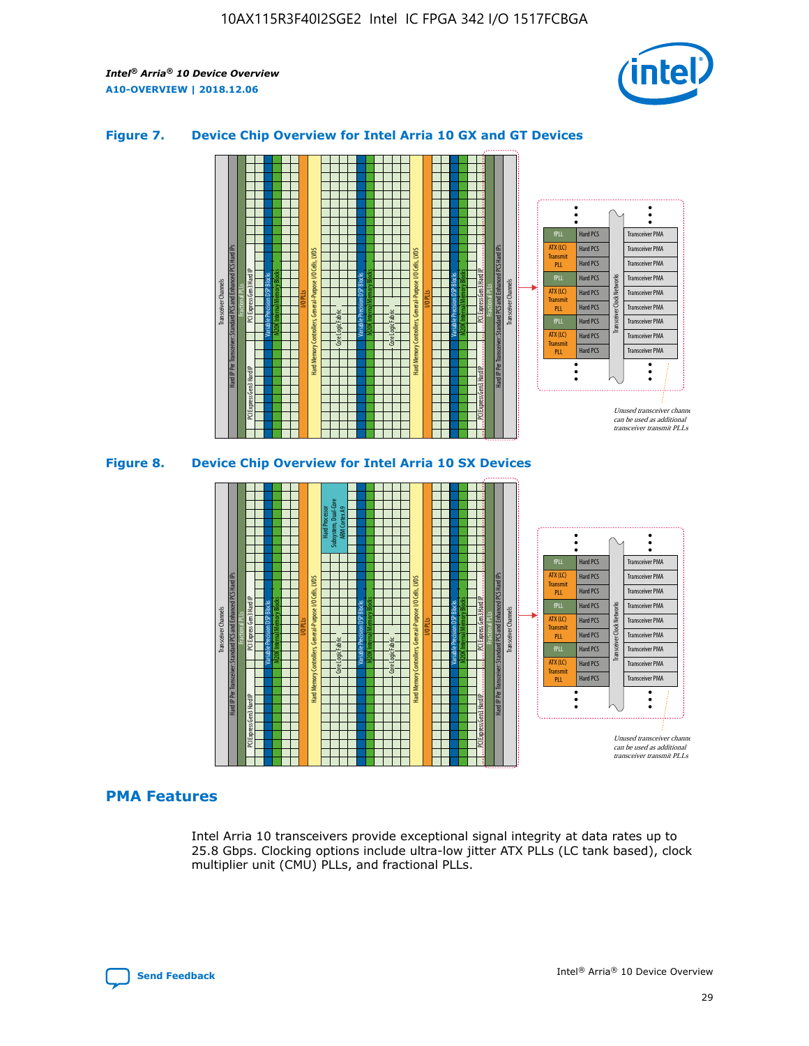### Figure 7. Device Chip Overview for Intel Arria 10 GX and GT Devices

### Figure 8. Device Chip Overview for Intel Arria 10 SX Devices

## PMA Features

Intel Arria 10 transceivers provide exceptional signal integrity at data rates up to 25.8 Gbps. Clocking options include ultra-low jitter ATX PLLs (LC tank based), clock multiplier unit (CMU) PLLs, and fractional PLLs.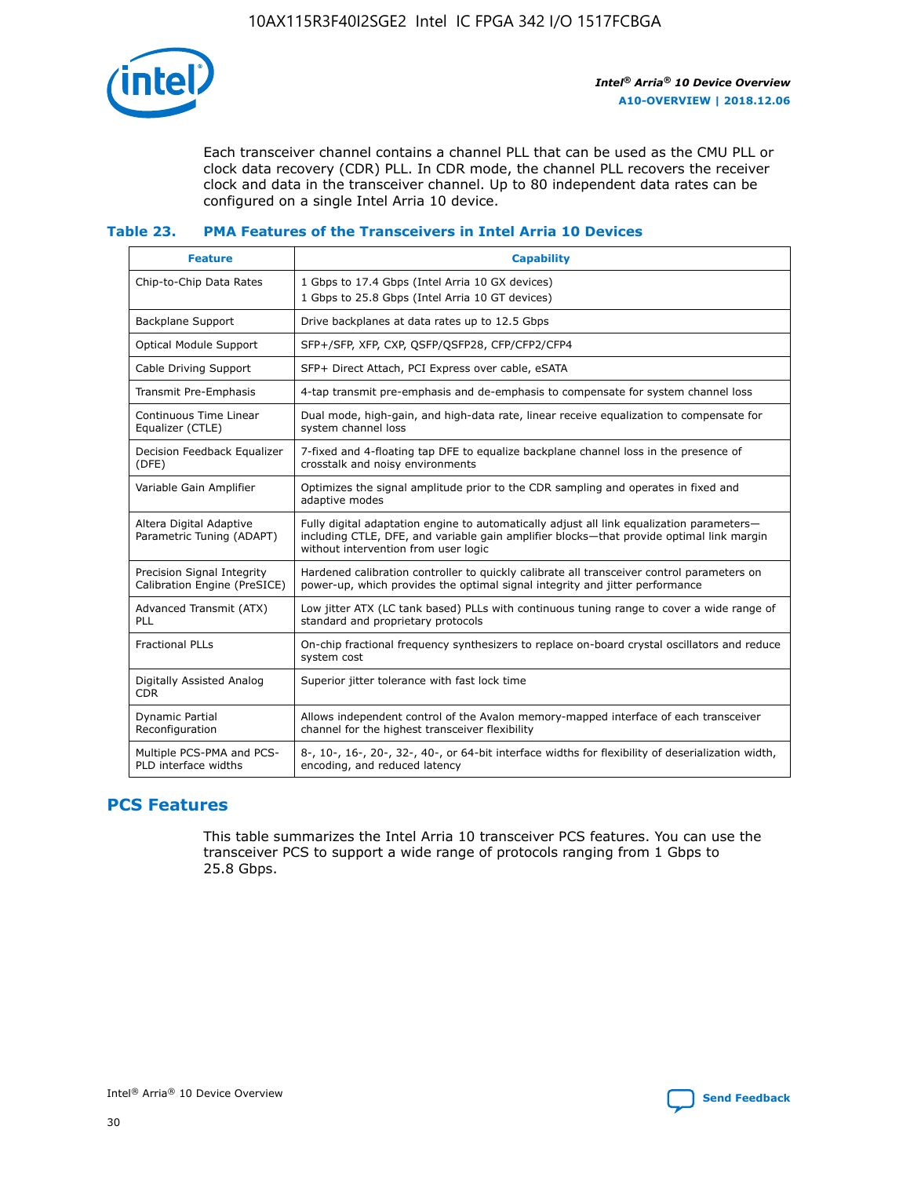Each transceiver channel contains a channel PLL that can be used as the CMU PLL or clock data recovery (CDR) PLL. In CDR mode, the channel PLL recovers the receiver clock and data in the transceiver channel. Up to 80 independent data rates can be configured on a single Intel Arria 10 device.

### Table 23. PMA Features of the Transceivers in Intel Arria 10 Devices

| Feature | Capability |
| --- | --- |
| Chip-to-Chip Data Rates | 1 Gbps to 17.4 Gbps (Intel Arria 10 GX devices)<br>1 Gbps to 25.8 Gbps (Intel Arria 10 GT devices) |
| Backplane Support | Drive backplanes at data rates up to 12.5 Gbps |
| Optical Module Support | SFP+/SFP, XFP, CXP, QSFP/QSFP28, CFP/CFP2/CFP4 |
| Cable Driving Support | SFP+ Direct Attach, PCI Express over cable, eSATA |
| Transmit Pre-Emphasis | 4-tap transmit pre-emphasis and de-emphasis to compensate for system channel loss |
| Continuous Time Linear Equalizer (CTLE) | Dual mode, high-gain, and high-data rate, linear receive equalization to compensate for system channel loss |
| Decision Feedback Equalizer (DFE) | 7-fixed and 4-floating tap DFE to equalize backplane channel loss in the presence of crosstalk and noisy environments |
| Variable Gain Amplifier | Optimizes the signal amplitude prior to the CDR sampling and operates in fixed and adaptive modes |
| Altera Digital Adaptive Parametric Tuning (ADAPT) | Fully digital adaptation engine to automatically adjust all link equalization parameters—including CTLE, DFE, and variable gain amplifier blocks—that provide optimal link margin without intervention from user logic |
| Precision Signal Integrity Calibration Engine (PreSICE) | Hardened calibration controller to quickly calibrate all transceiver control parameters on power-up, which provides the optimal signal integrity and jitter performance |
| Advanced Transmit (ATX) PLL | Low jitter ATX (LC tank based) PLLs with continuous tuning range to cover a wide range of standard and proprietary protocols |
| Fractional PLLs | On-chip fractional frequency synthesizers to replace on-board crystal oscillators and reduce system cost |
| Digitally Assisted Analog CDR | Superior jitter tolerance with fast lock time |
| Dynamic Partial Reconfiguration | Allows independent control of the Avalon memory-mapped interface of each transceiver channel for the highest transceiver flexibility |
| Multiple PCS-PMA and PCS-PLD interface widths | 8-, 10-, 16-, 20-, 32-, 40-, or 64-bit interface widths for flexibility of deserialization width, encoding, and reduced latency |

## PCS Features

This table summarizes the Intel Arria 10 transceiver PCS features. You can use the transceiver PCS to support a wide range of protocols ranging from 1 Gbps to 25.8 Gbps.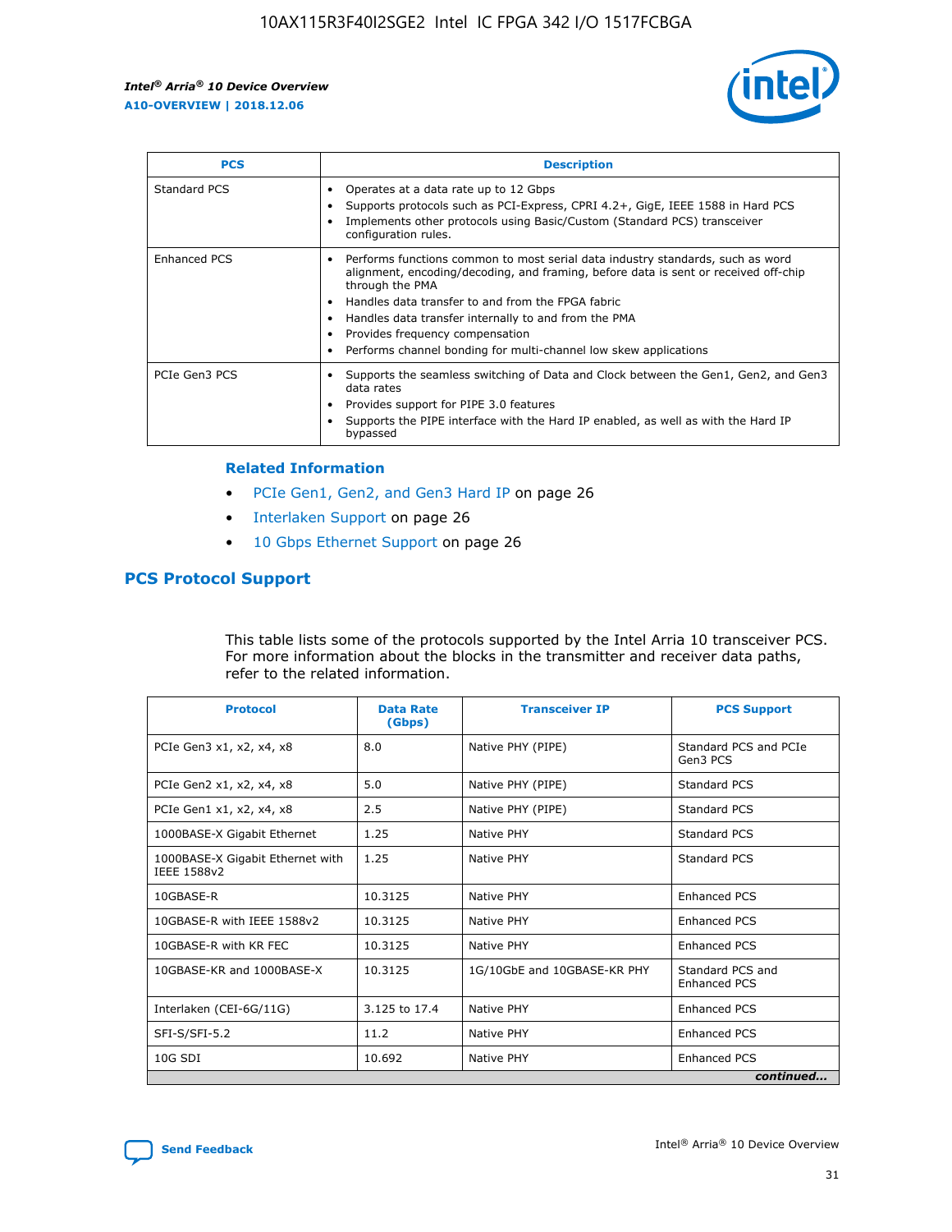| PCS | Description |
| --- | --- |
| Standard PCS | • Operates at a data rate up to 12 Gbps<br>• Supports protocols such as PCI-Express, CPRI 4.2+, GigE, IEEE 1588 in Hard PCS<br>• Implements other protocols using Basic/Custom (Standard PCS) transceiver configuration rules. |
| Enhanced PCS | • Performs functions common to most serial data industry standards, such as word alignment, encoding/decoding, and framing, before data is sent or received off-chip through the PMA<br>• Handles data transfer to and from the FPGA fabric<br>• Handles data transfer internally to and from the PMA<br>• Provides frequency compensation<br>• Performs channel bonding for multi-channel low skew applications |
| PCIe Gen3 PCS | • Supports the seamless switching of Data and Clock between the Gen1, Gen2, and Gen3 data rates<br>• Provides support for PIPE 3.0 features<br>• Supports the PIPE interface with the Hard IP enabled, as well as with the Hard IP bypassed |

**Related Information**

- PCIe Gen1, Gen2, and Gen3 Hard IP on page 26
- Interlaken Support on page 26
- 10 Gbps Ethernet Support on page 26

## PCS Protocol Support

This table lists some of the protocols supported by the Intel Arria 10 transceiver PCS. For more information about the blocks in the transmitter and receiver data paths, refer to the related information.

| Protocol | Data Rate (Gbps) | Transceiver IP | PCS Support |
| --- | --- | --- | --- |
| PCIe Gen3 x1, x2, x4, x8 | 8.0 | Native PHY (PIPE) | Standard PCS and PCIe Gen3 PCS |
| PCIe Gen2 x1, x2, x4, x8 | 5.0 | Native PHY (PIPE) | Standard PCS |
| PCIe Gen1 x1, x2, x4, x8 | 2.5 | Native PHY (PIPE) | Standard PCS |
| 1000BASE-X Gigabit Ethernet | 1.25 | Native PHY | Standard PCS |
| 1000BASE-X Gigabit Ethernet with IEEE 1588v2 | 1.25 | Native PHY | Standard PCS |
| 10GBASE-R | 10.3125 | Native PHY | Enhanced PCS |
| 10GBASE-R with IEEE 1588v2 | 10.3125 | Native PHY | Enhanced PCS |
| 10GBASE-R with KR FEC | 10.3125 | Native PHY | Enhanced PCS |
| 10GBASE-KR and 1000BASE-X | 10.3125 | 1G/10GbE and 10GBASE-KR PHY | Standard PCS and Enhanced PCS |
| Interlaken (CEI-6G/11G) | 3.125 to 17.4 | Native PHY | Enhanced PCS |
| SFI-S/SFI-5.2 | 11.2 | Native PHY | Enhanced PCS |
| 10G SDI | 10.692 | Native PHY | Enhanced PCS |

*continued...*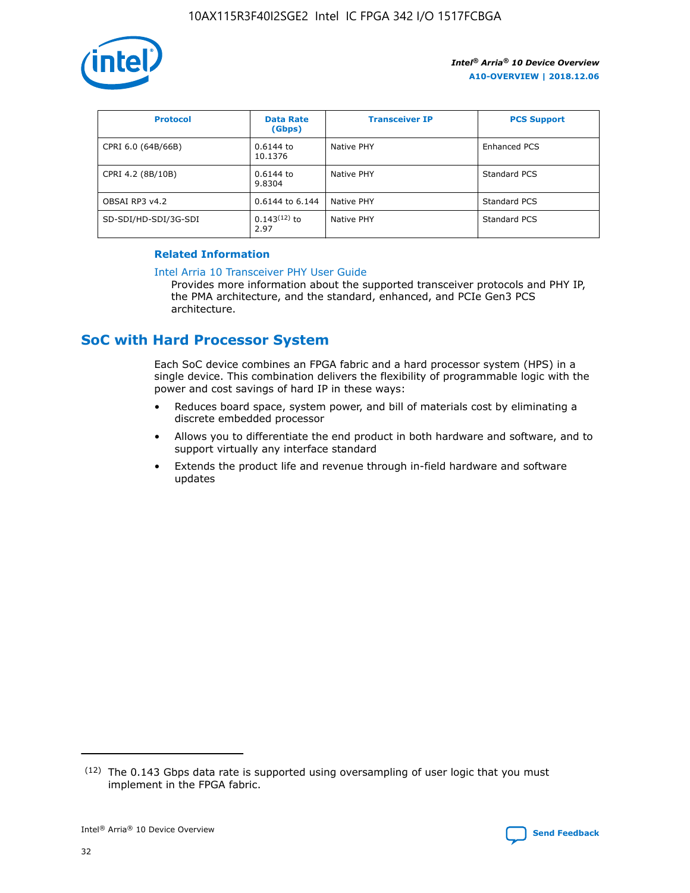| Protocol | Data Rate (Gbps) | Transceiver IP | PCS Support |
| --- | --- | --- | --- |
| CPRI 6.0 (64B/66B) | 0.6144 to 10.1376 | Native PHY | Enhanced PCS |
| CPRI 4.2 (8B/10B) | 0.6144 to 9.8304 | Native PHY | Standard PCS |
| OBSAI RP3 v4.2 | 0.6144 to 6.144 | Native PHY | Standard PCS |
| SD-SDI/HD-SDI/3G-SDI | 0.143[12] to 2.97 | Native PHY | Standard PCS |

**Related Information**

Intel Arria 10 Transceiver PHY User Guide
Provides more information about the supported transceiver protocols and PHY IP, the PMA architecture, and the standard, enhanced, and PCIe Gen3 PCS architecture.

## SoC with Hard Processor System

Each SoC device combines an FPGA fabric and a hard processor system (HPS) in a single device. This combination delivers the flexibility of programmable logic with the power and cost savings of hard IP in these ways:

- Reduces board space, system power, and bill of materials cost by eliminating a discrete embedded processor
- Allows you to differentiate the end product in both hardware and software, and to support virtually any interface standard
- Extends the product life and revenue through in-field hardware and software updates

[12] The 0.143 Gbps data rate is supported using oversampling of user logic that you must implement in the FPGA fabric.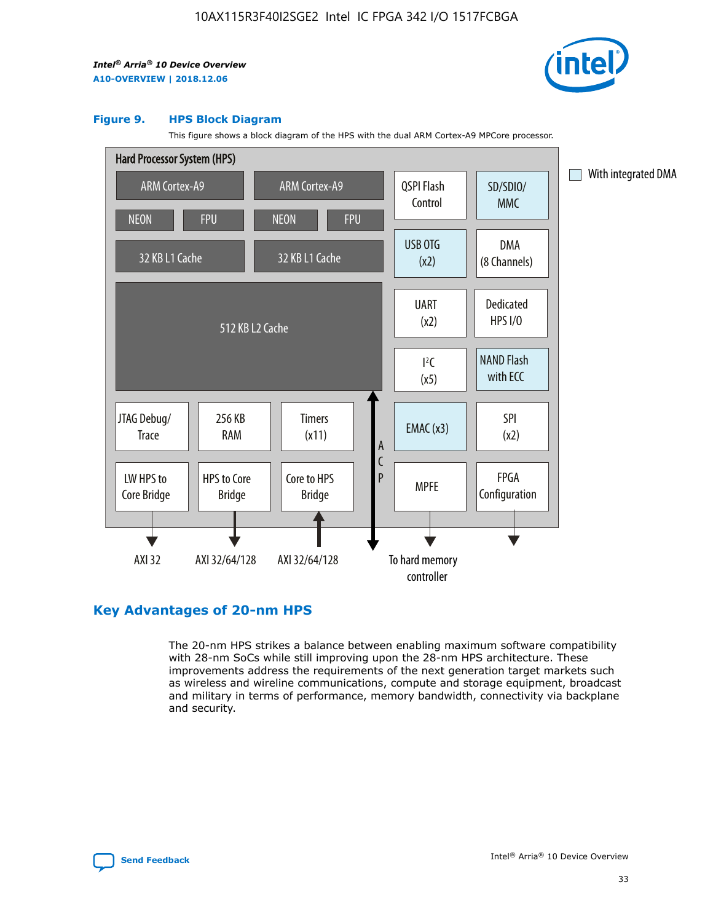**Figure 9. HPS Block Diagram**

This figure shows a block diagram of the HPS with the dual ARM Cortex-A9 MPCore processor.

Hard Processor System (HPS)

ARM Cortex-A9 | ARM Cortex-A9 | QSPI Flash Control | SD/SDIO/MMC | With integrated DMA

NEON | FPU | NEON | FPU | USB OTG (x2) | DMA (8 Channels)

32 KB L1 Cache | 32 KB L1 Cache | UART (x2) | Dedicated HPS I/O

512 KB L2 Cache | I²C (x5) | NAND Flash with ECC

JTAG Debug/Trace | 256 KB RAM | Timers (x11) | ACP | EMAC (x3) | SPI (x2)

LW HPS to Core Bridge | HPS to Core Bridge | Core to HPS Bridge | MPFE | FPGA Configuration

AXI 32 | AXI 32/64/128 | AXI 32/64/128 | To hard memory controller

## Key Advantages of 20-nm HPS

The 20-nm HPS strikes a balance between enabling maximum software compatibility with 28-nm SoCs while still improving upon the 28-nm HPS architecture. These improvements address the requirements of the next generation target markets such as wireless and wireline communications, compute and storage equipment, broadcast and military in terms of performance, memory bandwidth, connectivity via backplane and security.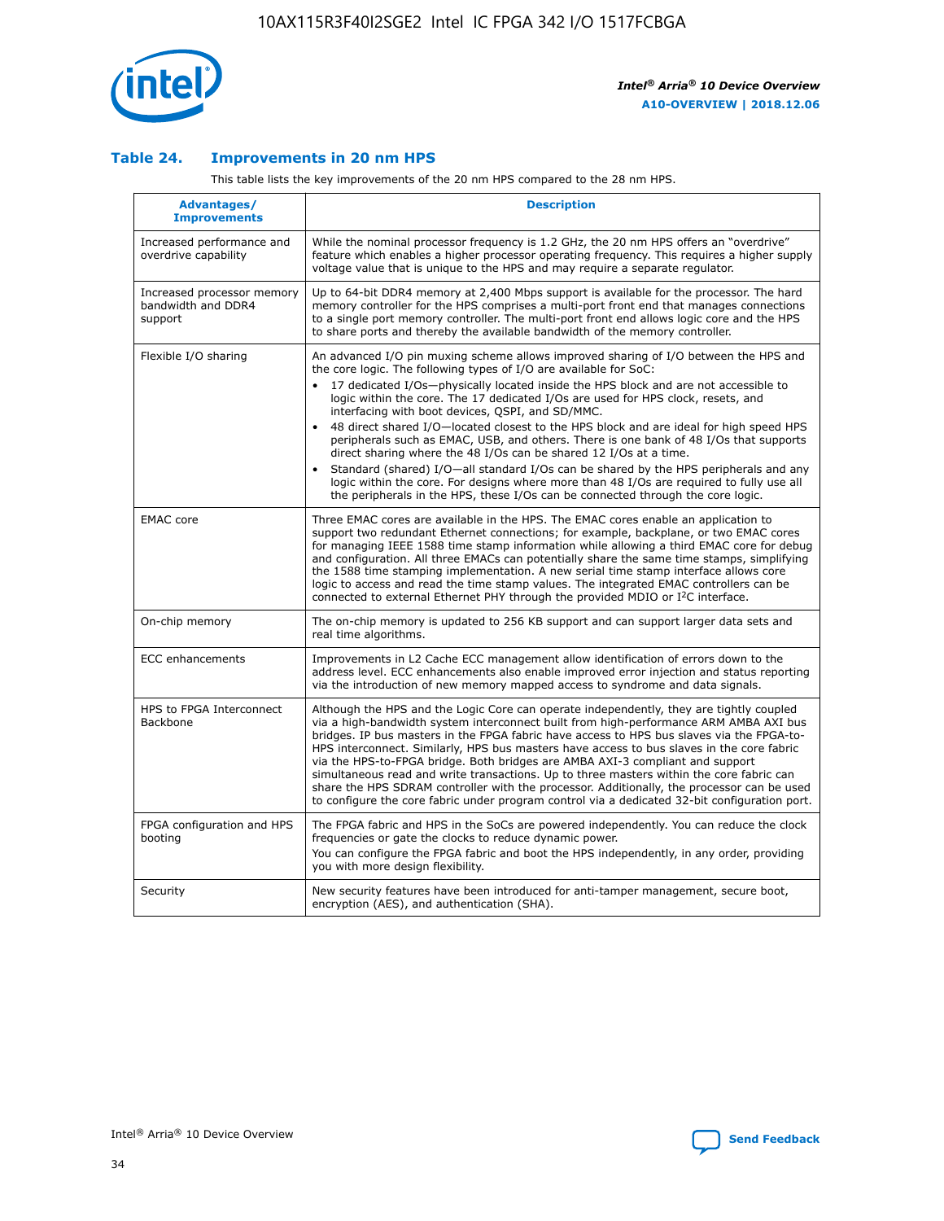### Table 24. Improvements in 20 nm HPS

This table lists the key improvements of the 20 nm HPS compared to the 28 nm HPS.

| Advantages/ Improvements | Description |
|---|---|
| Increased performance and overdrive capability | While the nominal processor frequency is 1.2 GHz, the 20 nm HPS offers an "overdrive" feature which enables a higher processor operating frequency. This requires a higher supply voltage value that is unique to the HPS and may require a separate regulator. |
| Increased processor memory bandwidth and DDR4 support | Up to 64-bit DDR4 memory at 2,400 Mbps support is available for the processor. The hard memory controller for the HPS comprises a multi-port front end that manages connections to a single port memory controller. The multi-port front end allows logic core and the HPS to share ports and thereby the available bandwidth of the memory controller. |
| Flexible I/O sharing | An advanced I/O pin muxing scheme allows improved sharing of I/O between the HPS and the core logic. The following types of I/O are available for SoC: <br>• 17 dedicated I/Os—physically located inside the HPS block and are not accessible to logic within the core. The 17 dedicated I/Os are used for HPS clock, resets, and interfacing with boot devices, QSPI, and SD/MMC. <br>• 48 direct shared I/O—located closest to the HPS block and are ideal for high speed HPS peripherals such as EMAC, USB, and others. There is one bank of 48 I/Os that supports direct sharing where the 48 I/Os can be shared 12 I/Os at a time. <br>• Standard (shared) I/O—all standard I/Os can be shared by the HPS peripherals and any logic within the core. For designs where more than 48 I/Os are required to fully use all the peripherals in the HPS, these I/Os can be connected through the core logic. |
| EMAC core | Three EMAC cores are available in the HPS. The EMAC cores enable an application to support two redundant Ethernet connections; for example, backplane, or two EMAC cores for managing IEEE 1588 time stamp information while allowing a third EMAC core for debug and configuration. All three EMACs can potentially share the same time stamps, simplifying the 1588 time stamping implementation. A new serial time stamp interface allows core logic to access and read the time stamp values. The integrated EMAC controllers can be connected to external Ethernet PHY through the provided MDIO or I²C interface. |
| On-chip memory | The on-chip memory is updated to 256 KB support and can support larger data sets and real time algorithms. |
| ECC enhancements | Improvements in L2 Cache ECC management allow identification of errors down to the address level. ECC enhancements also enable improved error injection and status reporting via the introduction of new memory mapped access to syndrome and data signals. |
| HPS to FPGA Interconnect Backbone | Although the HPS and the Logic Core can operate independently, they are tightly coupled via a high-bandwidth system interconnect built from high-performance ARM AMBA AXI bus bridges. IP bus masters in the FPGA fabric have access to HPS bus slaves via the FPGA-to-HPS interconnect. Similarly, HPS bus masters have access to bus slaves in the core fabric via the HPS-to-FPGA bridge. Both bridges are AMBA AXI-3 compliant and support simultaneous read and write transactions. Up to three masters within the core fabric can share the HPS SDRAM controller with the processor. Additionally, the processor can be used to configure the core fabric under program control via a dedicated 32-bit configuration port. |
| FPGA configuration and HPS booting | The FPGA fabric and HPS in the SoCs are powered independently. You can reduce the clock frequencies or gate the clocks to reduce dynamic power. <br>You can configure the FPGA fabric and boot the HPS independently, in any order, providing you with more design flexibility. |
| Security | New security features have been introduced for anti-tamper management, secure boot, encryption (AES), and authentication (SHA). |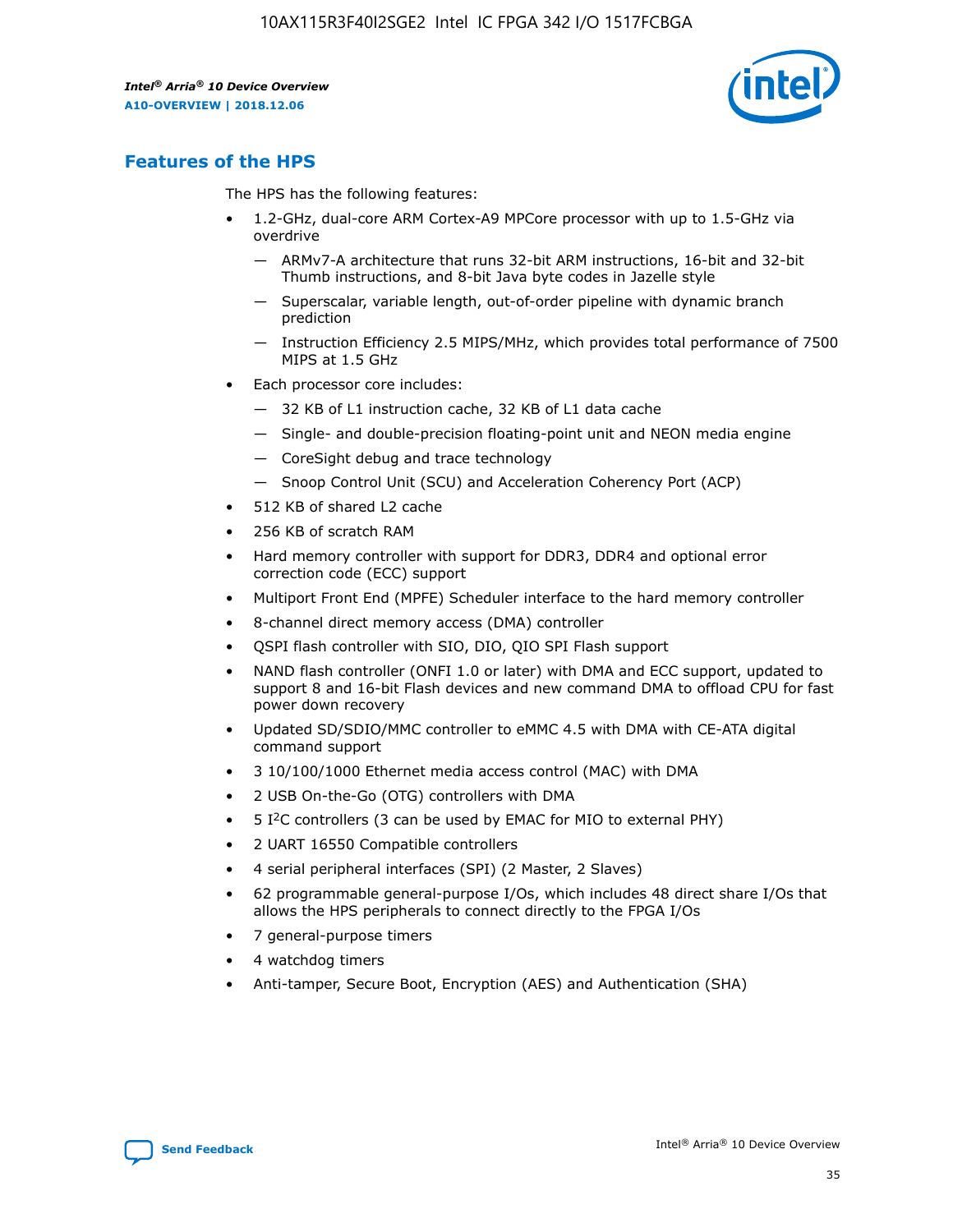## Features of the HPS

The HPS has the following features:

- 1.2-GHz, dual-core ARM Cortex-A9 MPCore processor with up to 1.5-GHz via overdrive
  - — ARMv7-A architecture that runs 32-bit ARM instructions, 16-bit and 32-bit Thumb instructions, and 8-bit Java byte codes in Jazelle style
  - — Superscalar, variable length, out-of-order pipeline with dynamic branch prediction
  - — Instruction Efficiency 2.5 MIPS/MHz, which provides total performance of 7500 MIPS at 1.5 GHz
- Each processor core includes:
  - — 32 KB of L1 instruction cache, 32 KB of L1 data cache
  - — Single- and double-precision floating-point unit and NEON media engine
  - — CoreSight debug and trace technology
  - — Snoop Control Unit (SCU) and Acceleration Coherency Port (ACP)
- 512 KB of shared L2 cache
- 256 KB of scratch RAM
- Hard memory controller with support for DDR3, DDR4 and optional error correction code (ECC) support
- Multiport Front End (MPFE) Scheduler interface to the hard memory controller
- 8-channel direct memory access (DMA) controller
- QSPI flash controller with SIO, DIO, QIO SPI Flash support
- NAND flash controller (ONFI 1.0 or later) with DMA and ECC support, updated to support 8 and 16-bit Flash devices and new command DMA to offload CPU for fast power down recovery
- Updated SD/SDIO/MMC controller to eMMC 4.5 with DMA with CE-ATA digital command support
- 3 10/100/1000 Ethernet media access control (MAC) with DMA
- 2 USB On-the-Go (OTG) controllers with DMA
- 5 I²C controllers (3 can be used by EMAC for MIO to external PHY)
- 2 UART 16550 Compatible controllers
- 4 serial peripheral interfaces (SPI) (2 Master, 2 Slaves)
- 62 programmable general-purpose I/Os, which includes 48 direct share I/Os that allows the HPS peripherals to connect directly to the FPGA I/Os
- 7 general-purpose timers
- 4 watchdog timers
- Anti-tamper, Secure Boot, Encryption (AES) and Authentication (SHA)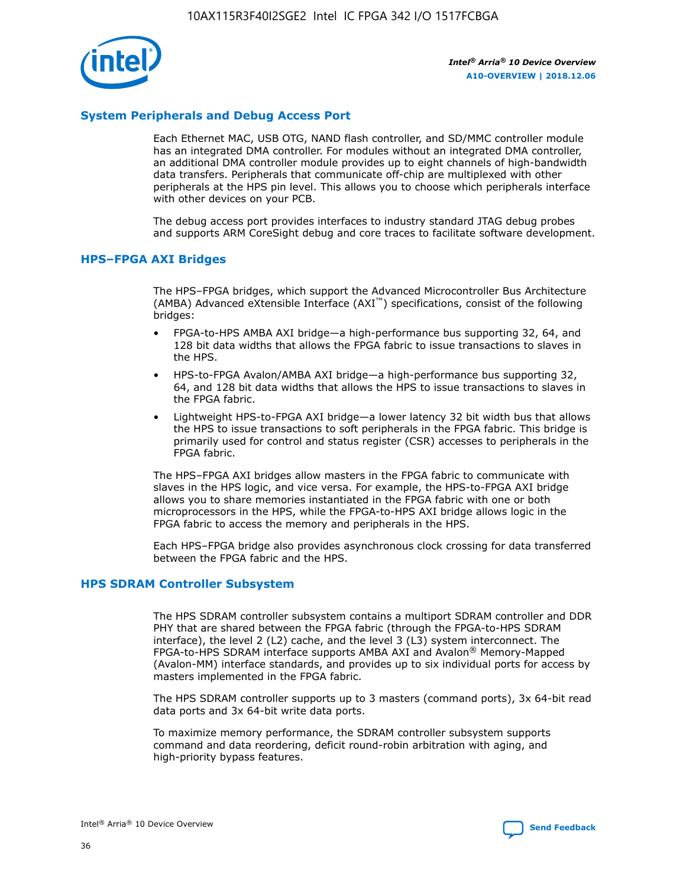## System Peripherals and Debug Access Port

Each Ethernet MAC, USB OTG, NAND flash controller, and SD/MMC controller module has an integrated DMA controller. For modules without an integrated DMA controller, an additional DMA controller module provides up to eight channels of high-bandwidth data transfers. Peripherals that communicate off-chip are multiplexed with other peripherals at the HPS pin level. This allows you to choose which peripherals interface with other devices on your PCB.

The debug access port provides interfaces to industry standard JTAG debug probes and supports ARM CoreSight debug and core traces to facilitate software development.

## HPS–FPGA AXI Bridges

The HPS–FPGA bridges, which support the Advanced Microcontroller Bus Architecture (AMBA) Advanced eXtensible Interface (AXI™) specifications, consist of the following bridges:

- FPGA-to-HPS AMBA AXI bridge—a high-performance bus supporting 32, 64, and 128 bit data widths that allows the FPGA fabric to issue transactions to slaves in the HPS.
- HPS-to-FPGA Avalon/AMBA AXI bridge—a high-performance bus supporting 32, 64, and 128 bit data widths that allows the HPS to issue transactions to slaves in the FPGA fabric.
- Lightweight HPS-to-FPGA AXI bridge—a lower latency 32 bit width bus that allows the HPS to issue transactions to soft peripherals in the FPGA fabric. This bridge is primarily used for control and status register (CSR) accesses to peripherals in the FPGA fabric.

The HPS–FPGA AXI bridges allow masters in the FPGA fabric to communicate with slaves in the HPS logic, and vice versa. For example, the HPS-to-FPGA AXI bridge allows you to share memories instantiated in the FPGA fabric with one or both microprocessors in the HPS, while the FPGA-to-HPS AXI bridge allows logic in the FPGA fabric to access the memory and peripherals in the HPS.

Each HPS–FPGA bridge also provides asynchronous clock crossing for data transferred between the FPGA fabric and the HPS.

## HPS SDRAM Controller Subsystem

The HPS SDRAM controller subsystem contains a multiport SDRAM controller and DDR PHY that are shared between the FPGA fabric (through the FPGA-to-HPS SDRAM interface), the level 2 (L2) cache, and the level 3 (L3) system interconnect. The FPGA-to-HPS SDRAM interface supports AMBA AXI and Avalon® Memory-Mapped (Avalon-MM) interface standards, and provides up to six individual ports for access by masters implemented in the FPGA fabric.

The HPS SDRAM controller supports up to 3 masters (command ports), 3x 64-bit read data ports and 3x 64-bit write data ports.

To maximize memory performance, the SDRAM controller subsystem supports command and data reordering, deficit round-robin arbitration with aging, and high-priority bypass features.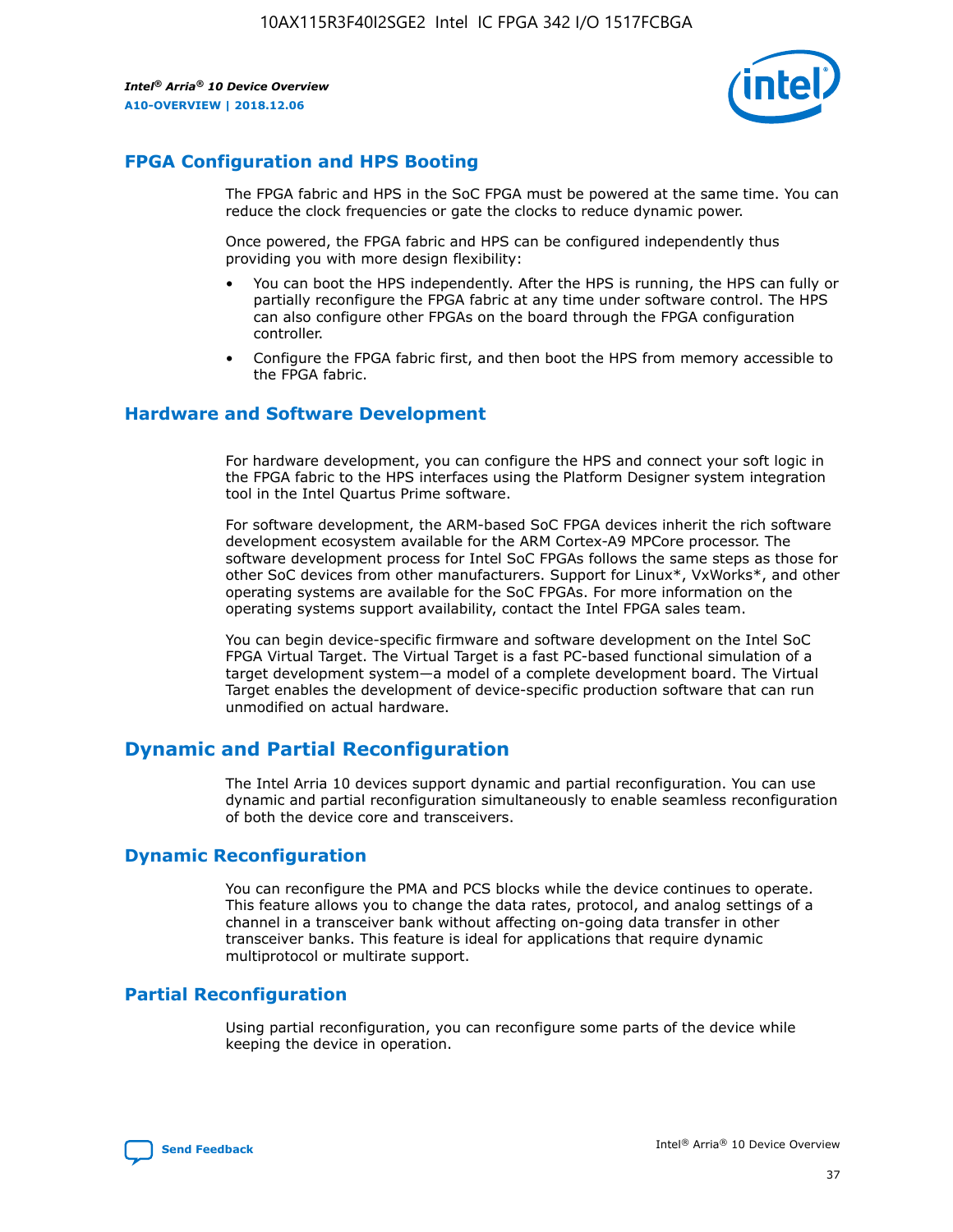## FPGA Configuration and HPS Booting

The FPGA fabric and HPS in the SoC FPGA must be powered at the same time. You can reduce the clock frequencies or gate the clocks to reduce dynamic power.

Once powered, the FPGA fabric and HPS can be configured independently thus providing you with more design flexibility:

- You can boot the HPS independently. After the HPS is running, the HPS can fully or partially reconfigure the FPGA fabric at any time under software control. The HPS can also configure other FPGAs on the board through the FPGA configuration controller.
- Configure the FPGA fabric first, and then boot the HPS from memory accessible to the FPGA fabric.

## Hardware and Software Development

For hardware development, you can configure the HPS and connect your soft logic in the FPGA fabric to the HPS interfaces using the Platform Designer system integration tool in the Intel Quartus Prime software.

For software development, the ARM-based SoC FPGA devices inherit the rich software development ecosystem available for the ARM Cortex-A9 MPCore processor. The software development process for Intel SoC FPGAs follows the same steps as those for other SoC devices from other manufacturers. Support for Linux*, VxWorks*, and other operating systems are available for the SoC FPGAs. For more information on the operating systems support availability, contact the Intel FPGA sales team.

You can begin device-specific firmware and software development on the Intel SoC FPGA Virtual Target. The Virtual Target is a fast PC-based functional simulation of a target development system—a model of a complete development board. The Virtual Target enables the development of device-specific production software that can run unmodified on actual hardware.

# Dynamic and Partial Reconfiguration

The Intel Arria 10 devices support dynamic and partial reconfiguration. You can use dynamic and partial reconfiguration simultaneously to enable seamless reconfiguration of both the device core and transceivers.

## Dynamic Reconfiguration

You can reconfigure the PMA and PCS blocks while the device continues to operate. This feature allows you to change the data rates, protocol, and analog settings of a channel in a transceiver bank without affecting on-going data transfer in other transceiver banks. This feature is ideal for applications that require dynamic multiprotocol or multirate support.

## Partial Reconfiguration

Using partial reconfiguration, you can reconfigure some parts of the device while keeping the device in operation.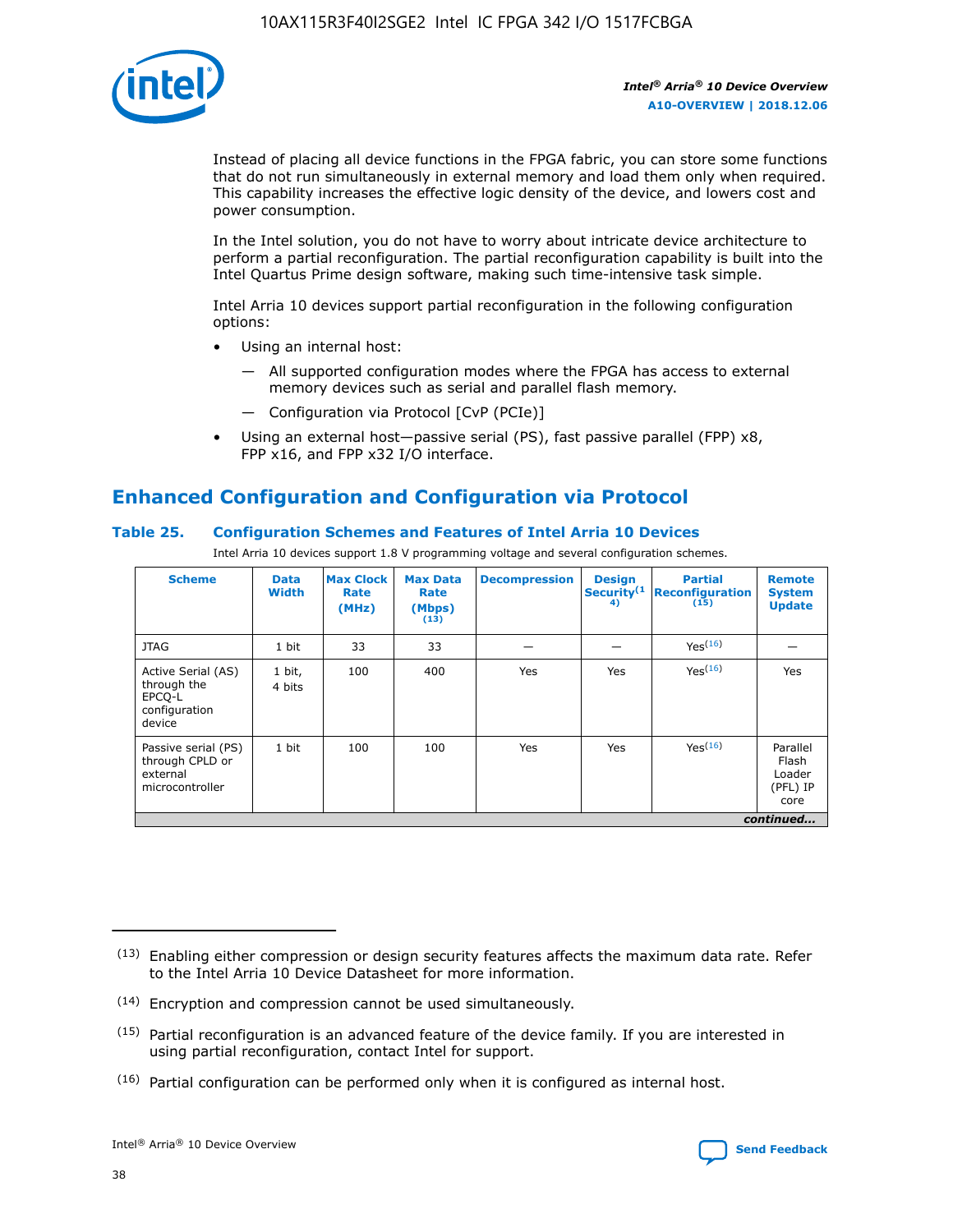Instead of placing all device functions in the FPGA fabric, you can store some functions that do not run simultaneously in external memory and load them only when required. This capability increases the effective logic density of the device, and lowers cost and power consumption.

In the Intel solution, you do not have to worry about intricate device architecture to perform a partial reconfiguration. The partial reconfiguration capability is built into the Intel Quartus Prime design software, making such time-intensive task simple.

Intel Arria 10 devices support partial reconfiguration in the following configuration options:

- Using an internal host:
  - All supported configuration modes where the FPGA has access to external memory devices such as serial and parallel flash memory.
  - Configuration via Protocol [CvP (PCIe)]
- Using an external host—passive serial (PS), fast passive parallel (FPP) x8, FPP x16, and FPP x32 I/O interface.

## Enhanced Configuration and Configuration via Protocol

### Table 25. Configuration Schemes and Features of Intel Arria 10 Devices

Intel Arria 10 devices support 1.8 V programming voltage and several configuration schemes.

| Scheme | Data Width | Max Clock Rate (MHz) | Max Data Rate (Mbps) (13) | Decompression | Design Security (14) | Partial Reconfiguration (15) | Remote System Update |
|---|---|---|---|---|---|---|---|
| JTAG | 1 bit | 33 | 33 | — | — | Yes (16) | — |
| Active Serial (AS) through the EPCQ-L configuration device | 1 bit, 4 bits | 100 | 400 | Yes | Yes | Yes (16) | Yes |
| Passive serial (PS) through CPLD or external microcontroller | 1 bit | 100 | 100 | Yes | Yes | Yes (16) | Parallel Flash Loader (PFL) IP core |

*continued...*

(13) Enabling either compression or design security features affects the maximum data rate. Refer to the Intel Arria 10 Device Datasheet for more information.

(14) Encryption and compression cannot be used simultaneously.

(15) Partial reconfiguration is an advanced feature of the device family. If you are interested in using partial reconfiguration, contact Intel for support.

(16) Partial configuration can be performed only when it is configured as internal host.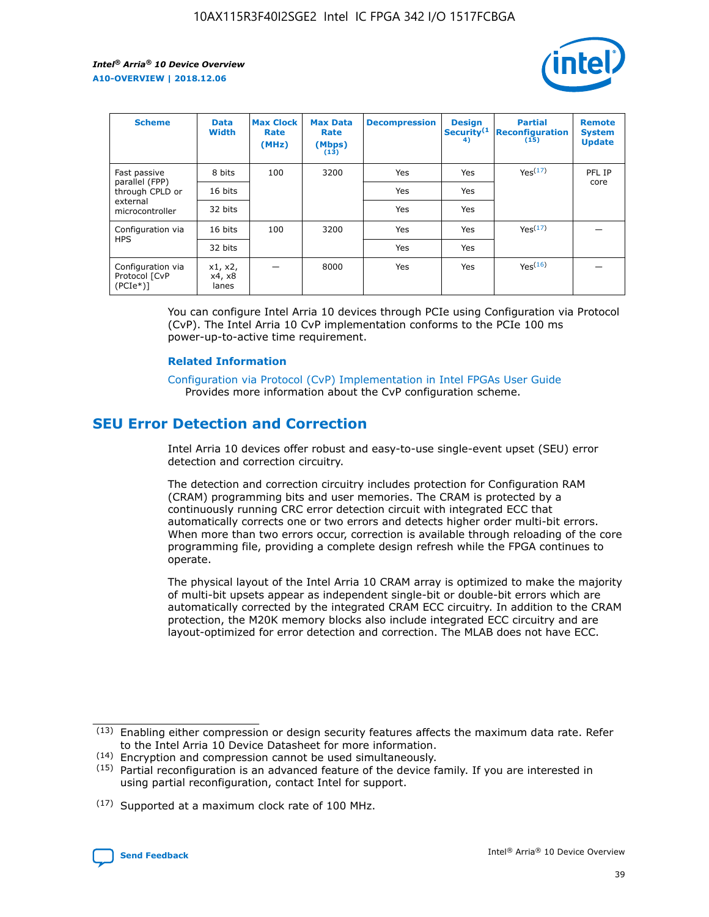| Scheme | Data Width | Max Clock Rate (MHz) | Max Data Rate (Mbps) (13) | Decompression | Design Security(14) | Partial Reconfiguration (15) | Remote System Update |
|---|---|---|---|---|---|---|---|
| Fast passive parallel (FPP) through CPLD or external microcontroller | 8 bits | 100 | 3200 | Yes | Yes | Yes(17) | PFL IP core |
| | 16 bits | | | Yes | Yes | | |
| | 32 bits | | | Yes | Yes | | |
| Configuration via HPS | 16 bits | 100 | 3200 | Yes | Yes | Yes(17) | — |
| | 32 bits | | | Yes | Yes | | |
| Configuration via Protocol [CvP (PCIe*)] | x1, x2, x4, x8 lanes | — | 8000 | Yes | Yes | Yes(16) | — |

You can configure Intel Arria 10 devices through PCIe using Configuration via Protocol (CvP). The Intel Arria 10 CvP implementation conforms to the PCIe 100 ms power-up-to-active time requirement.

### Related Information

Configuration via Protocol (CvP) Implementation in Intel FPGAs User Guide
Provides more information about the CvP configuration scheme.

## SEU Error Detection and Correction

Intel Arria 10 devices offer robust and easy-to-use single-event upset (SEU) error detection and correction circuitry.

The detection and correction circuitry includes protection for Configuration RAM (CRAM) programming bits and user memories. The CRAM is protected by a continuously running CRC error detection circuit with integrated ECC that automatically corrects one or two errors and detects higher order multi-bit errors. When more than two errors occur, correction is available through reloading of the core programming file, providing a complete design refresh while the FPGA continues to operate.

The physical layout of the Intel Arria 10 CRAM array is optimized to make the majority of multi-bit upsets appear as independent single-bit or double-bit errors which are automatically corrected by the integrated CRAM ECC circuitry. In addition to the CRAM protection, the M20K memory blocks also include integrated ECC circuitry and are layout-optimized for error detection and correction. The MLAB does not have ECC.

(13) Enabling either compression or design security features affects the maximum data rate. Refer to the Intel Arria 10 Device Datasheet for more information.

(14) Encryption and compression cannot be used simultaneously.

(15) Partial reconfiguration is an advanced feature of the device family. If you are interested in using partial reconfiguration, contact Intel for support.

(17) Supported at a maximum clock rate of 100 MHz.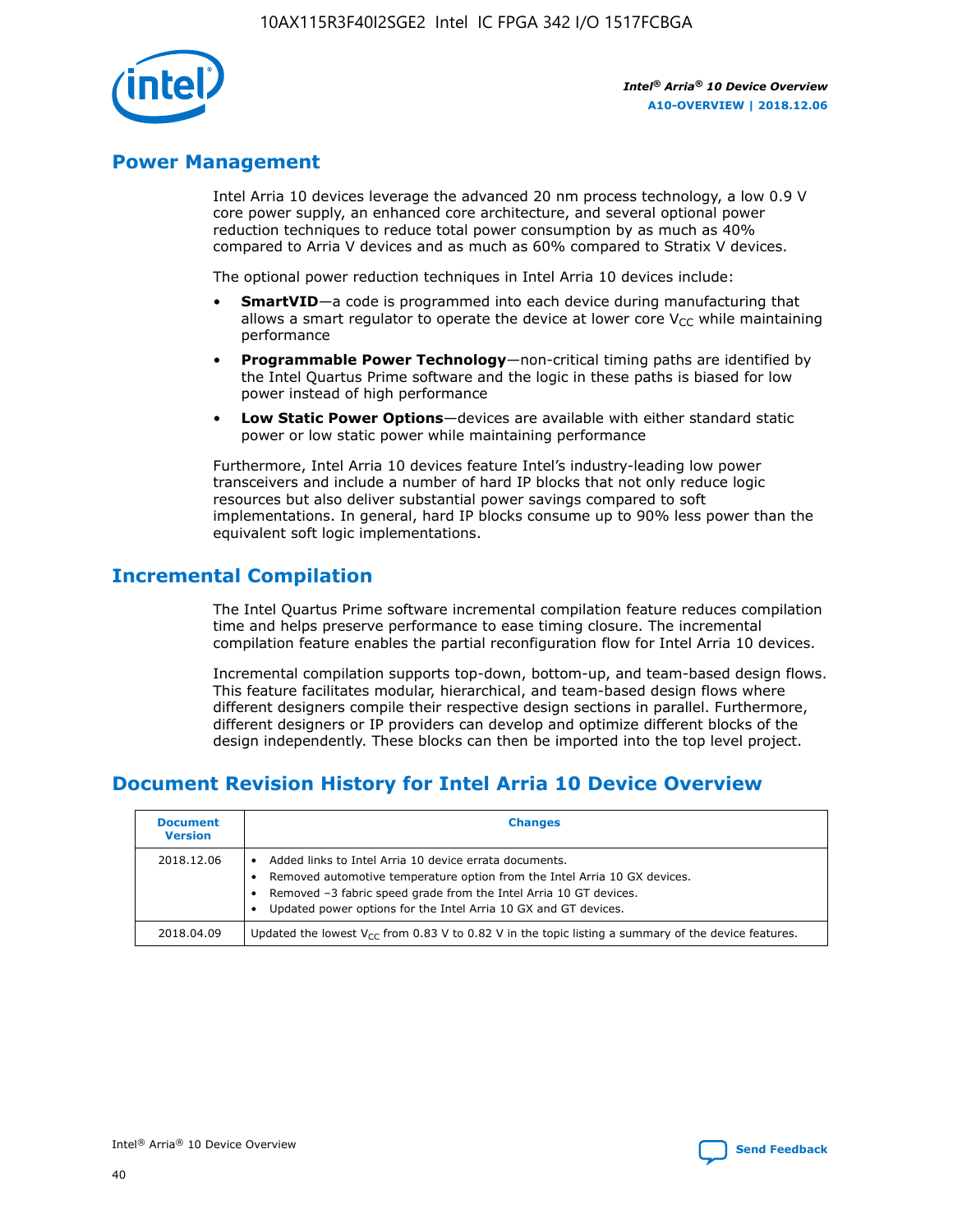## Power Management

Intel Arria 10 devices leverage the advanced 20 nm process technology, a low 0.9 V core power supply, an enhanced core architecture, and several optional power reduction techniques to reduce total power consumption by as much as 40% compared to Arria V devices and as much as 60% compared to Stratix V devices.

The optional power reduction techniques in Intel Arria 10 devices include:

- **SmartVID**—a code is programmed into each device during manufacturing that allows a smart regulator to operate the device at lower core $V_{CC}$ while maintaining performance
- **Programmable Power Technology**—non-critical timing paths are identified by the Intel Quartus Prime software and the logic in these paths is biased for low power instead of high performance
- **Low Static Power Options**—devices are available with either standard static power or low static power while maintaining performance

Furthermore, Intel Arria 10 devices feature Intel's industry-leading low power transceivers and include a number of hard IP blocks that not only reduce logic resources but also deliver substantial power savings compared to soft implementations. In general, hard IP blocks consume up to 90% less power than the equivalent soft logic implementations.

## Incremental Compilation

The Intel Quartus Prime software incremental compilation feature reduces compilation time and helps preserve performance to ease timing closure. The incremental compilation feature enables the partial reconfiguration flow for Intel Arria 10 devices.

Incremental compilation supports top-down, bottom-up, and team-based design flows. This feature facilitates modular, hierarchical, and team-based design flows where different designers compile their respective design sections in parallel. Furthermore, different designers or IP providers can develop and optimize different blocks of the design independently. These blocks can then be imported into the top level project.

## Document Revision History for Intel Arria 10 Device Overview

| Document Version | Changes |
|---|---|
| 2018.12.06 | • Added links to Intel Arria 10 device errata documents.<br>• Removed automotive temperature option from the Intel Arria 10 GX devices.<br>• Removed –3 fabric speed grade from the Intel Arria 10 GT devices.<br>• Updated power options for the Intel Arria 10 GX and GT devices. |
| 2018.04.09 | Updated the lowest $V_{CC}$ from 0.83 V to 0.82 V in the topic listing a summary of the device features. |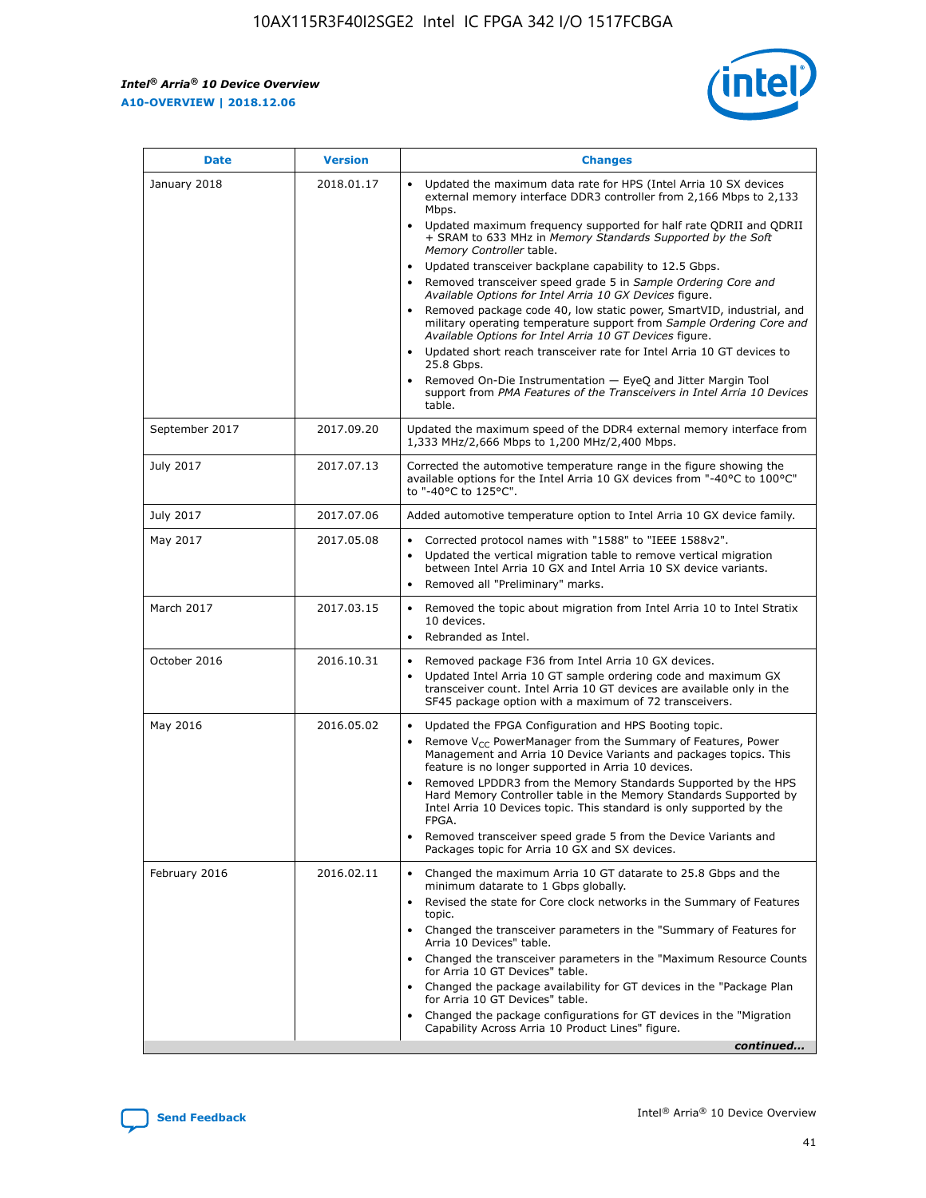| Date | Version | Changes |
| --- | --- | --- |
| January 2018 | 2018.01.17 | • Updated the maximum data rate for HPS (Intel Arria 10 SX devices external memory interface DDR3 controller from 2,166 Mbps to 2,133 Mbps. • Updated maximum frequency supported for half rate QDRII and QDRII + SRAM to 633 MHz in *Memory Standards Supported by the Soft Memory Controller* table. • Updated transceiver backplane capability to 12.5 Gbps. • Removed transceiver speed grade 5 in *Sample Ordering Core and Available Options for Intel Arria 10 GX Devices* figure. • Removed package code 40, low static power, SmartVID, industrial, and military operating temperature support from *Sample Ordering Core and Available Options for Intel Arria 10 GT Devices* figure. • Updated short reach transceiver rate for Intel Arria 10 GT devices to 25.8 Gbps. • Removed On-Die Instrumentation — EyeQ and Jitter Margin Tool support from *PMA Features of the Transceivers in Intel Arria 10 Devices* table. |
| September 2017 | 2017.09.20 | Updated the maximum speed of the DDR4 external memory interface from 1,333 MHz/2,666 Mbps to 1,200 MHz/2,400 Mbps. |
| July 2017 | 2017.07.13 | Corrected the automotive temperature range in the figure showing the available options for the Intel Arria 10 GX devices from "-40°C to 100°C" to "-40°C to 125°C". |
| July 2017 | 2017.07.06 | Added automotive temperature option to Intel Arria 10 GX device family. |
| May 2017 | 2017.05.08 | • Corrected protocol names with "1588" to "IEEE 1588v2". • Updated the vertical migration table to remove vertical migration between Intel Arria 10 GX and Intel Arria 10 SX device variants. • Removed all "Preliminary" marks. |
| March 2017 | 2017.03.15 | • Removed the topic about migration from Intel Arria 10 to Intel Stratix 10 devices. • Rebranded as Intel. |
| October 2016 | 2016.10.31 | • Removed package F36 from Intel Arria 10 GX devices. • Updated Intel Arria 10 GT sample ordering code and maximum GX transceiver count. Intel Arria 10 GT devices are available only in the SF45 package option with a maximum of 72 transceivers. |
| May 2016 | 2016.05.02 | • Updated the FPGA Configuration and HPS Booting topic. • Remove $V_{CC}$ PowerManager from the Summary of Features, Power Management and Arria 10 Device Variants and packages topics. This feature is no longer supported in Arria 10 devices. • Removed LPDDR3 from the Memory Standards Supported by the HPS Hard Memory Controller table in the Memory Standards Supported by Intel Arria 10 Devices topic. This standard is only supported by the FPGA. • Removed transceiver speed grade 5 from the Device Variants and Packages topic for Arria 10 GX and SX devices. |
| February 2016 | 2016.02.11 | • Changed the maximum Arria 10 GT datarate to 25.8 Gbps and the minimum datarate to 1 Gbps globally. • Revised the state for Core clock networks in the Summary of Features topic. • Changed the transceiver parameters in the "Summary of Features for Arria 10 Devices" table. • Changed the transceiver parameters in the "Maximum Resource Counts for Arria 10 GT Devices" table. • Changed the package availability for GT devices in the "Package Plan for Arria 10 GT Devices" table. • Changed the package configurations for GT devices in the "Migration Capability Across Arria 10 Product Lines" figure. |

*continued...*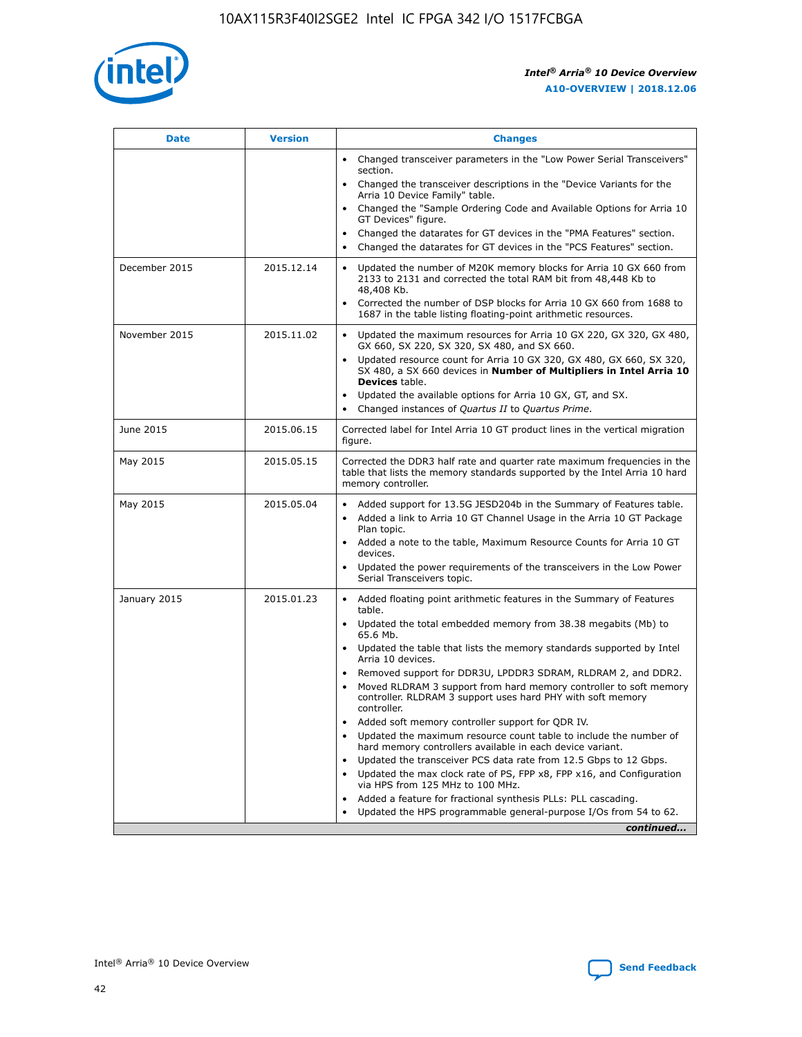| Date | Version | Changes |
| --- | --- | --- |
| | | • Changed transceiver parameters in the "Low Power Serial Transceivers" section.<br>• Changed the transceiver descriptions in the "Device Variants for the Arria 10 Device Family" table.<br>• Changed the "Sample Ordering Code and Available Options for Arria 10 GT Devices" figure.<br>• Changed the datarates for GT devices in the "PMA Features" section.<br>• Changed the datarates for GT devices in the "PCS Features" section. |
| December 2015 | 2015.12.14 | • Updated the number of M20K memory blocks for Arria 10 GX 660 from 2133 to 2131 and corrected the total RAM bit from 48,448 Kb to 48,408 Kb.<br>• Corrected the number of DSP blocks for Arria 10 GX 660 from 1688 to 1687 in the table listing floating-point arithmetic resources. |
| November 2015 | 2015.11.02 | • Updated the maximum resources for Arria 10 GX 220, GX 320, GX 480, GX 660, SX 220, SX 320, SX 480, and SX 660.<br>• Updated resource count for Arria 10 GX 320, GX 480, GX 660, SX 320, SX 480, a SX 660 devices in **Number of Multipliers in Intel Arria 10 Devices** table.<br>• Updated the available options for Arria 10 GX, GT, and SX.<br>• Changed instances of *Quartus II* to *Quartus Prime*. |
| June 2015 | 2015.06.15 | Corrected label for Intel Arria 10 GT product lines in the vertical migration figure. |
| May 2015 | 2015.05.15 | Corrected the DDR3 half rate and quarter rate maximum frequencies in the table that lists the memory standards supported by the Intel Arria 10 hard memory controller. |
| May 2015 | 2015.05.04 | • Added support for 13.5G JESD204b in the Summary of Features table.<br>• Added a link to Arria 10 GT Channel Usage in the Arria 10 GT Package Plan topic.<br>• Added a note to the table, Maximum Resource Counts for Arria 10 GT devices.<br>• Updated the power requirements of the transceivers in the Low Power Serial Transceivers topic. |
| January 2015 | 2015.01.23 | • Added floating point arithmetic features in the Summary of Features table.<br>• Updated the total embedded memory from 38.38 megabits (Mb) to 65.6 Mb.<br>• Updated the table that lists the memory standards supported by Intel Arria 10 devices.<br>• Removed support for DDR3U, LPDDR3 SDRAM, RLDRAM 2, and DDR2.<br>• Moved RLDRAM 3 support from hard memory controller to soft memory controller. RLDRAM 3 support uses hard PHY with soft memory controller.<br>• Added soft memory controller support for QDR IV.<br>• Updated the maximum resource count table to include the number of hard memory controllers available in each device variant.<br>• Updated the transceiver PCS data rate from 12.5 Gbps to 12 Gbps.<br>• Updated the max clock rate of PS, FPP x8, FPP x16, and Configuration via HPS from 125 MHz to 100 MHz.<br>• Added a feature for fractional synthesis PLLs: PLL cascading.<br>• Updated the HPS programmable general-purpose I/Os from 54 to 62. |

*continued...*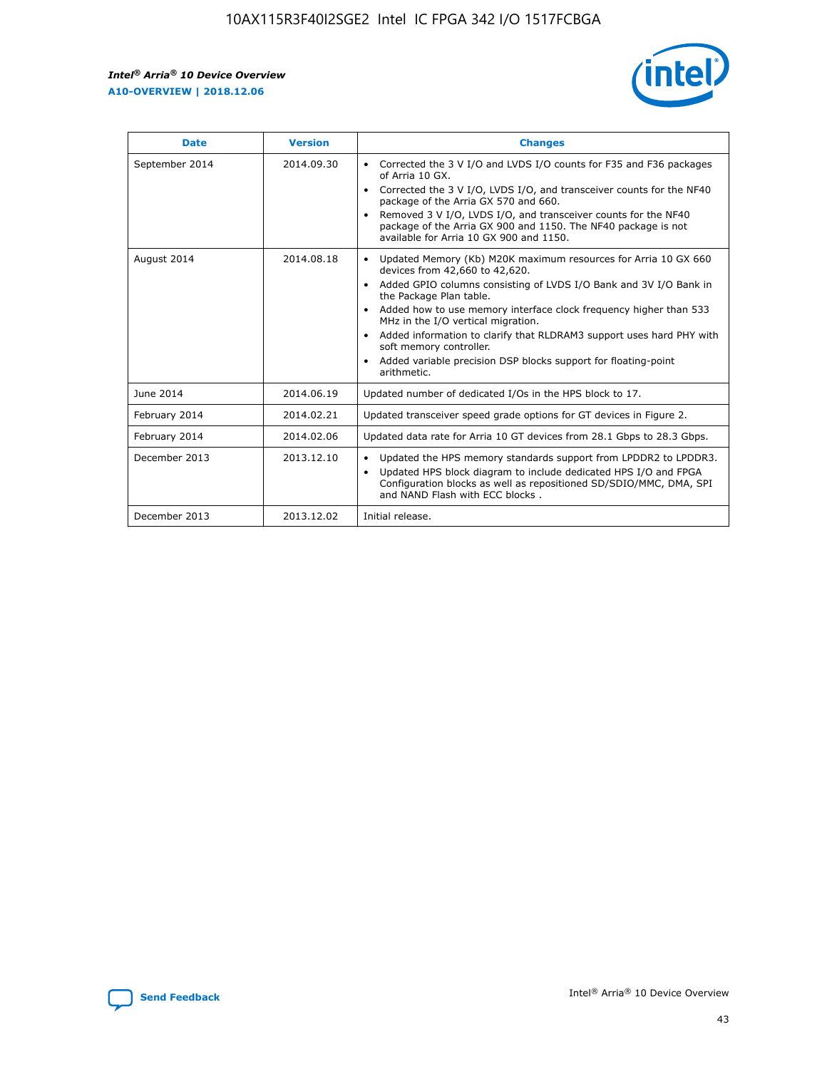| Date | Version | Changes |
| --- | --- | --- |
| September 2014 | 2014.09.30 | • Corrected the 3 V I/O and LVDS I/O counts for F35 and F36 packages of Arria 10 GX.<br>• Corrected the 3 V I/O, LVDS I/O, and transceiver counts for the NF40 package of the Arria GX 570 and 660.<br>• Removed 3 V I/O, LVDS I/O, and transceiver counts for the NF40 package of the Arria GX 900 and 1150. The NF40 package is not available for Arria 10 GX 900 and 1150. |
| August 2014 | 2014.08.18 | • Updated Memory (Kb) M20K maximum resources for Arria 10 GX 660 devices from 42,660 to 42,620.<br>• Added GPIO columns consisting of LVDS I/O Bank and 3V I/O Bank in the Package Plan table.<br>• Added how to use memory interface clock frequency higher than 533 MHz in the I/O vertical migration.<br>• Added information to clarify that RLDRAM3 support uses hard PHY with soft memory controller.<br>• Added variable precision DSP blocks support for floating-point arithmetic. |
| June 2014 | 2014.06.19 | Updated number of dedicated I/Os in the HPS block to 17. |
| February 2014 | 2014.02.21 | Updated transceiver speed grade options for GT devices in Figure 2. |
| February 2014 | 2014.02.06 | Updated data rate for Arria 10 GT devices from 28.1 Gbps to 28.3 Gbps. |
| December 2013 | 2013.12.10 | • Updated the HPS memory standards support from LPDDR2 to LPDDR3.<br>• Updated HPS block diagram to include dedicated HPS I/O and FPGA Configuration blocks as well as repositioned SD/SDIO/MMC, DMA, SPI and NAND Flash with ECC blocks . |
| December 2013 | 2013.12.02 | Initial release. |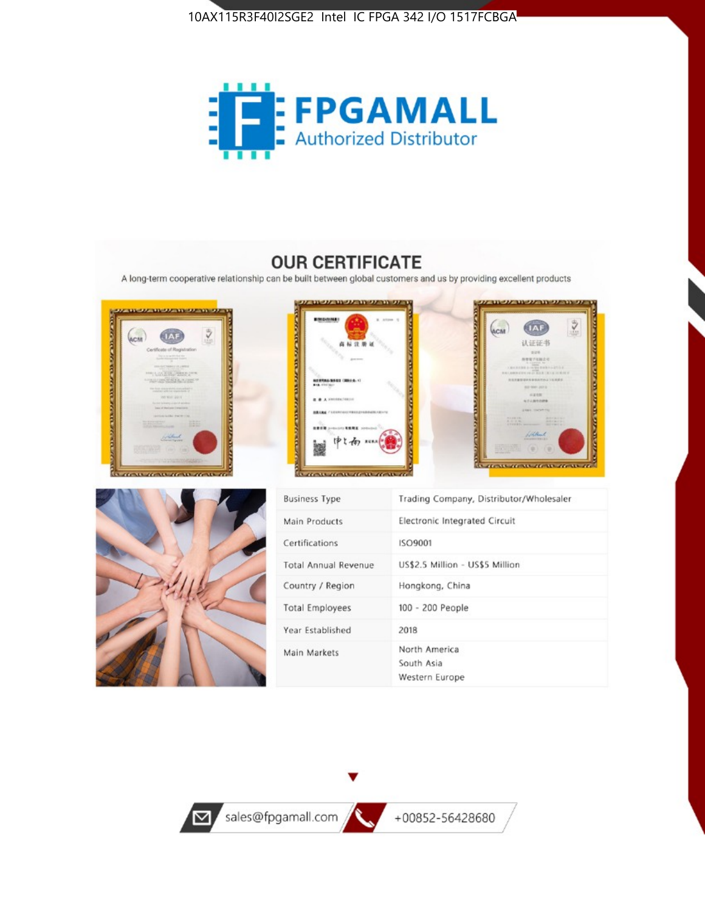FPGAMALL
Authorized Distributor

## OUR CERTIFICATE

A long-term cooperative relationship can be built between global customers and us by providing excellent products

| | |
|---|---|
| Business Type | Trading Company, Distributor/Wholesaler |
| Main Products | Electronic Integrated Circuit |
| Certifications | ISO9001 |
| Total Annual Revenue | US$2.5 Million - US$5 Million |
| Country / Region | Hongkong, China |
| Total Employees | 100 - 200 People |
| Year Established | 2018 |
| Main Markets | North America<br>South Asia<br>Western Europe |

sales@fpgamall.com

+00852-56428680